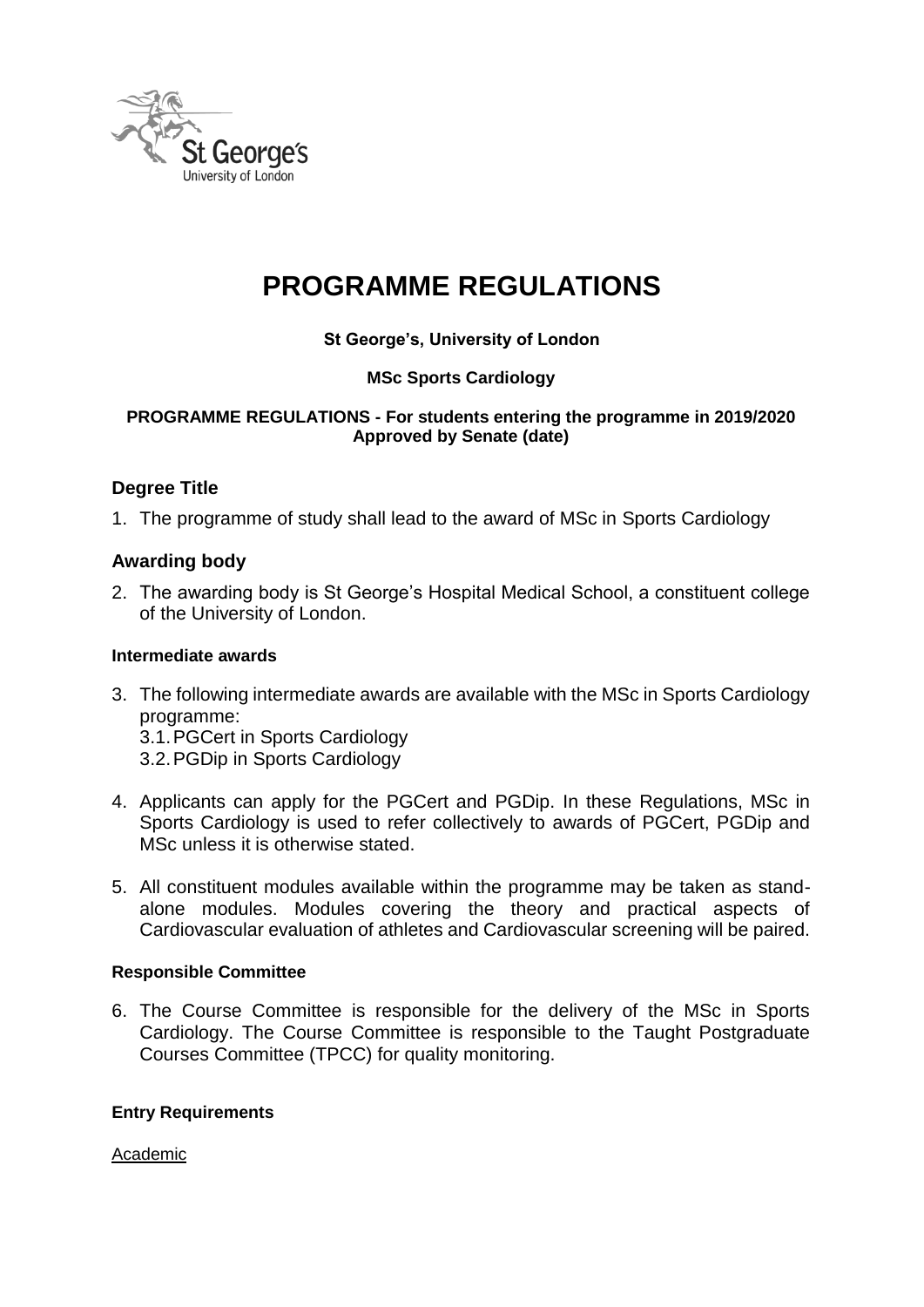# PROGRAMME REGULATIONS

**St George's, University of London**

**MSc Sports Cardiology**

**PROGRAMME REGULATIONS - For students entering the programme in 2019/2020**
**Approved by Senate (date)**

## Degree Title

1. The programme of study shall lead to the award of MSc in Sports Cardiology

## Awarding body

2. The awarding body is St George's Hospital Medical School, a constituent college of the University of London.

### Intermediate awards

3. The following intermediate awards are available with the MSc in Sports Cardiology programme:
   3.1. PGCert in Sports Cardiology
   3.2. PGDip in Sports Cardiology

4. Applicants can apply for the PGCert and PGDip. In these Regulations, MSc in Sports Cardiology is used to refer collectively to awards of PGCert, PGDip and MSc unless it is otherwise stated.

5. All constituent modules available within the programme may be taken as stand-alone modules. Modules covering the theory and practical aspects of Cardiovascular evaluation of athletes and Cardiovascular screening will be paired.

### Responsible Committee

6. The Course Committee is responsible for the delivery of the MSc in Sports Cardiology. The Course Committee is responsible to the Taught Postgraduate Courses Committee (TPCC) for quality monitoring.

### Entry Requirements

Academic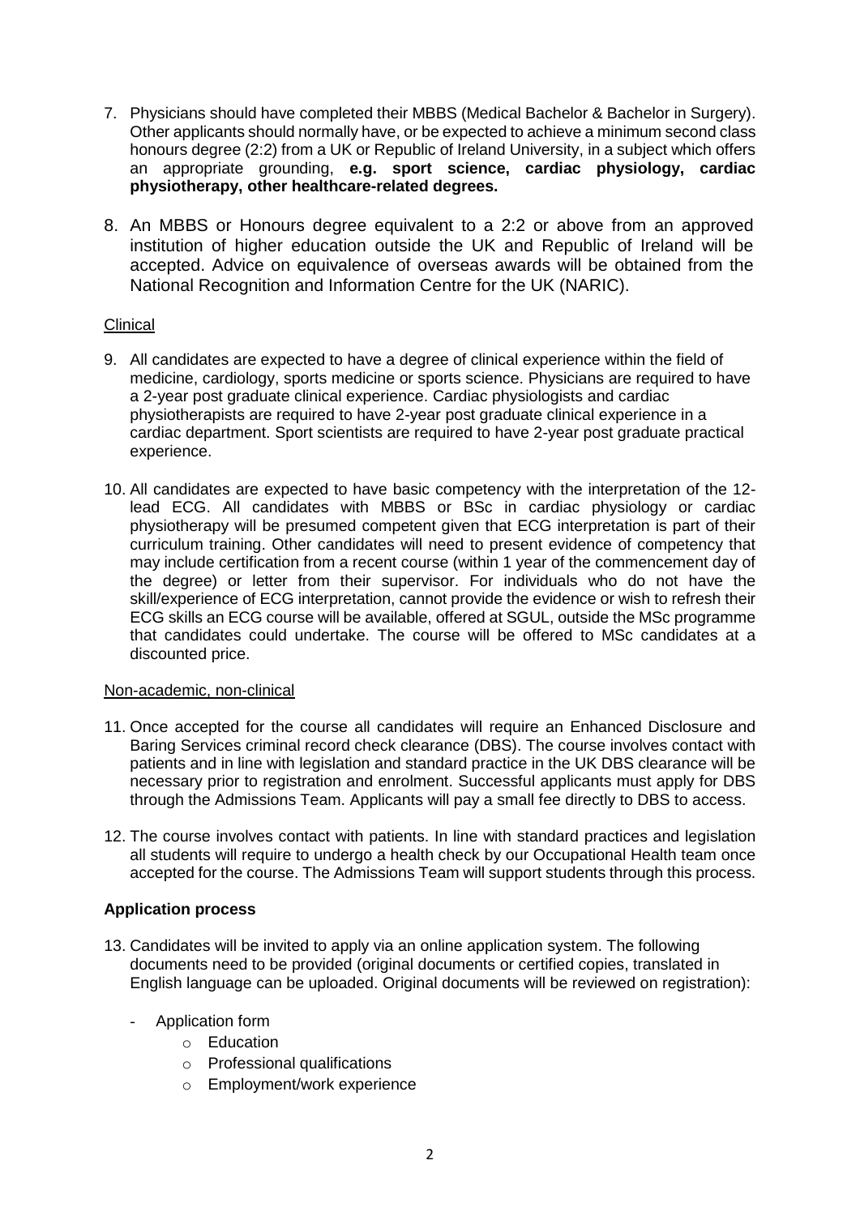7. Physicians should have completed their MBBS (Medical Bachelor & Bachelor in Surgery). Other applicants should normally have, or be expected to achieve a minimum second class honours degree (2:2) from a UK or Republic of Ireland University, in a subject which offers an appropriate grounding, **e.g. sport science, cardiac physiology, cardiac physiotherapy, other healthcare-related degrees.**

8. An MBBS or Honours degree equivalent to a 2:2 or above from an approved institution of higher education outside the UK and Republic of Ireland will be accepted. Advice on equivalence of overseas awards will be obtained from the National Recognition and Information Centre for the UK (NARIC).

<u>Clinical</u>

9. All candidates are expected to have a degree of clinical experience within the field of medicine, cardiology, sports medicine or sports science. Physicians are required to have a 2-year post graduate clinical experience. Cardiac physiologists and cardiac physiotherapists are required to have 2-year post graduate clinical experience in a cardiac department. Sport scientists are required to have 2-year post graduate practical experience.

10. All candidates are expected to have basic competency with the interpretation of the 12-lead ECG. All candidates with MBBS or BSc in cardiac physiology or cardiac physiotherapy will be presumed competent given that ECG interpretation is part of their curriculum training. Other candidates will need to present evidence of competency that may include certification from a recent course (within 1 year of the commencement day of the degree) or letter from their supervisor. For individuals who do not have the skill/experience of ECG interpretation, cannot provide the evidence or wish to refresh their ECG skills an ECG course will be available, offered at SGUL, outside the MSc programme that candidates could undertake. The course will be offered to MSc candidates at a discounted price.

<u>Non-academic, non-clinical</u>

11. Once accepted for the course all candidates will require an Enhanced Disclosure and Baring Services criminal record check clearance (DBS). The course involves contact with patients and in line with legislation and standard practice in the UK DBS clearance will be necessary prior to registration and enrolment. Successful applicants must apply for DBS through the Admissions Team. Applicants will pay a small fee directly to DBS to access.

12. The course involves contact with patients. In line with standard practices and legislation all students will require to undergo a health check by our Occupational Health team once accepted for the course. The Admissions Team will support students through this process.

**Application process**

13. Candidates will be invited to apply via an online application system. The following documents need to be provided (original documents or certified copies, translated in English language can be uploaded. Original documents will be reviewed on registration):

    - Application form
        - Education
        - Professional qualifications
        - Employment/work experience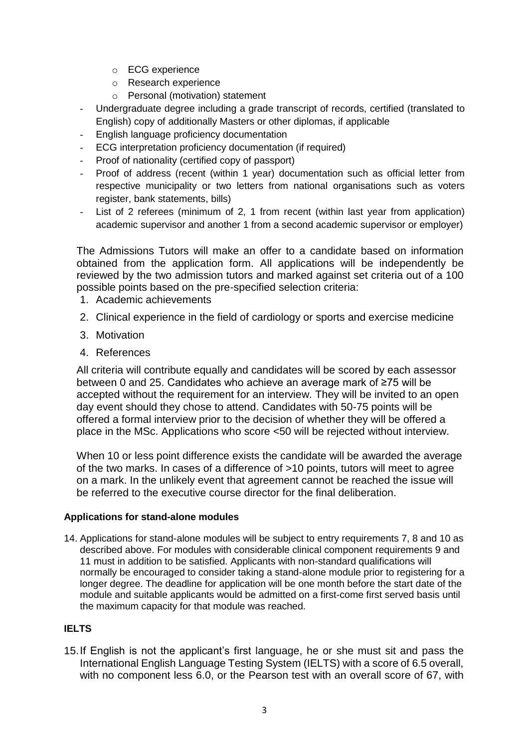- ECG experience
    - Research experience
    - Personal (motivation) statement
- Undergraduate degree including a grade transcript of records, certified (translated to English) copy of additionally Masters or other diplomas, if applicable
- English language proficiency documentation
- ECG interpretation proficiency documentation (if required)
- Proof of nationality (certified copy of passport)
- Proof of address (recent (within 1 year) documentation such as official letter from respective municipality or two letters from national organisations such as voters register, bank statements, bills)
- List of 2 referees (minimum of 2, 1 from recent (within last year from application) academic supervisor and another 1 from a second academic supervisor or employer)

The Admissions Tutors will make an offer to a candidate based on information obtained from the application form. All applications will be independently be reviewed by the two admission tutors and marked against set criteria out of a 100 possible points based on the pre-specified selection criteria:

1. Academic achievements
2. Clinical experience in the field of cardiology or sports and exercise medicine
3. Motivation
4. References

All criteria will contribute equally and candidates will be scored by each assessor between 0 and 25. Candidates who achieve an average mark of ≥75 will be accepted without the requirement for an interview. They will be invited to an open day event should they chose to attend. Candidates with 50-75 points will be offered a formal interview prior to the decision of whether they will be offered a place in the MSc. Applications who score <50 will be rejected without interview.

When 10 or less point difference exists the candidate will be awarded the average of the two marks. In cases of a difference of >10 points, tutors will meet to agree on a mark. In the unlikely event that agreement cannot be reached the issue will be referred to the executive course director for the final deliberation.

**Applications for stand-alone modules**

14. Applications for stand-alone modules will be subject to entry requirements 7, 8 and 10 as described above. For modules with considerable clinical component requirements 9 and 11 must in addition to be satisfied. Applicants with non-standard qualifications will normally be encouraged to consider taking a stand-alone module prior to registering for a longer degree. The deadline for application will be one month before the start date of the module and suitable applicants would be admitted on a first-come first served basis until the maximum capacity for that module was reached.

**IELTS**

15. If English is not the applicant's first language, he or she must sit and pass the International English Language Testing System (IELTS) with a score of 6.5 overall, with no component less 6.0, or the Pearson test with an overall score of 67, with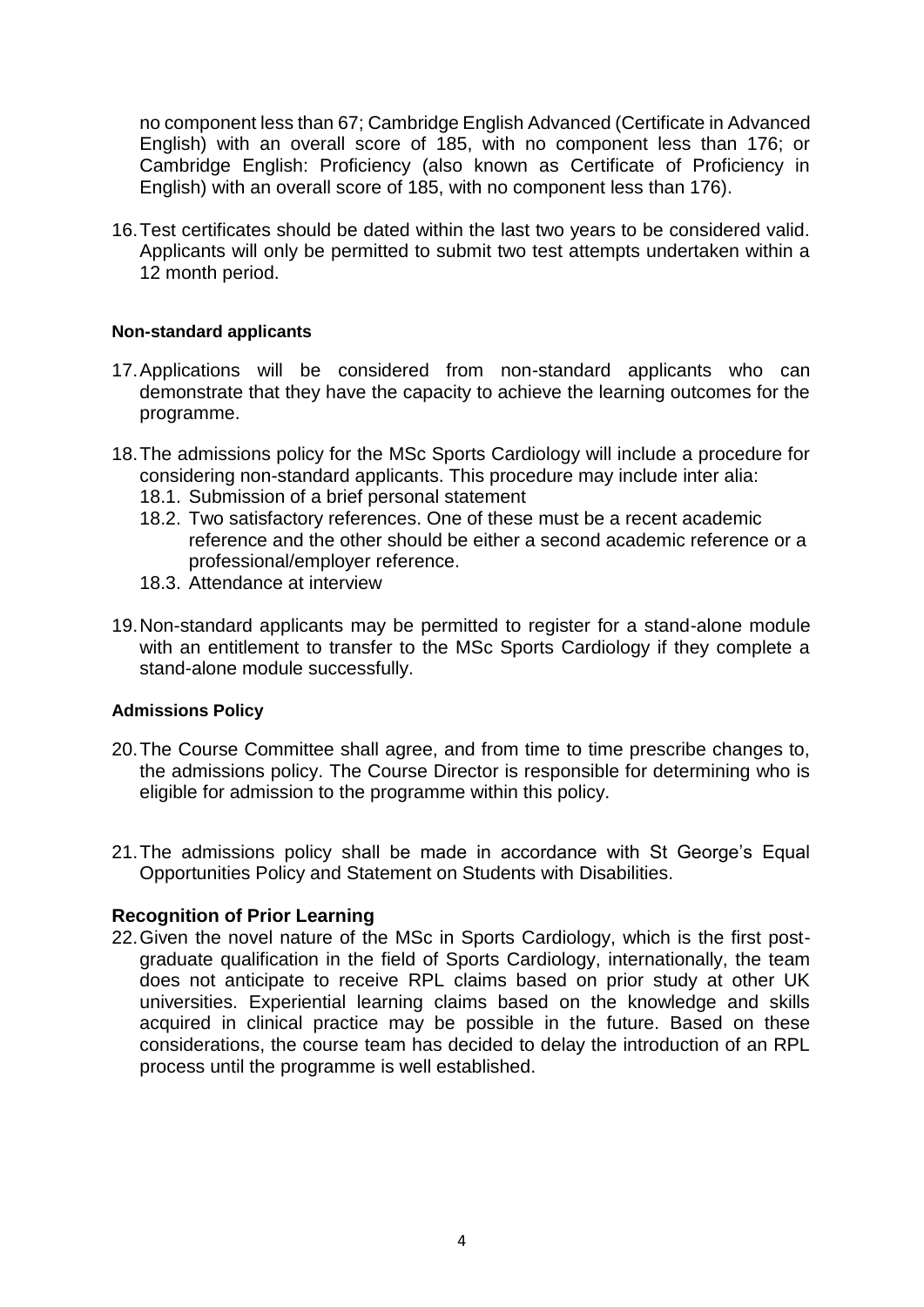no component less than 67; Cambridge English Advanced (Certificate in Advanced English) with an overall score of 185, with no component less than 176; or Cambridge English: Proficiency (also known as Certificate of Proficiency in English) with an overall score of 185, with no component less than 176).

16. Test certificates should be dated within the last two years to be considered valid. Applicants will only be permitted to submit two test attempts undertaken within a 12 month period.

#### Non-standard applicants

17. Applications will be considered from non-standard applicants who can demonstrate that they have the capacity to achieve the learning outcomes for the programme.

18. The admissions policy for the MSc Sports Cardiology will include a procedure for considering non-standard applicants. This procedure may include inter alia:
    18.1. Submission of a brief personal statement
    18.2. Two satisfactory references. One of these must be a recent academic reference and the other should be either a second academic reference or a professional/employer reference.
    18.3. Attendance at interview

19. Non-standard applicants may be permitted to register for a stand-alone module with an entitlement to transfer to the MSc Sports Cardiology if they complete a stand-alone module successfully.

#### Admissions Policy

20. The Course Committee shall agree, and from time to time prescribe changes to, the admissions policy. The Course Director is responsible for determining who is eligible for admission to the programme within this policy.

21. The admissions policy shall be made in accordance with St George's Equal Opportunities Policy and Statement on Students with Disabilities.

### Recognition of Prior Learning

22. Given the novel nature of the MSc in Sports Cardiology, which is the first post-graduate qualification in the field of Sports Cardiology, internationally, the team does not anticipate to receive RPL claims based on prior study at other UK universities. Experiential learning claims based on the knowledge and skills acquired in clinical practice may be possible in the future. Based on these considerations, the course team has decided to delay the introduction of an RPL process until the programme is well established.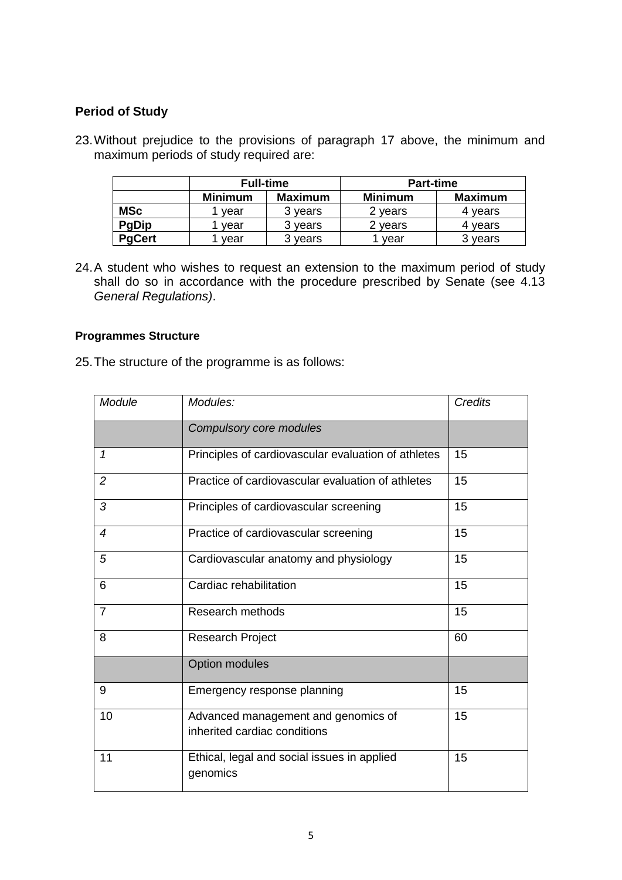### Period of Study

23. Without prejudice to the provisions of paragraph 17 above, the minimum and maximum periods of study required are:

| | Full-time | | Part-time | |
|---|---|---|---|---|
| | **Minimum** | **Maximum** | **Minimum** | **Maximum** |
| **MSc** | 1 year | 3 years | 2 years | 4 years |
| **PgDip** | 1 year | 3 years | 2 years | 4 years |
| **PgCert** | 1 year | 3 years | 1 year | 3 years |

24. A student who wishes to request an extension to the maximum period of study shall do so in accordance with the procedure prescribed by Senate (see 4.13 *General Regulations)*.

#### Programmes Structure

25. The structure of the programme is as follows:

| *Module* | *Modules:* | *Credits* |
|---|---|---|
| | *Compulsory core modules* | |
| *1* | Principles of cardiovascular evaluation of athletes | 15 |
| *2* | Practice of cardiovascular evaluation of athletes | 15 |
| *3* | Principles of cardiovascular screening | 15 |
| *4* | Practice of cardiovascular screening | 15 |
| *5* | Cardiovascular anatomy and physiology | 15 |
| 6 | Cardiac rehabilitation | 15 |
| 7 | Research methods | 15 |
| 8 | Research Project | 60 |
| | Option modules | |
| 9 | Emergency response planning | 15 |
| 10 | Advanced management and genomics of inherited cardiac conditions | 15 |
| 11 | Ethical, legal and social issues in applied genomics | 15 |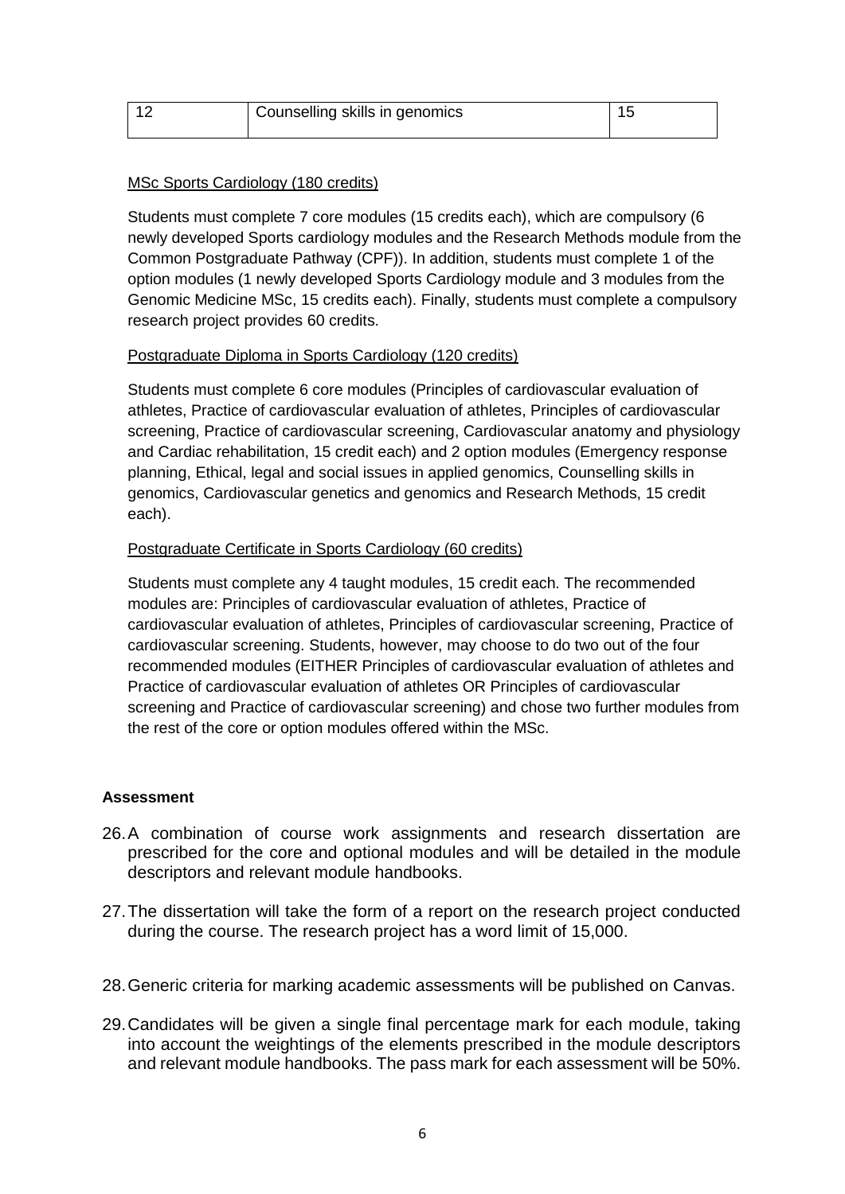| 12 | Counselling skills in genomics | 15 |
|---|---|---|

MSc Sports Cardiology (180 credits)

Students must complete 7 core modules (15 credits each), which are compulsory (6 newly developed Sports cardiology modules and the Research Methods module from the Common Postgraduate Pathway (CPF)). In addition, students must complete 1 of the option modules (1 newly developed Sports Cardiology module and 3 modules from the Genomic Medicine MSc, 15 credits each). Finally, students must complete a compulsory research project provides 60 credits.

Postgraduate Diploma in Sports Cardiology (120 credits)

Students must complete 6 core modules (Principles of cardiovascular evaluation of athletes, Practice of cardiovascular evaluation of athletes, Principles of cardiovascular screening, Practice of cardiovascular screening, Cardiovascular anatomy and physiology and Cardiac rehabilitation, 15 credit each) and 2 option modules (Emergency response planning, Ethical, legal and social issues in applied genomics, Counselling skills in genomics, Cardiovascular genetics and genomics and Research Methods, 15 credit each).

Postgraduate Certificate in Sports Cardiology (60 credits)

Students must complete any 4 taught modules, 15 credit each. The recommended modules are: Principles of cardiovascular evaluation of athletes, Practice of cardiovascular evaluation of athletes, Principles of cardiovascular screening, Practice of cardiovascular screening. Students, however, may choose to do two out of the four recommended modules (EITHER Principles of cardiovascular evaluation of athletes and Practice of cardiovascular evaluation of athletes OR Principles of cardiovascular screening and Practice of cardiovascular screening) and chose two further modules from the rest of the core or option modules offered within the MSc.

**Assessment**

26. A combination of course work assignments and research dissertation are prescribed for the core and optional modules and will be detailed in the module descriptors and relevant module handbooks.

27. The dissertation will take the form of a report on the research project conducted during the course. The research project has a word limit of 15,000.

28. Generic criteria for marking academic assessments will be published on Canvas.

29. Candidates will be given a single final percentage mark for each module, taking into account the weightings of the elements prescribed in the module descriptors and relevant module handbooks. The pass mark for each assessment will be 50%.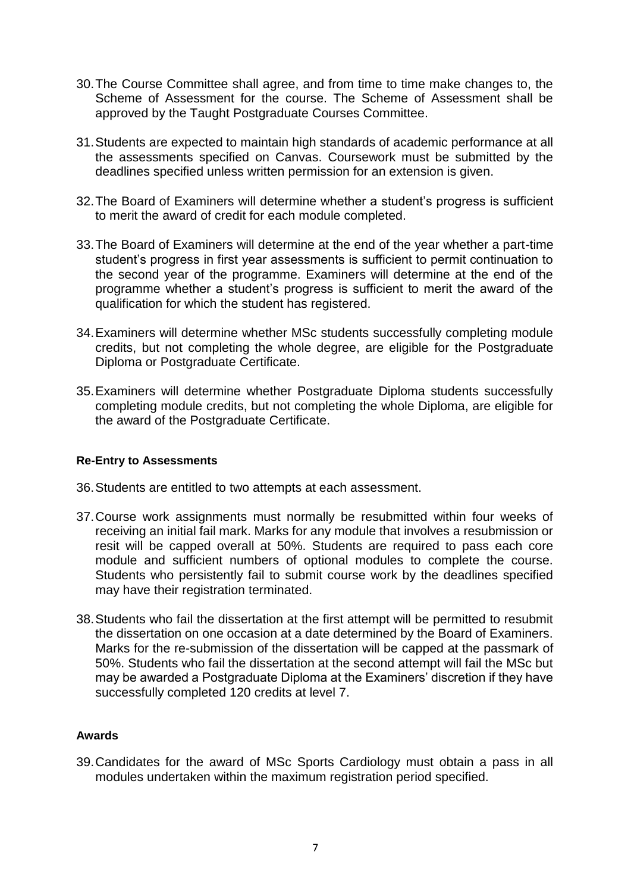30. The Course Committee shall agree, and from time to time make changes to, the Scheme of Assessment for the course. The Scheme of Assessment shall be approved by the Taught Postgraduate Courses Committee.

31. Students are expected to maintain high standards of academic performance at all the assessments specified on Canvas. Coursework must be submitted by the deadlines specified unless written permission for an extension is given.

32. The Board of Examiners will determine whether a student's progress is sufficient to merit the award of credit for each module completed.

33. The Board of Examiners will determine at the end of the year whether a part-time student's progress in first year assessments is sufficient to permit continuation to the second year of the programme. Examiners will determine at the end of the programme whether a student's progress is sufficient to merit the award of the qualification for which the student has registered.

34. Examiners will determine whether MSc students successfully completing module credits, but not completing the whole degree, are eligible for the Postgraduate Diploma or Postgraduate Certificate.

35. Examiners will determine whether Postgraduate Diploma students successfully completing module credits, but not completing the whole Diploma, are eligible for the award of the Postgraduate Certificate.

**Re-Entry to Assessments**

36. Students are entitled to two attempts at each assessment.

37. Course work assignments must normally be resubmitted within four weeks of receiving an initial fail mark. Marks for any module that involves a resubmission or resit will be capped overall at 50%. Students are required to pass each core module and sufficient numbers of optional modules to complete the course. Students who persistently fail to submit course work by the deadlines specified may have their registration terminated.

38. Students who fail the dissertation at the first attempt will be permitted to resubmit the dissertation on one occasion at a date determined by the Board of Examiners. Marks for the re-submission of the dissertation will be capped at the passmark of 50%. Students who fail the dissertation at the second attempt will fail the MSc but may be awarded a Postgraduate Diploma at the Examiners' discretion if they have successfully completed 120 credits at level 7.

**Awards**

39. Candidates for the award of MSc Sports Cardiology must obtain a pass in all modules undertaken within the maximum registration period specified.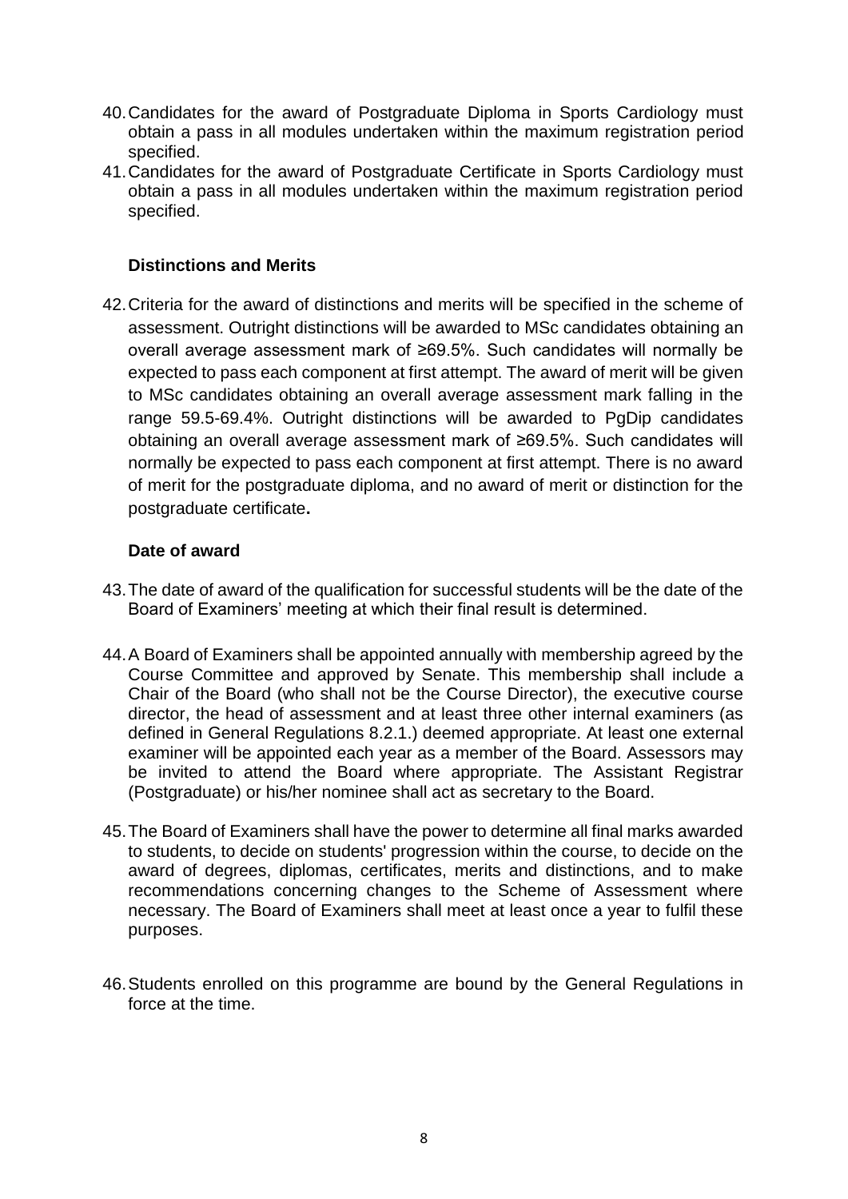40. Candidates for the award of Postgraduate Diploma in Sports Cardiology must obtain a pass in all modules undertaken within the maximum registration period specified.
41. Candidates for the award of Postgraduate Certificate in Sports Cardiology must obtain a pass in all modules undertaken within the maximum registration period specified.

### Distinctions and Merits

42. Criteria for the award of distinctions and merits will be specified in the scheme of assessment. Outright distinctions will be awarded to MSc candidates obtaining an overall average assessment mark of ≥69.5%. Such candidates will normally be expected to pass each component at first attempt. The award of merit will be given to MSc candidates obtaining an overall average assessment mark falling in the range 59.5-69.4%. Outright distinctions will be awarded to PgDip candidates obtaining an overall average assessment mark of ≥69.5%. Such candidates will normally be expected to pass each component at first attempt. There is no award of merit for the postgraduate diploma, and no award of merit or distinction for the postgraduate certificate**.**

### Date of award

43. The date of award of the qualification for successful students will be the date of the Board of Examiners' meeting at which their final result is determined.

44. A Board of Examiners shall be appointed annually with membership agreed by the Course Committee and approved by Senate. This membership shall include a Chair of the Board (who shall not be the Course Director), the executive course director, the head of assessment and at least three other internal examiners (as defined in General Regulations 8.2.1.) deemed appropriate. At least one external examiner will be appointed each year as a member of the Board. Assessors may be invited to attend the Board where appropriate. The Assistant Registrar (Postgraduate) or his/her nominee shall act as secretary to the Board.

45. The Board of Examiners shall have the power to determine all final marks awarded to students, to decide on students' progression within the course, to decide on the award of degrees, diplomas, certificates, merits and distinctions, and to make recommendations concerning changes to the Scheme of Assessment where necessary. The Board of Examiners shall meet at least once a year to fulfil these purposes.

46. Students enrolled on this programme are bound by the General Regulations in force at the time.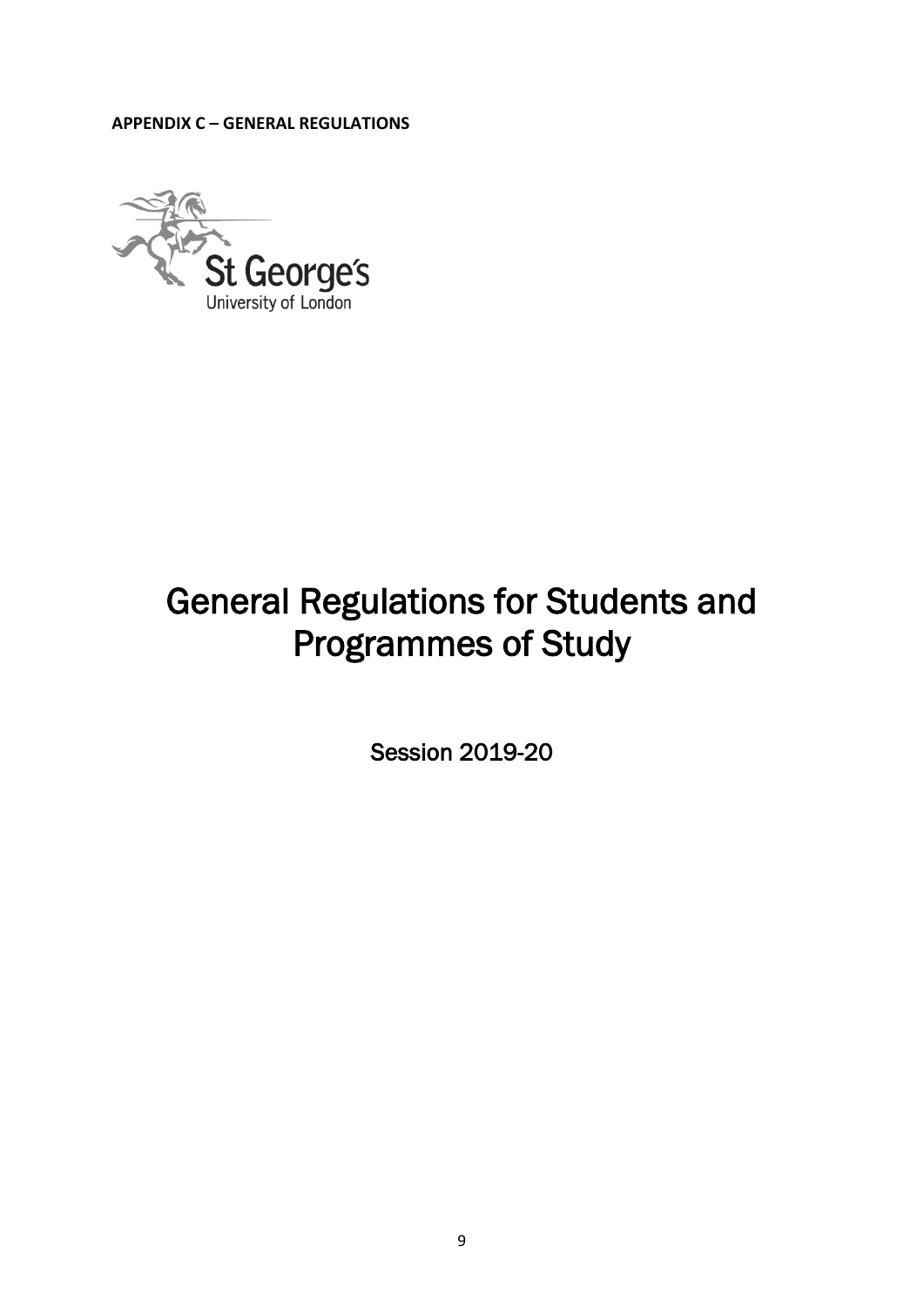**APPENDIX C – GENERAL REGULATIONS**

St George's
University of London

# General Regulations for Students and Programmes of Study

Session 2019-20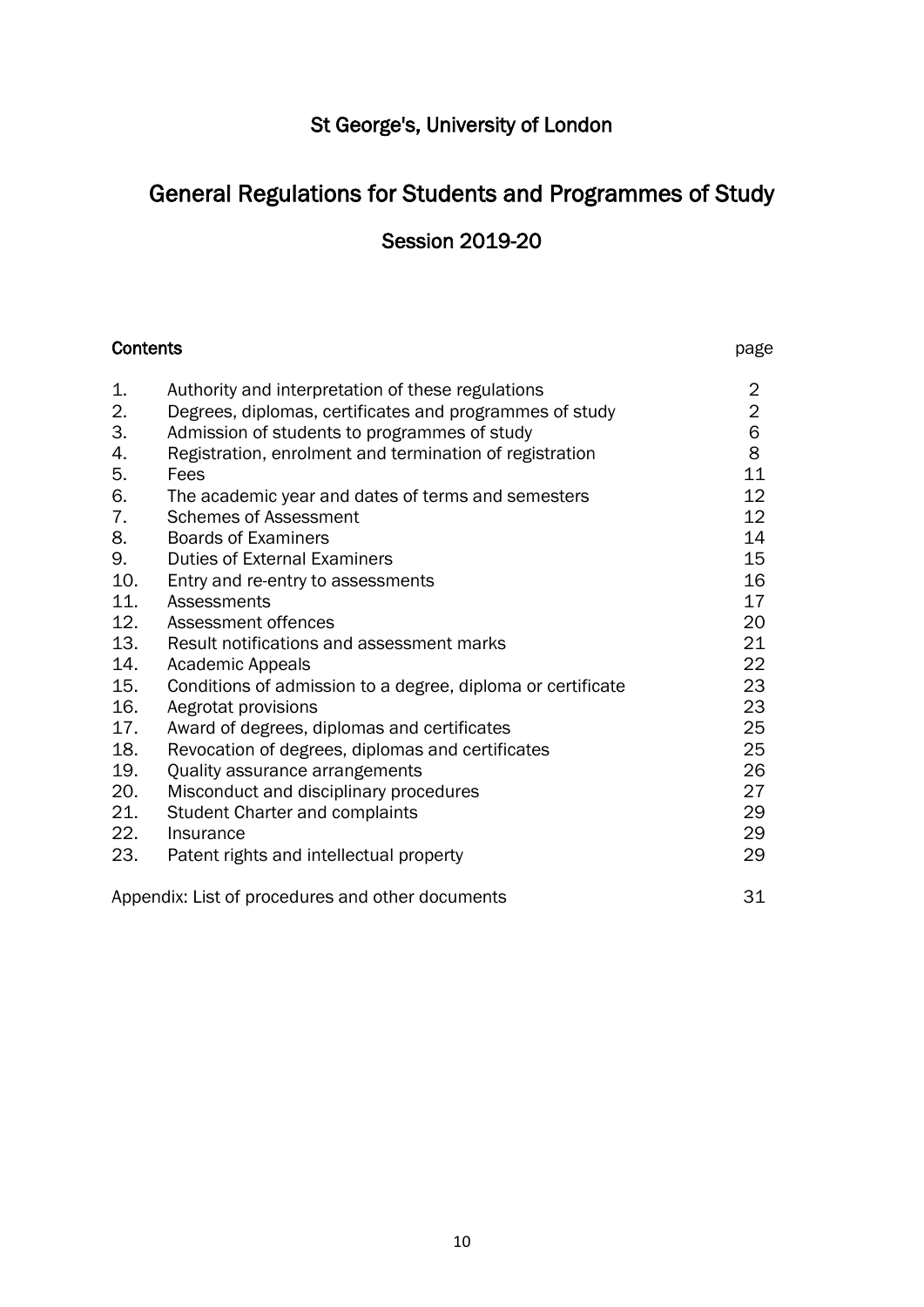# St George's, University of London

# General Regulations for Students and Programmes of Study

## Session 2019-20

| Contents | | page |
|---|---|---|
| 1. | Authority and interpretation of these regulations | 2 |
| 2. | Degrees, diplomas, certificates and programmes of study | 2 |
| 3. | Admission of students to programmes of study | 6 |
| 4. | Registration, enrolment and termination of registration | 8 |
| 5. | Fees | 11 |
| 6. | The academic year and dates of terms and semesters | 12 |
| 7. | Schemes of Assessment | 12 |
| 8. | Boards of Examiners | 14 |
| 9. | Duties of External Examiners | 15 |
| 10. | Entry and re-entry to assessments | 16 |
| 11. | Assessments | 17 |
| 12. | Assessment offences | 20 |
| 13. | Result notifications and assessment marks | 21 |
| 14. | Academic Appeals | 22 |
| 15. | Conditions of admission to a degree, diploma or certificate | 23 |
| 16. | Aegrotat provisions | 23 |
| 17. | Award of degrees, diplomas and certificates | 25 |
| 18. | Revocation of degrees, diplomas and certificates | 25 |
| 19. | Quality assurance arrangements | 26 |
| 20. | Misconduct and disciplinary procedures | 27 |
| 21. | Student Charter and complaints | 29 |
| 22. | Insurance | 29 |
| 23. | Patent rights and intellectual property | 29 |
| | Appendix: List of procedures and other documents | 31 |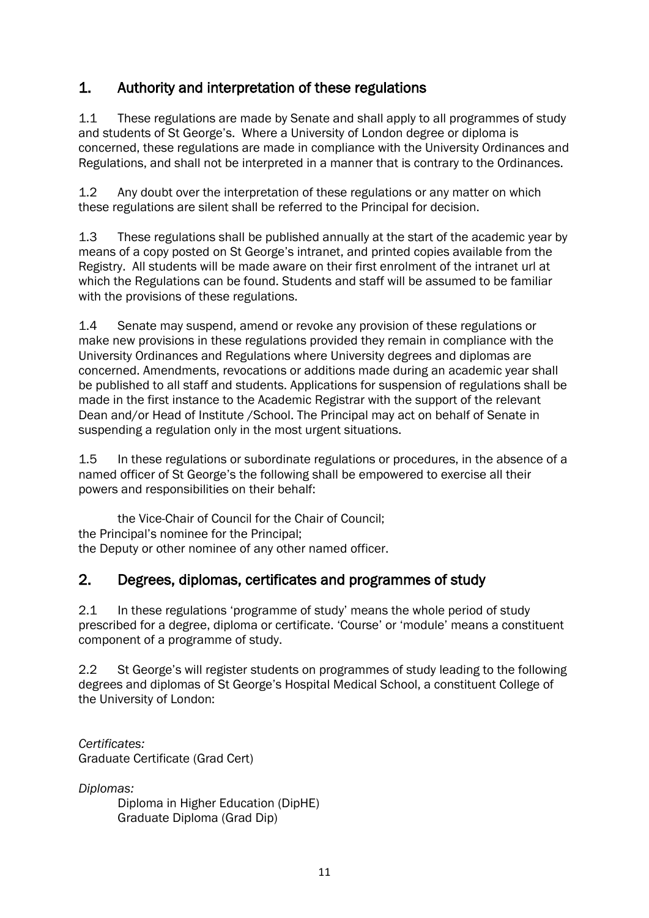## 1. Authority and interpretation of these regulations

1.1 These regulations are made by Senate and shall apply to all programmes of study and students of St George's. Where a University of London degree or diploma is concerned, these regulations are made in compliance with the University Ordinances and Regulations, and shall not be interpreted in a manner that is contrary to the Ordinances.

1.2 Any doubt over the interpretation of these regulations or any matter on which these regulations are silent shall be referred to the Principal for decision.

1.3 These regulations shall be published annually at the start of the academic year by means of a copy posted on St George's intranet, and printed copies available from the Registry. All students will be made aware on their first enrolment of the intranet url at which the Regulations can be found. Students and staff will be assumed to be familiar with the provisions of these regulations.

1.4 Senate may suspend, amend or revoke any provision of these regulations or make new provisions in these regulations provided they remain in compliance with the University Ordinances and Regulations where University degrees and diplomas are concerned. Amendments, revocations or additions made during an academic year shall be published to all staff and students. Applications for suspension of regulations shall be made in the first instance to the Academic Registrar with the support of the relevant Dean and/or Head of Institute /School. The Principal may act on behalf of Senate in suspending a regulation only in the most urgent situations.

1.5 In these regulations or subordinate regulations or procedures, in the absence of a named officer of St George's the following shall be empowered to exercise all their powers and responsibilities on their behalf:

the Vice-Chair of Council for the Chair of Council;
the Principal's nominee for the Principal;
the Deputy or other nominee of any other named officer.

## 2. Degrees, diplomas, certificates and programmes of study

2.1 In these regulations 'programme of study' means the whole period of study prescribed for a degree, diploma or certificate. 'Course' or 'module' means a constituent component of a programme of study.

2.2 St George's will register students on programmes of study leading to the following degrees and diplomas of St George's Hospital Medical School, a constituent College of the University of London:

*Certificates:*
Graduate Certificate (Grad Cert)

*Diplomas:*
Diploma in Higher Education (DipHE)
Graduate Diploma (Grad Dip)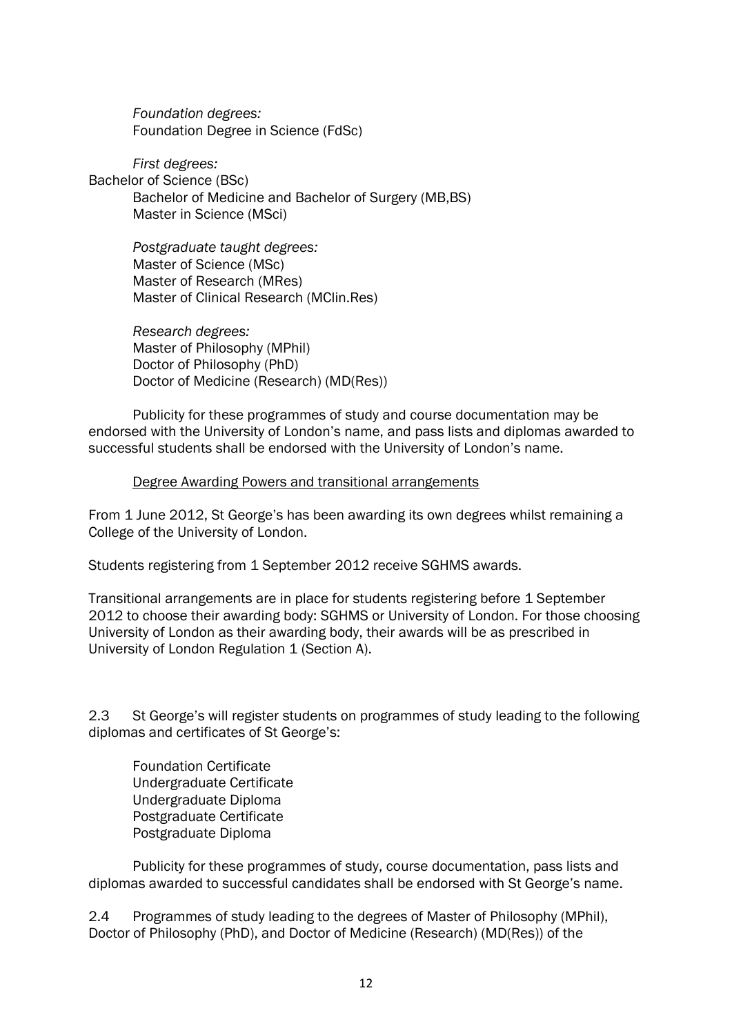*Foundation degrees:*
Foundation Degree in Science (FdSc)

*First degrees:*
Bachelor of Science (BSc)
Bachelor of Medicine and Bachelor of Surgery (MB,BS)
Master in Science (MSci)

*Postgraduate taught degrees:*
Master of Science (MSc)
Master of Research (MRes)
Master of Clinical Research (MClin.Res)

*Research degrees:*
Master of Philosophy (MPhil)
Doctor of Philosophy (PhD)
Doctor of Medicine (Research) (MD(Res))

Publicity for these programmes of study and course documentation may be endorsed with the University of London's name, and pass lists and diplomas awarded to successful students shall be endorsed with the University of London's name.

<u>Degree Awarding Powers and transitional arrangements</u>

From 1 June 2012, St George's has been awarding its own degrees whilst remaining a College of the University of London.

Students registering from 1 September 2012 receive SGHMS awards.

Transitional arrangements are in place for students registering before 1 September 2012 to choose their awarding body: SGHMS or University of London. For those choosing University of London as their awarding body, their awards will be as prescribed in University of London Regulation 1 (Section A).

2.3 St George's will register students on programmes of study leading to the following diplomas and certificates of St George's:

Foundation Certificate
Undergraduate Certificate
Undergraduate Diploma
Postgraduate Certificate
Postgraduate Diploma

Publicity for these programmes of study, course documentation, pass lists and diplomas awarded to successful candidates shall be endorsed with St George's name.

2.4 Programmes of study leading to the degrees of Master of Philosophy (MPhil), Doctor of Philosophy (PhD), and Doctor of Medicine (Research) (MD(Res)) of the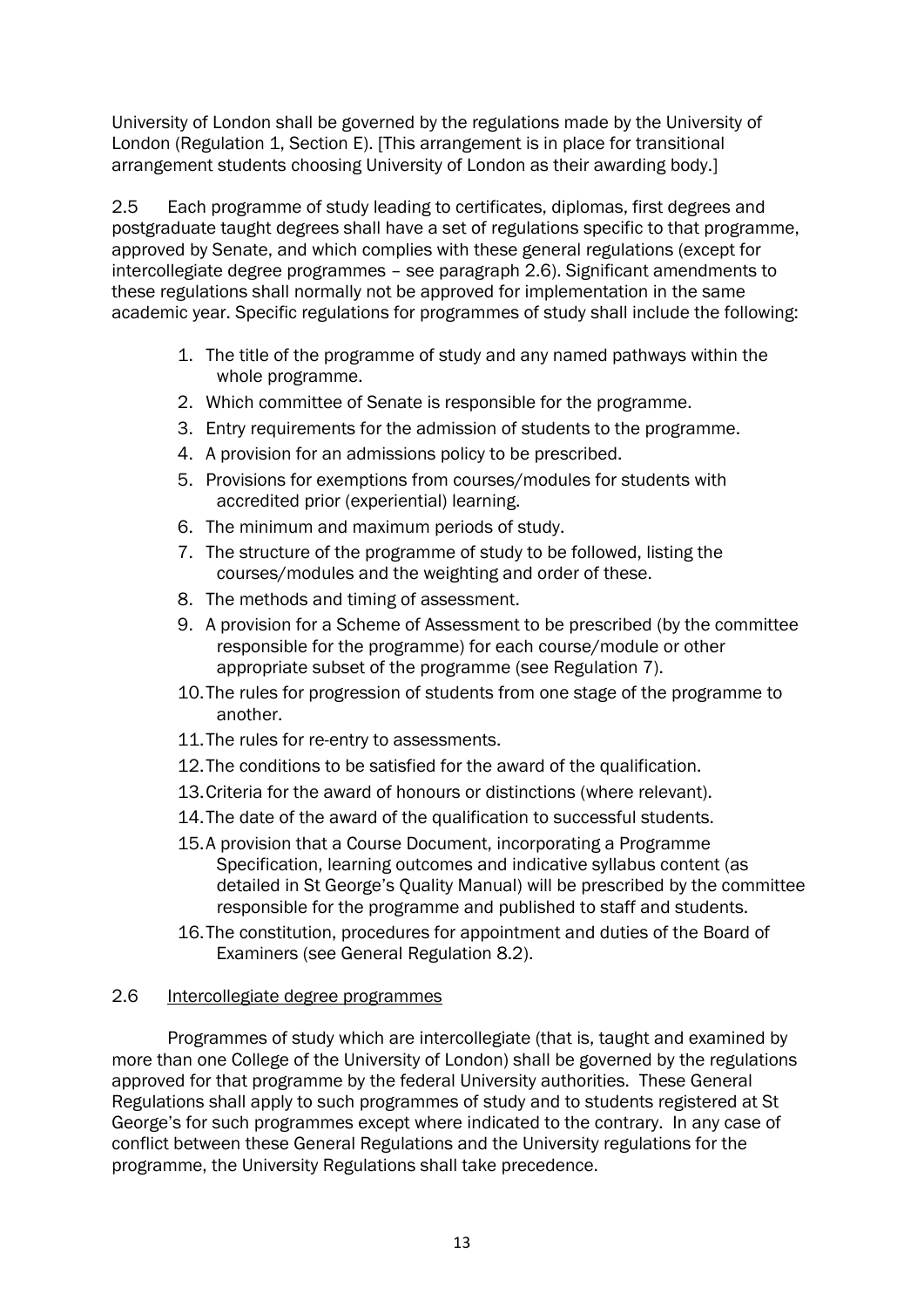University of London shall be governed by the regulations made by the University of London (Regulation 1, Section E). [This arrangement is in place for transitional arrangement students choosing University of London as their awarding body.]

2.5 Each programme of study leading to certificates, diplomas, first degrees and postgraduate taught degrees shall have a set of regulations specific to that programme, approved by Senate, and which complies with these general regulations (except for intercollegiate degree programmes – see paragraph 2.6). Significant amendments to these regulations shall normally not be approved for implementation in the same academic year. Specific regulations for programmes of study shall include the following:

1. The title of the programme of study and any named pathways within the whole programme.
2. Which committee of Senate is responsible for the programme.
3. Entry requirements for the admission of students to the programme.
4. A provision for an admissions policy to be prescribed.
5. Provisions for exemptions from courses/modules for students with accredited prior (experiential) learning.
6. The minimum and maximum periods of study.
7. The structure of the programme of study to be followed, listing the courses/modules and the weighting and order of these.
8. The methods and timing of assessment.
9. A provision for a Scheme of Assessment to be prescribed (by the committee responsible for the programme) for each course/module or other appropriate subset of the programme (see Regulation 7).
10. The rules for progression of students from one stage of the programme to another.
11. The rules for re-entry to assessments.
12. The conditions to be satisfied for the award of the qualification.
13. Criteria for the award of honours or distinctions (where relevant).
14. The date of the award of the qualification to successful students.
15. A provision that a Course Document, incorporating a Programme Specification, learning outcomes and indicative syllabus content (as detailed in St George's Quality Manual) will be prescribed by the committee responsible for the programme and published to staff and students.
16. The constitution, procedures for appointment and duties of the Board of Examiners (see General Regulation 8.2).

2.6 Intercollegiate degree programmes

Programmes of study which are intercollegiate (that is, taught and examined by more than one College of the University of London) shall be governed by the regulations approved for that programme by the federal University authorities. These General Regulations shall apply to such programmes of study and to students registered at St George's for such programmes except where indicated to the contrary. In any case of conflict between these General Regulations and the University regulations for the programme, the University Regulations shall take precedence.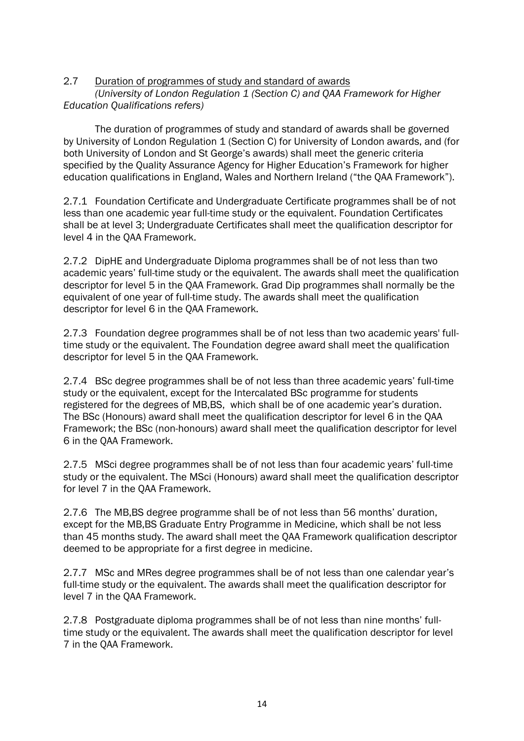## 2.7 Duration of programmes of study and standard of awards

*(University of London Regulation 1 (Section C) and QAA Framework for Higher Education Qualifications refers)*

The duration of programmes of study and standard of awards shall be governed by University of London Regulation 1 (Section C) for University of London awards, and (for both University of London and St George's awards) shall meet the generic criteria specified by the Quality Assurance Agency for Higher Education's Framework for higher education qualifications in England, Wales and Northern Ireland ("the QAA Framework").

2.7.1 Foundation Certificate and Undergraduate Certificate programmes shall be of not less than one academic year full-time study or the equivalent. Foundation Certificates shall be at level 3; Undergraduate Certificates shall meet the qualification descriptor for level 4 in the QAA Framework.

2.7.2 DipHE and Undergraduate Diploma programmes shall be of not less than two academic years' full-time study or the equivalent. The awards shall meet the qualification descriptor for level 5 in the QAA Framework. Grad Dip programmes shall normally be the equivalent of one year of full-time study. The awards shall meet the qualification descriptor for level 6 in the QAA Framework.

2.7.3 Foundation degree programmes shall be of not less than two academic years' full-time study or the equivalent. The Foundation degree award shall meet the qualification descriptor for level 5 in the QAA Framework.

2.7.4 BSc degree programmes shall be of not less than three academic years' full-time study or the equivalent, except for the Intercalated BSc programme for students registered for the degrees of MB,BS, which shall be of one academic year's duration. The BSc (Honours) award shall meet the qualification descriptor for level 6 in the QAA Framework; the BSc (non-honours) award shall meet the qualification descriptor for level 6 in the QAA Framework.

2.7.5 MSci degree programmes shall be of not less than four academic years' full-time study or the equivalent. The MSci (Honours) award shall meet the qualification descriptor for level 7 in the QAA Framework.

2.7.6 The MB,BS degree programme shall be of not less than 56 months' duration, except for the MB,BS Graduate Entry Programme in Medicine, which shall be not less than 45 months study. The award shall meet the QAA Framework qualification descriptor deemed to be appropriate for a first degree in medicine.

2.7.7 MSc and MRes degree programmes shall be of not less than one calendar year's full-time study or the equivalent. The awards shall meet the qualification descriptor for level 7 in the QAA Framework.

2.7.8 Postgraduate diploma programmes shall be of not less than nine months' full-time study or the equivalent. The awards shall meet the qualification descriptor for level 7 in the QAA Framework.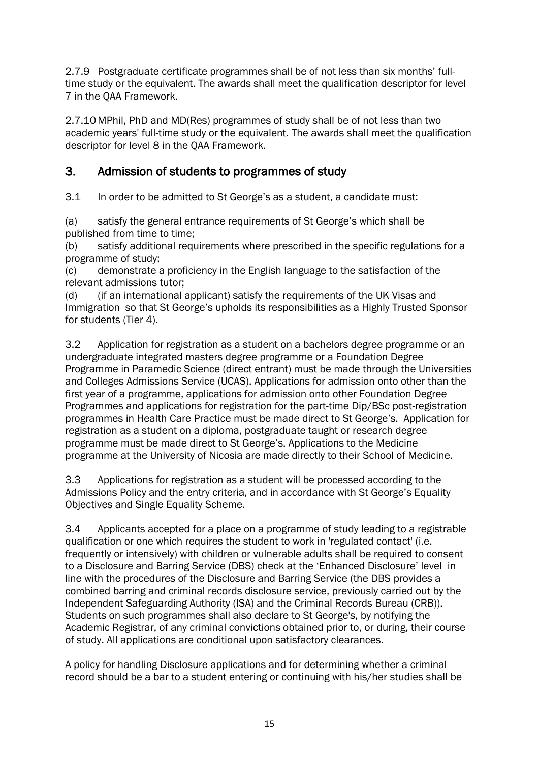2.7.9 Postgraduate certificate programmes shall be of not less than six months' full-time study or the equivalent. The awards shall meet the qualification descriptor for level 7 in the QAA Framework.

2.7.10 MPhil, PhD and MD(Res) programmes of study shall be of not less than two academic years' full-time study or the equivalent. The awards shall meet the qualification descriptor for level 8 in the QAA Framework.

## 3. Admission of students to programmes of study

3.1 In order to be admitted to St George's as a student, a candidate must:

(a) satisfy the general entrance requirements of St George's which shall be published from time to time;
(b) satisfy additional requirements where prescribed in the specific regulations for a programme of study;
(c) demonstrate a proficiency in the English language to the satisfaction of the relevant admissions tutor;
(d) (if an international applicant) satisfy the requirements of the UK Visas and Immigration so that St George's upholds its responsibilities as a Highly Trusted Sponsor for students (Tier 4).

3.2 Application for registration as a student on a bachelors degree programme or an undergraduate integrated masters degree programme or a Foundation Degree Programme in Paramedic Science (direct entrant) must be made through the Universities and Colleges Admissions Service (UCAS). Applications for admission onto other than the first year of a programme, applications for admission onto other Foundation Degree Programmes and applications for registration for the part-time Dip/BSc post-registration programmes in Health Care Practice must be made direct to St George's. Application for registration as a student on a diploma, postgraduate taught or research degree programme must be made direct to St George's. Applications to the Medicine programme at the University of Nicosia are made directly to their School of Medicine.

3.3 Applications for registration as a student will be processed according to the Admissions Policy and the entry criteria, and in accordance with St George's Equality Objectives and Single Equality Scheme.

3.4 Applicants accepted for a place on a programme of study leading to a registrable qualification or one which requires the student to work in 'regulated contact' (i.e. frequently or intensively) with children or vulnerable adults shall be required to consent to a Disclosure and Barring Service (DBS) check at the 'Enhanced Disclosure' level in line with the procedures of the Disclosure and Barring Service (the DBS provides a combined barring and criminal records disclosure service, previously carried out by the Independent Safeguarding Authority (ISA) and the Criminal Records Bureau (CRB)). Students on such programmes shall also declare to St George's, by notifying the Academic Registrar, of any criminal convictions obtained prior to, or during, their course of study. All applications are conditional upon satisfactory clearances.

A policy for handling Disclosure applications and for determining whether a criminal record should be a bar to a student entering or continuing with his/her studies shall be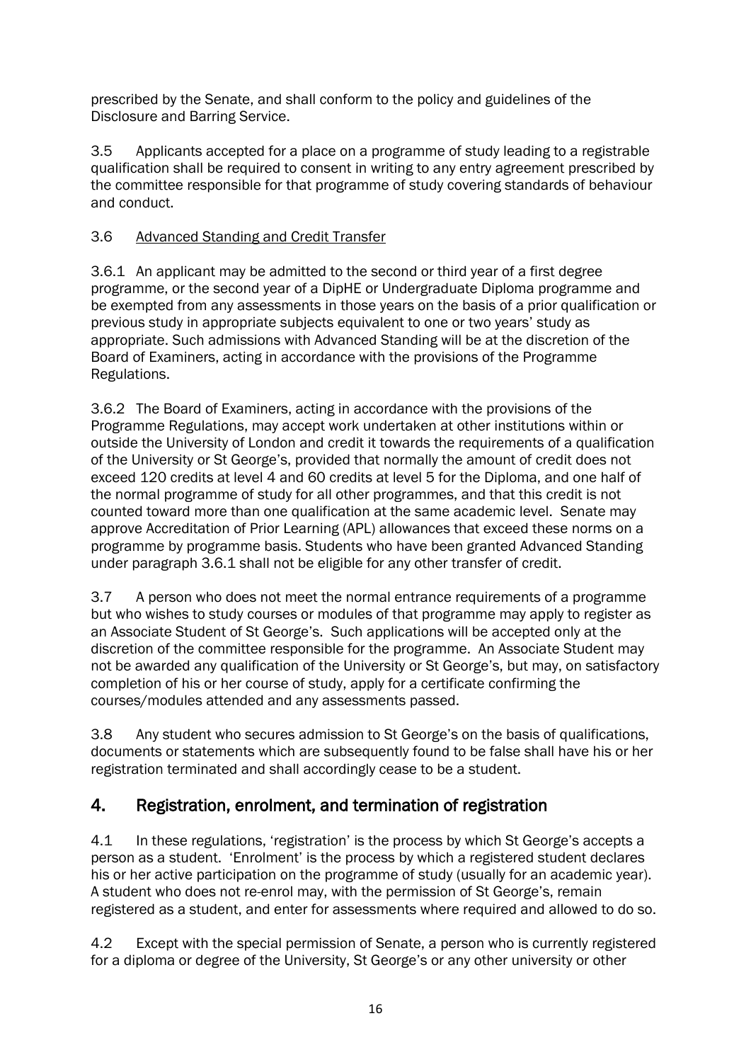prescribed by the Senate, and shall conform to the policy and guidelines of the Disclosure and Barring Service.

3.5 Applicants accepted for a place on a programme of study leading to a registrable qualification shall be required to consent in writing to any entry agreement prescribed by the committee responsible for that programme of study covering standards of behaviour and conduct.

3.6 Advanced Standing and Credit Transfer

3.6.1 An applicant may be admitted to the second or third year of a first degree programme, or the second year of a DipHE or Undergraduate Diploma programme and be exempted from any assessments in those years on the basis of a prior qualification or previous study in appropriate subjects equivalent to one or two years' study as appropriate. Such admissions with Advanced Standing will be at the discretion of the Board of Examiners, acting in accordance with the provisions of the Programme Regulations.

3.6.2 The Board of Examiners, acting in accordance with the provisions of the Programme Regulations, may accept work undertaken at other institutions within or outside the University of London and credit it towards the requirements of a qualification of the University or St George's, provided that normally the amount of credit does not exceed 120 credits at level 4 and 60 credits at level 5 for the Diploma, and one half of the normal programme of study for all other programmes, and that this credit is not counted toward more than one qualification at the same academic level. Senate may approve Accreditation of Prior Learning (APL) allowances that exceed these norms on a programme by programme basis. Students who have been granted Advanced Standing under paragraph 3.6.1 shall not be eligible for any other transfer of credit.

3.7 A person who does not meet the normal entrance requirements of a programme but who wishes to study courses or modules of that programme may apply to register as an Associate Student of St George's. Such applications will be accepted only at the discretion of the committee responsible for the programme. An Associate Student may not be awarded any qualification of the University or St George's, but may, on satisfactory completion of his or her course of study, apply for a certificate confirming the courses/modules attended and any assessments passed.

3.8 Any student who secures admission to St George's on the basis of qualifications, documents or statements which are subsequently found to be false shall have his or her registration terminated and shall accordingly cease to be a student.

## 4. Registration, enrolment, and termination of registration

4.1 In these regulations, 'registration' is the process by which St George's accepts a person as a student. 'Enrolment' is the process by which a registered student declares his or her active participation on the programme of study (usually for an academic year). A student who does not re-enrol may, with the permission of St George's, remain registered as a student, and enter for assessments where required and allowed to do so.

4.2 Except with the special permission of Senate, a person who is currently registered for a diploma or degree of the University, St George's or any other university or other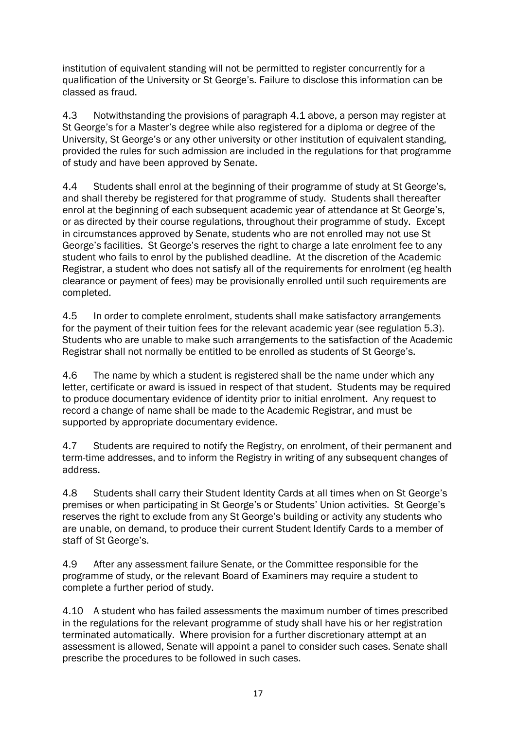institution of equivalent standing will not be permitted to register concurrently for a qualification of the University or St George's. Failure to disclose this information can be classed as fraud.

4.3 Notwithstanding the provisions of paragraph 4.1 above, a person may register at St George's for a Master's degree while also registered for a diploma or degree of the University, St George's or any other university or other institution of equivalent standing, provided the rules for such admission are included in the regulations for that programme of study and have been approved by Senate.

4.4 Students shall enrol at the beginning of their programme of study at St George's, and shall thereby be registered for that programme of study. Students shall thereafter enrol at the beginning of each subsequent academic year of attendance at St George's, or as directed by their course regulations, throughout their programme of study. Except in circumstances approved by Senate, students who are not enrolled may not use St George's facilities. St George's reserves the right to charge a late enrolment fee to any student who fails to enrol by the published deadline. At the discretion of the Academic Registrar, a student who does not satisfy all of the requirements for enrolment (eg health clearance or payment of fees) may be provisionally enrolled until such requirements are completed.

4.5 In order to complete enrolment, students shall make satisfactory arrangements for the payment of their tuition fees for the relevant academic year (see regulation 5.3). Students who are unable to make such arrangements to the satisfaction of the Academic Registrar shall not normally be entitled to be enrolled as students of St George's.

4.6 The name by which a student is registered shall be the name under which any letter, certificate or award is issued in respect of that student. Students may be required to produce documentary evidence of identity prior to initial enrolment. Any request to record a change of name shall be made to the Academic Registrar, and must be supported by appropriate documentary evidence.

4.7 Students are required to notify the Registry, on enrolment, of their permanent and term-time addresses, and to inform the Registry in writing of any subsequent changes of address.

4.8 Students shall carry their Student Identity Cards at all times when on St George's premises or when participating in St George's or Students' Union activities. St George's reserves the right to exclude from any St George's building or activity any students who are unable, on demand, to produce their current Student Identify Cards to a member of staff of St George's.

4.9 After any assessment failure Senate, or the Committee responsible for the programme of study, or the relevant Board of Examiners may require a student to complete a further period of study.

4.10 A student who has failed assessments the maximum number of times prescribed in the regulations for the relevant programme of study shall have his or her registration terminated automatically. Where provision for a further discretionary attempt at an assessment is allowed, Senate will appoint a panel to consider such cases. Senate shall prescribe the procedures to be followed in such cases.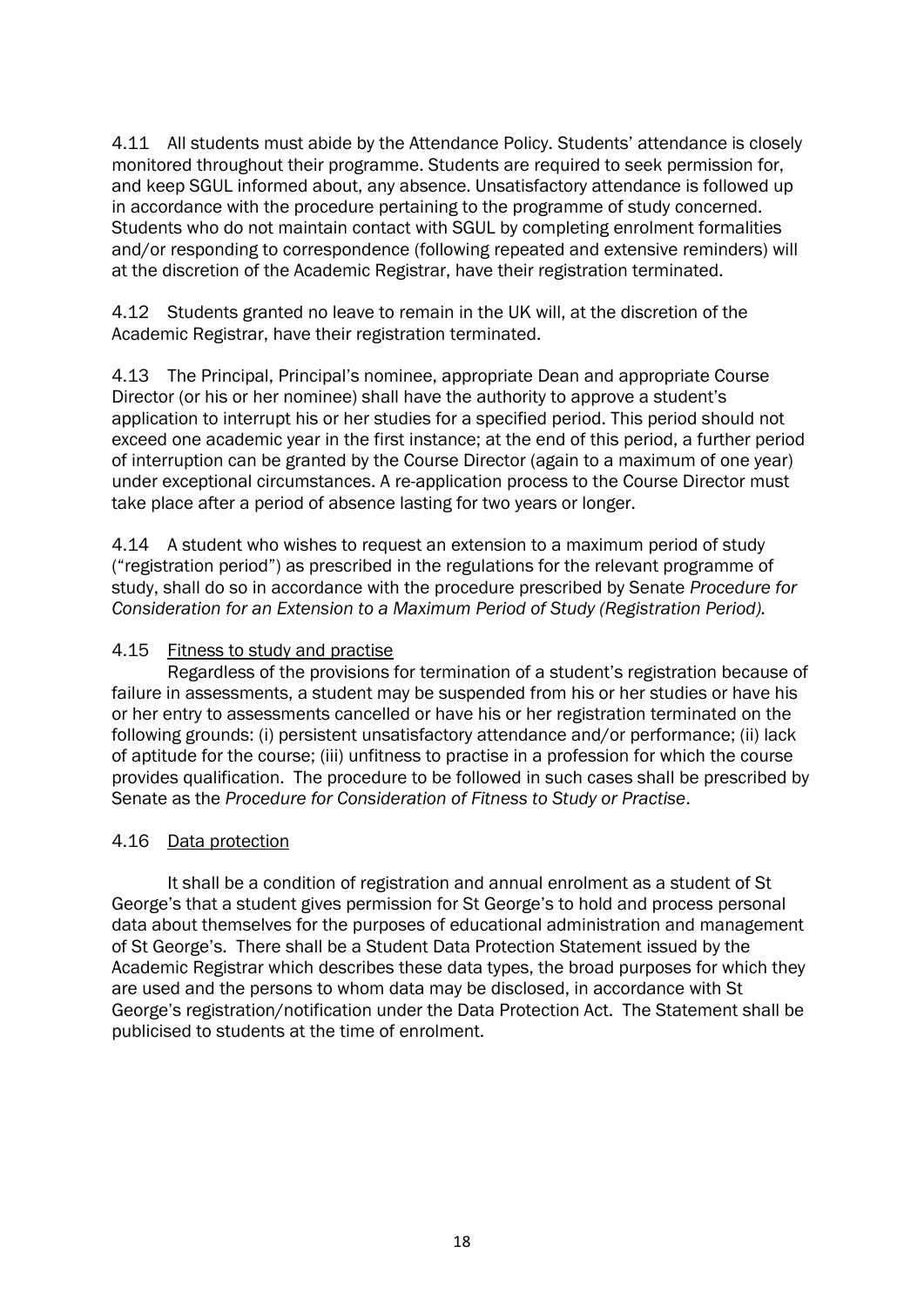4.11 All students must abide by the Attendance Policy. Students' attendance is closely monitored throughout their programme. Students are required to seek permission for, and keep SGUL informed about, any absence. Unsatisfactory attendance is followed up in accordance with the procedure pertaining to the programme of study concerned. Students who do not maintain contact with SGUL by completing enrolment formalities and/or responding to correspondence (following repeated and extensive reminders) will at the discretion of the Academic Registrar, have their registration terminated.

4.12 Students granted no leave to remain in the UK will, at the discretion of the Academic Registrar, have their registration terminated.

4.13 The Principal, Principal's nominee, appropriate Dean and appropriate Course Director (or his or her nominee) shall have the authority to approve a student's application to interrupt his or her studies for a specified period. This period should not exceed one academic year in the first instance; at the end of this period, a further period of interruption can be granted by the Course Director (again to a maximum of one year) under exceptional circumstances. A re-application process to the Course Director must take place after a period of absence lasting for two years or longer.

4.14 A student who wishes to request an extension to a maximum period of study ("registration period") as prescribed in the regulations for the relevant programme of study, shall do so in accordance with the procedure prescribed by Senate *Procedure for Consideration for an Extension to a Maximum Period of Study (Registration Period).*

4.15 <u>Fitness to study and practise</u>

Regardless of the provisions for termination of a student's registration because of failure in assessments, a student may be suspended from his or her studies or have his or her entry to assessments cancelled or have his or her registration terminated on the following grounds: (i) persistent unsatisfactory attendance and/or performance; (ii) lack of aptitude for the course; (iii) unfitness to practise in a profession for which the course provides qualification. The procedure to be followed in such cases shall be prescribed by Senate as the *Procedure for Consideration of Fitness to Study or Practise*.

4.16 <u>Data protection</u>

It shall be a condition of registration and annual enrolment as a student of St George's that a student gives permission for St George's to hold and process personal data about themselves for the purposes of educational administration and management of St George's. There shall be a Student Data Protection Statement issued by the Academic Registrar which describes these data types, the broad purposes for which they are used and the persons to whom data may be disclosed, in accordance with St George's registration/notification under the Data Protection Act. The Statement shall be publicised to students at the time of enrolment.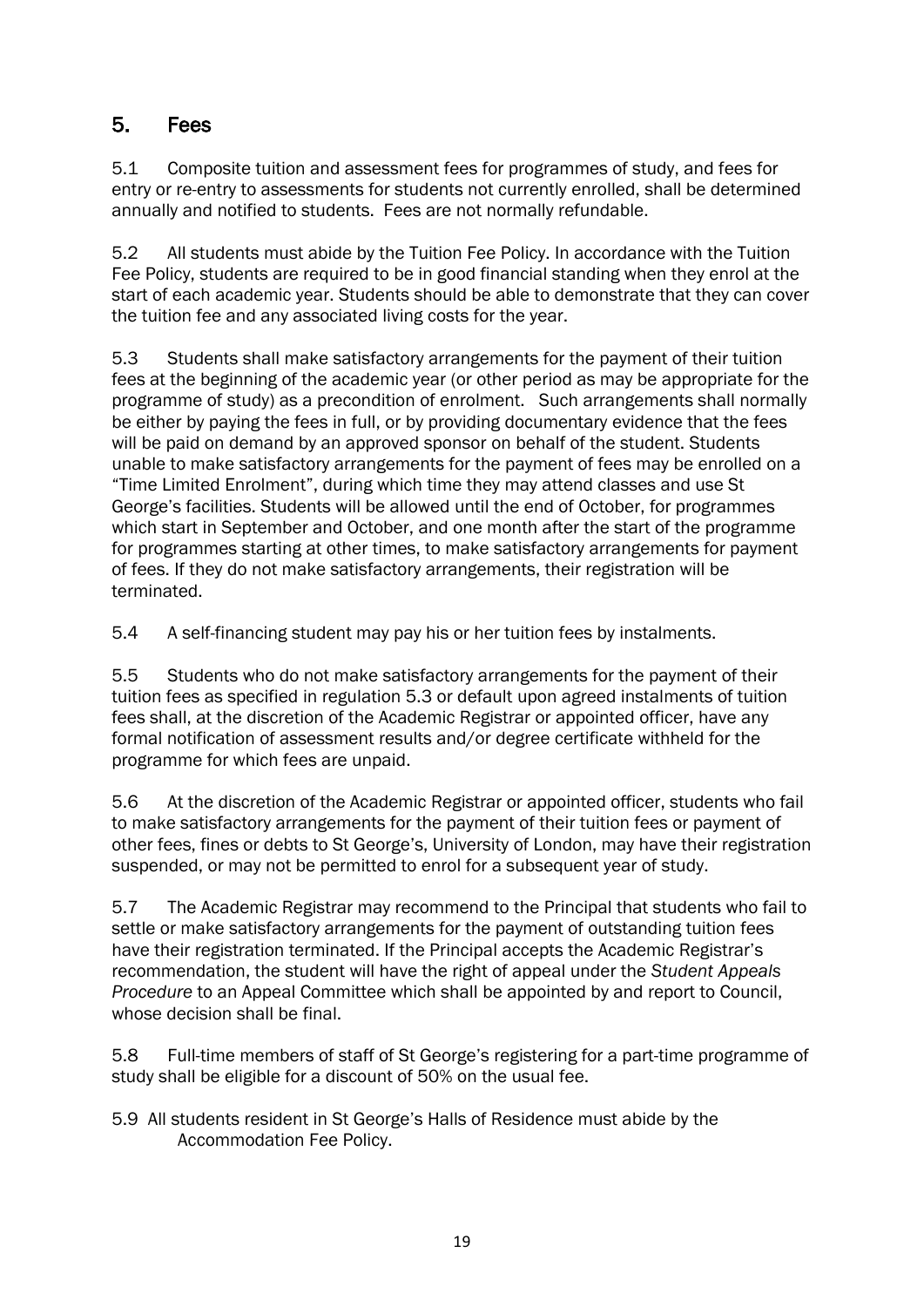## 5. Fees

5.1 Composite tuition and assessment fees for programmes of study, and fees for entry or re-entry to assessments for students not currently enrolled, shall be determined annually and notified to students. Fees are not normally refundable.

5.2 All students must abide by the Tuition Fee Policy. In accordance with the Tuition Fee Policy, students are required to be in good financial standing when they enrol at the start of each academic year. Students should be able to demonstrate that they can cover the tuition fee and any associated living costs for the year.

5.3 Students shall make satisfactory arrangements for the payment of their tuition fees at the beginning of the academic year (or other period as may be appropriate for the programme of study) as a precondition of enrolment. Such arrangements shall normally be either by paying the fees in full, or by providing documentary evidence that the fees will be paid on demand by an approved sponsor on behalf of the student. Students unable to make satisfactory arrangements for the payment of fees may be enrolled on a "Time Limited Enrolment", during which time they may attend classes and use St George's facilities. Students will be allowed until the end of October, for programmes which start in September and October, and one month after the start of the programme for programmes starting at other times, to make satisfactory arrangements for payment of fees. If they do not make satisfactory arrangements, their registration will be terminated.

5.4 A self-financing student may pay his or her tuition fees by instalments.

5.5 Students who do not make satisfactory arrangements for the payment of their tuition fees as specified in regulation 5.3 or default upon agreed instalments of tuition fees shall, at the discretion of the Academic Registrar or appointed officer, have any formal notification of assessment results and/or degree certificate withheld for the programme for which fees are unpaid.

5.6 At the discretion of the Academic Registrar or appointed officer, students who fail to make satisfactory arrangements for the payment of their tuition fees or payment of other fees, fines or debts to St George's, University of London, may have their registration suspended, or may not be permitted to enrol for a subsequent year of study.

5.7 The Academic Registrar may recommend to the Principal that students who fail to settle or make satisfactory arrangements for the payment of outstanding tuition fees have their registration terminated. If the Principal accepts the Academic Registrar's recommendation, the student will have the right of appeal under the *Student Appeals Procedure* to an Appeal Committee which shall be appointed by and report to Council, whose decision shall be final.

5.8 Full-time members of staff of St George's registering for a part-time programme of study shall be eligible for a discount of 50% on the usual fee.

5.9 All students resident in St George's Halls of Residence must abide by the Accommodation Fee Policy.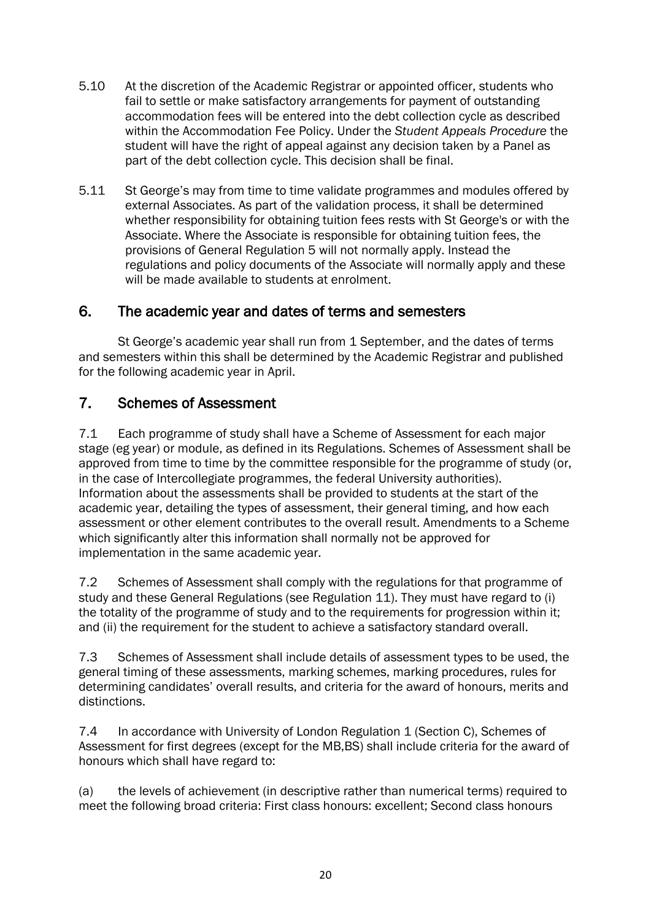5.10 At the discretion of the Academic Registrar or appointed officer, students who fail to settle or make satisfactory arrangements for payment of outstanding accommodation fees will be entered into the debt collection cycle as described within the Accommodation Fee Policy. Under the *Student Appeals Procedure* the student will have the right of appeal against any decision taken by a Panel as part of the debt collection cycle. This decision shall be final.

5.11 St George's may from time to time validate programmes and modules offered by external Associates. As part of the validation process, it shall be determined whether responsibility for obtaining tuition fees rests with St George's or with the Associate. Where the Associate is responsible for obtaining tuition fees, the provisions of General Regulation 5 will not normally apply. Instead the regulations and policy documents of the Associate will normally apply and these will be made available to students at enrolment.

## 6. The academic year and dates of terms and semesters

St George's academic year shall run from 1 September, and the dates of terms and semesters within this shall be determined by the Academic Registrar and published for the following academic year in April.

## 7. Schemes of Assessment

7.1 Each programme of study shall have a Scheme of Assessment for each major stage (eg year) or module, as defined in its Regulations. Schemes of Assessment shall be approved from time to time by the committee responsible for the programme of study (or, in the case of Intercollegiate programmes, the federal University authorities). Information about the assessments shall be provided to students at the start of the academic year, detailing the types of assessment, their general timing, and how each assessment or other element contributes to the overall result. Amendments to a Scheme which significantly alter this information shall normally not be approved for implementation in the same academic year.

7.2 Schemes of Assessment shall comply with the regulations for that programme of study and these General Regulations (see Regulation 11). They must have regard to (i) the totality of the programme of study and to the requirements for progression within it; and (ii) the requirement for the student to achieve a satisfactory standard overall.

7.3 Schemes of Assessment shall include details of assessment types to be used, the general timing of these assessments, marking schemes, marking procedures, rules for determining candidates' overall results, and criteria for the award of honours, merits and distinctions.

7.4 In accordance with University of London Regulation 1 (Section C), Schemes of Assessment for first degrees (except for the MB,BS) shall include criteria for the award of honours which shall have regard to:

(a) the levels of achievement (in descriptive rather than numerical terms) required to meet the following broad criteria: First class honours: excellent; Second class honours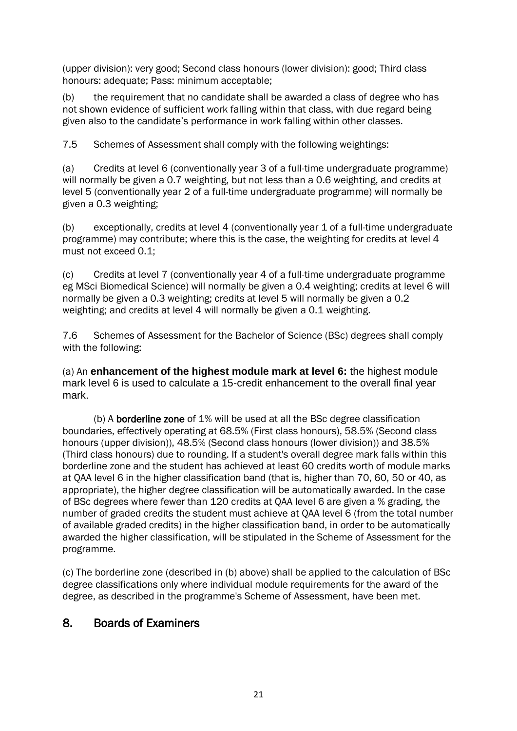(upper division): very good; Second class honours (lower division): good; Third class honours: adequate; Pass: minimum acceptable;

(b) the requirement that no candidate shall be awarded a class of degree who has not shown evidence of sufficient work falling within that class, with due regard being given also to the candidate's performance in work falling within other classes.

7.5 Schemes of Assessment shall comply with the following weightings:

(a) Credits at level 6 (conventionally year 3 of a full-time undergraduate programme) will normally be given a 0.7 weighting, but not less than a 0.6 weighting, and credits at level 5 (conventionally year 2 of a full-time undergraduate programme) will normally be given a 0.3 weighting;

(b) exceptionally, credits at level 4 (conventionally year 1 of a full-time undergraduate programme) may contribute; where this is the case, the weighting for credits at level 4 must not exceed 0.1;

(c) Credits at level 7 (conventionally year 4 of a full-time undergraduate programme eg MSci Biomedical Science) will normally be given a 0.4 weighting; credits at level 6 will normally be given a 0.3 weighting; credits at level 5 will normally be given a 0.2 weighting; and credits at level 4 will normally be given a 0.1 weighting.

7.6 Schemes of Assessment for the Bachelor of Science (BSc) degrees shall comply with the following:

(a) An **enhancement of the highest module mark at level 6:** the highest module mark level 6 is used to calculate a 15-credit enhancement to the overall final year mark.

(b) A **borderline zone** of 1% will be used at all the BSc degree classification boundaries, effectively operating at 68.5% (First class honours), 58.5% (Second class honours (upper division)), 48.5% (Second class honours (lower division)) and 38.5% (Third class honours) due to rounding. If a student's overall degree mark falls within this borderline zone and the student has achieved at least 60 credits worth of module marks at QAA level 6 in the higher classification band (that is, higher than 70, 60, 50 or 40, as appropriate), the higher degree classification will be automatically awarded. In the case of BSc degrees where fewer than 120 credits at QAA level 6 are given a % grading, the number of graded credits the student must achieve at QAA level 6 (from the total number of available graded credits) in the higher classification band, in order to be automatically awarded the higher classification, will be stipulated in the Scheme of Assessment for the programme.

(c) The borderline zone (described in (b) above) shall be applied to the calculation of BSc degree classifications only where individual module requirements for the award of the degree, as described in the programme's Scheme of Assessment, have been met.

## 8. Boards of Examiners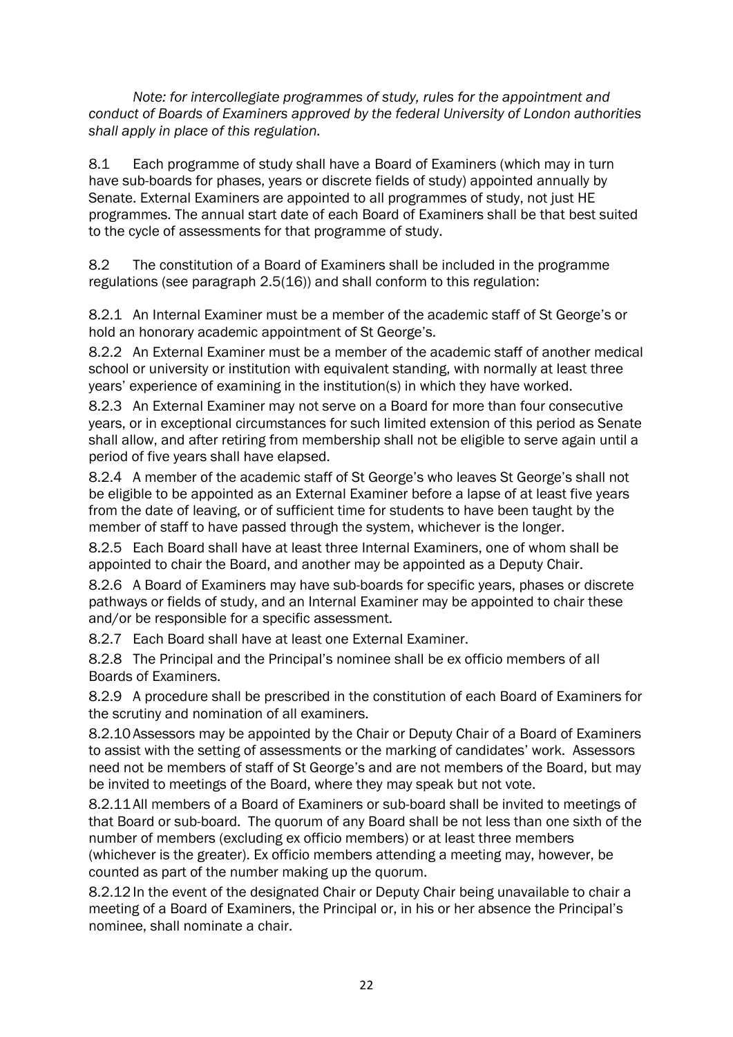*Note: for intercollegiate programmes of study, rules for the appointment and conduct of Boards of Examiners approved by the federal University of London authorities shall apply in place of this regulation.*

8.1 Each programme of study shall have a Board of Examiners (which may in turn have sub-boards for phases, years or discrete fields of study) appointed annually by Senate. External Examiners are appointed to all programmes of study, not just HE programmes. The annual start date of each Board of Examiners shall be that best suited to the cycle of assessments for that programme of study.

8.2 The constitution of a Board of Examiners shall be included in the programme regulations (see paragraph 2.5(16)) and shall conform to this regulation:

8.2.1 An Internal Examiner must be a member of the academic staff of St George's or hold an honorary academic appointment of St George's.

8.2.2 An External Examiner must be a member of the academic staff of another medical school or university or institution with equivalent standing, with normally at least three years' experience of examining in the institution(s) in which they have worked.

8.2.3 An External Examiner may not serve on a Board for more than four consecutive years, or in exceptional circumstances for such limited extension of this period as Senate shall allow, and after retiring from membership shall not be eligible to serve again until a period of five years shall have elapsed.

8.2.4 A member of the academic staff of St George's who leaves St George's shall not be eligible to be appointed as an External Examiner before a lapse of at least five years from the date of leaving, or of sufficient time for students to have been taught by the member of staff to have passed through the system, whichever is the longer.

8.2.5 Each Board shall have at least three Internal Examiners, one of whom shall be appointed to chair the Board, and another may be appointed as a Deputy Chair.

8.2.6 A Board of Examiners may have sub-boards for specific years, phases or discrete pathways or fields of study, and an Internal Examiner may be appointed to chair these and/or be responsible for a specific assessment.

8.2.7 Each Board shall have at least one External Examiner.

8.2.8 The Principal and the Principal's nominee shall be ex officio members of all Boards of Examiners.

8.2.9 A procedure shall be prescribed in the constitution of each Board of Examiners for the scrutiny and nomination of all examiners.

8.2.10 Assessors may be appointed by the Chair or Deputy Chair of a Board of Examiners to assist with the setting of assessments or the marking of candidates' work. Assessors need not be members of staff of St George's and are not members of the Board, but may be invited to meetings of the Board, where they may speak but not vote.

8.2.11 All members of a Board of Examiners or sub-board shall be invited to meetings of that Board or sub-board. The quorum of any Board shall be not less than one sixth of the number of members (excluding ex officio members) or at least three members (whichever is the greater). Ex officio members attending a meeting may, however, be counted as part of the number making up the quorum.

8.2.12 In the event of the designated Chair or Deputy Chair being unavailable to chair a meeting of a Board of Examiners, the Principal or, in his or her absence the Principal's nominee, shall nominate a chair.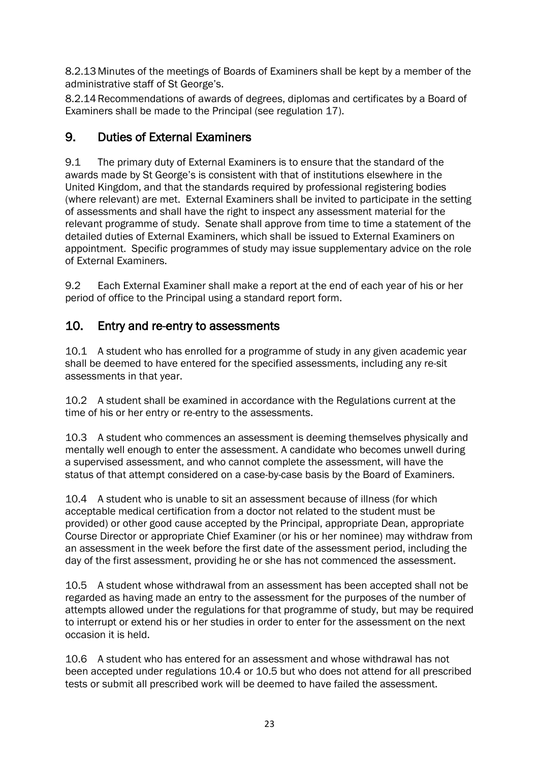8.2.13 Minutes of the meetings of Boards of Examiners shall be kept by a member of the administrative staff of St George's.

8.2.14 Recommendations of awards of degrees, diplomas and certificates by a Board of Examiners shall be made to the Principal (see regulation 17).

## 9. Duties of External Examiners

9.1 The primary duty of External Examiners is to ensure that the standard of the awards made by St George's is consistent with that of institutions elsewhere in the United Kingdom, and that the standards required by professional registering bodies (where relevant) are met. External Examiners shall be invited to participate in the setting of assessments and shall have the right to inspect any assessment material for the relevant programme of study. Senate shall approve from time to time a statement of the detailed duties of External Examiners, which shall be issued to External Examiners on appointment. Specific programmes of study may issue supplementary advice on the role of External Examiners.

9.2 Each External Examiner shall make a report at the end of each year of his or her period of office to the Principal using a standard report form.

## 10. Entry and re-entry to assessments

10.1 A student who has enrolled for a programme of study in any given academic year shall be deemed to have entered for the specified assessments, including any re-sit assessments in that year.

10.2 A student shall be examined in accordance with the Regulations current at the time of his or her entry or re-entry to the assessments.

10.3 A student who commences an assessment is deeming themselves physically and mentally well enough to enter the assessment. A candidate who becomes unwell during a supervised assessment, and who cannot complete the assessment, will have the status of that attempt considered on a case-by-case basis by the Board of Examiners.

10.4 A student who is unable to sit an assessment because of illness (for which acceptable medical certification from a doctor not related to the student must be provided) or other good cause accepted by the Principal, appropriate Dean, appropriate Course Director or appropriate Chief Examiner (or his or her nominee) may withdraw from an assessment in the week before the first date of the assessment period, including the day of the first assessment, providing he or she has not commenced the assessment.

10.5 A student whose withdrawal from an assessment has been accepted shall not be regarded as having made an entry to the assessment for the purposes of the number of attempts allowed under the regulations for that programme of study, but may be required to interrupt or extend his or her studies in order to enter for the assessment on the next occasion it is held.

10.6 A student who has entered for an assessment and whose withdrawal has not been accepted under regulations 10.4 or 10.5 but who does not attend for all prescribed tests or submit all prescribed work will be deemed to have failed the assessment.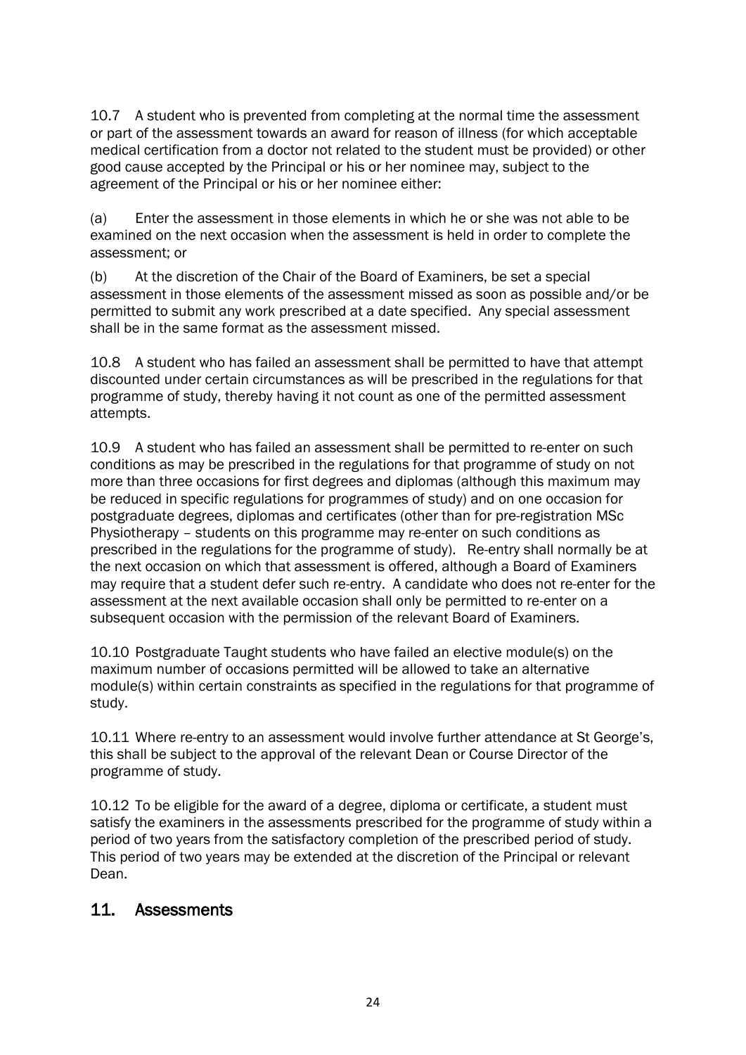10.7 A student who is prevented from completing at the normal time the assessment or part of the assessment towards an award for reason of illness (for which acceptable medical certification from a doctor not related to the student must be provided) or other good cause accepted by the Principal or his or her nominee may, subject to the agreement of the Principal or his or her nominee either:

(a) Enter the assessment in those elements in which he or she was not able to be examined on the next occasion when the assessment is held in order to complete the assessment; or

(b) At the discretion of the Chair of the Board of Examiners, be set a special assessment in those elements of the assessment missed as soon as possible and/or be permitted to submit any work prescribed at a date specified. Any special assessment shall be in the same format as the assessment missed.

10.8 A student who has failed an assessment shall be permitted to have that attempt discounted under certain circumstances as will be prescribed in the regulations for that programme of study, thereby having it not count as one of the permitted assessment attempts.

10.9 A student who has failed an assessment shall be permitted to re-enter on such conditions as may be prescribed in the regulations for that programme of study on not more than three occasions for first degrees and diplomas (although this maximum may be reduced in specific regulations for programmes of study) and on one occasion for postgraduate degrees, diplomas and certificates (other than for pre-registration MSc Physiotherapy – students on this programme may re-enter on such conditions as prescribed in the regulations for the programme of study). Re-entry shall normally be at the next occasion on which that assessment is offered, although a Board of Examiners may require that a student defer such re-entry. A candidate who does not re-enter for the assessment at the next available occasion shall only be permitted to re-enter on a subsequent occasion with the permission of the relevant Board of Examiners.

10.10 Postgraduate Taught students who have failed an elective module(s) on the maximum number of occasions permitted will be allowed to take an alternative module(s) within certain constraints as specified in the regulations for that programme of study.

10.11 Where re-entry to an assessment would involve further attendance at St George's, this shall be subject to the approval of the relevant Dean or Course Director of the programme of study.

10.12 To be eligible for the award of a degree, diploma or certificate, a student must satisfy the examiners in the assessments prescribed for the programme of study within a period of two years from the satisfactory completion of the prescribed period of study. This period of two years may be extended at the discretion of the Principal or relevant Dean.

## 11. Assessments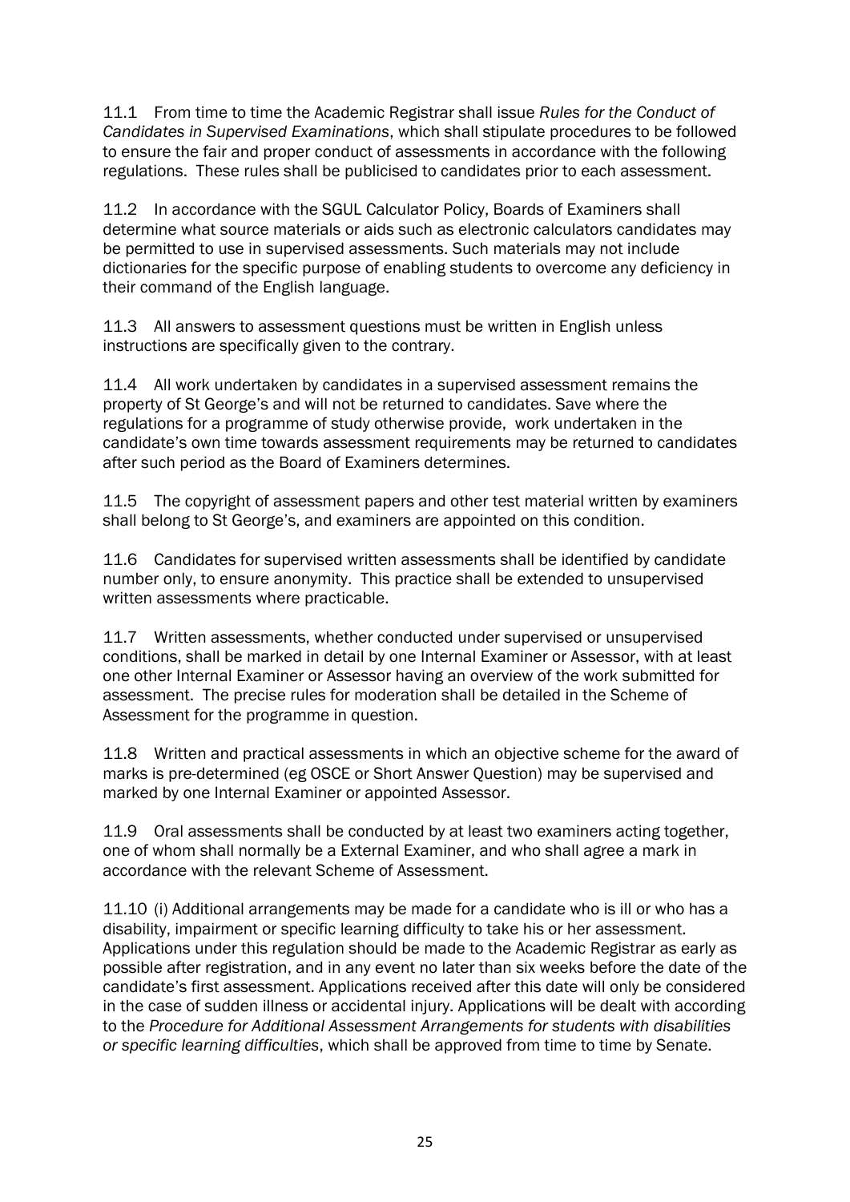11.1 From time to time the Academic Registrar shall issue *Rules for the Conduct of Candidates in Supervised Examinations*, which shall stipulate procedures to be followed to ensure the fair and proper conduct of assessments in accordance with the following regulations. These rules shall be publicised to candidates prior to each assessment.

11.2 In accordance with the SGUL Calculator Policy, Boards of Examiners shall determine what source materials or aids such as electronic calculators candidates may be permitted to use in supervised assessments. Such materials may not include dictionaries for the specific purpose of enabling students to overcome any deficiency in their command of the English language.

11.3 All answers to assessment questions must be written in English unless instructions are specifically given to the contrary.

11.4 All work undertaken by candidates in a supervised assessment remains the property of St George's and will not be returned to candidates. Save where the regulations for a programme of study otherwise provide, work undertaken in the candidate's own time towards assessment requirements may be returned to candidates after such period as the Board of Examiners determines.

11.5 The copyright of assessment papers and other test material written by examiners shall belong to St George's, and examiners are appointed on this condition.

11.6 Candidates for supervised written assessments shall be identified by candidate number only, to ensure anonymity. This practice shall be extended to unsupervised written assessments where practicable.

11.7 Written assessments, whether conducted under supervised or unsupervised conditions, shall be marked in detail by one Internal Examiner or Assessor, with at least one other Internal Examiner or Assessor having an overview of the work submitted for assessment. The precise rules for moderation shall be detailed in the Scheme of Assessment for the programme in question.

11.8 Written and practical assessments in which an objective scheme for the award of marks is pre-determined (eg OSCE or Short Answer Question) may be supervised and marked by one Internal Examiner or appointed Assessor.

11.9 Oral assessments shall be conducted by at least two examiners acting together, one of whom shall normally be a External Examiner, and who shall agree a mark in accordance with the relevant Scheme of Assessment.

11.10 (i) Additional arrangements may be made for a candidate who is ill or who has a disability, impairment or specific learning difficulty to take his or her assessment. Applications under this regulation should be made to the Academic Registrar as early as possible after registration, and in any event no later than six weeks before the date of the candidate's first assessment. Applications received after this date will only be considered in the case of sudden illness or accidental injury. Applications will be dealt with according to the *Procedure for Additional Assessment Arrangements for students with disabilities or specific learning difficulties*, which shall be approved from time to time by Senate.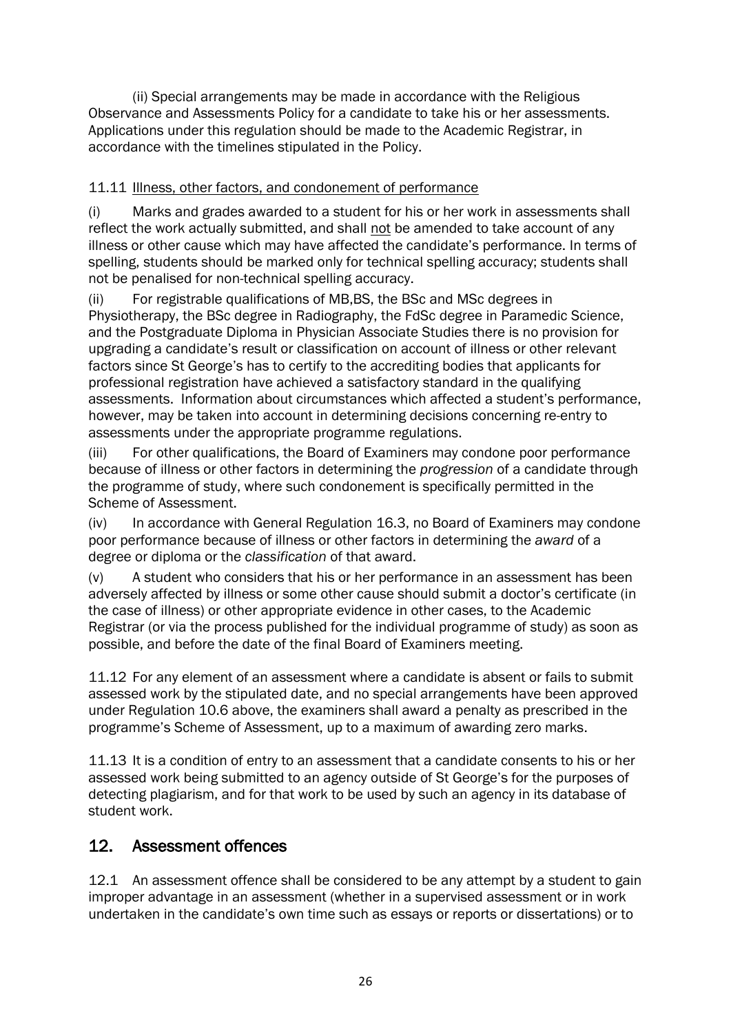(ii) Special arrangements may be made in accordance with the Religious Observance and Assessments Policy for a candidate to take his or her assessments. Applications under this regulation should be made to the Academic Registrar, in accordance with the timelines stipulated in the Policy.

11.11 Illness, other factors, and condonement of performance

(i) Marks and grades awarded to a student for his or her work in assessments shall reflect the work actually submitted, and shall not be amended to take account of any illness or other cause which may have affected the candidate's performance. In terms of spelling, students should be marked only for technical spelling accuracy; students shall not be penalised for non-technical spelling accuracy.

(ii) For registrable qualifications of MB,BS, the BSc and MSc degrees in Physiotherapy, the BSc degree in Radiography, the FdSc degree in Paramedic Science, and the Postgraduate Diploma in Physician Associate Studies there is no provision for upgrading a candidate's result or classification on account of illness or other relevant factors since St George's has to certify to the accrediting bodies that applicants for professional registration have achieved a satisfactory standard in the qualifying assessments. Information about circumstances which affected a student's performance, however, may be taken into account in determining decisions concerning re-entry to assessments under the appropriate programme regulations.

(iii) For other qualifications, the Board of Examiners may condone poor performance because of illness or other factors in determining the *progression* of a candidate through the programme of study, where such condonement is specifically permitted in the Scheme of Assessment.

(iv) In accordance with General Regulation 16.3, no Board of Examiners may condone poor performance because of illness or other factors in determining the *award* of a degree or diploma or the *classification* of that award.

(v) A student who considers that his or her performance in an assessment has been adversely affected by illness or some other cause should submit a doctor's certificate (in the case of illness) or other appropriate evidence in other cases, to the Academic Registrar (or via the process published for the individual programme of study) as soon as possible, and before the date of the final Board of Examiners meeting.

11.12 For any element of an assessment where a candidate is absent or fails to submit assessed work by the stipulated date, and no special arrangements have been approved under Regulation 10.6 above, the examiners shall award a penalty as prescribed in the programme's Scheme of Assessment, up to a maximum of awarding zero marks.

11.13 It is a condition of entry to an assessment that a candidate consents to his or her assessed work being submitted to an agency outside of St George's for the purposes of detecting plagiarism, and for that work to be used by such an agency in its database of student work.

## 12. Assessment offences

12.1 An assessment offence shall be considered to be any attempt by a student to gain improper advantage in an assessment (whether in a supervised assessment or in work undertaken in the candidate's own time such as essays or reports or dissertations) or to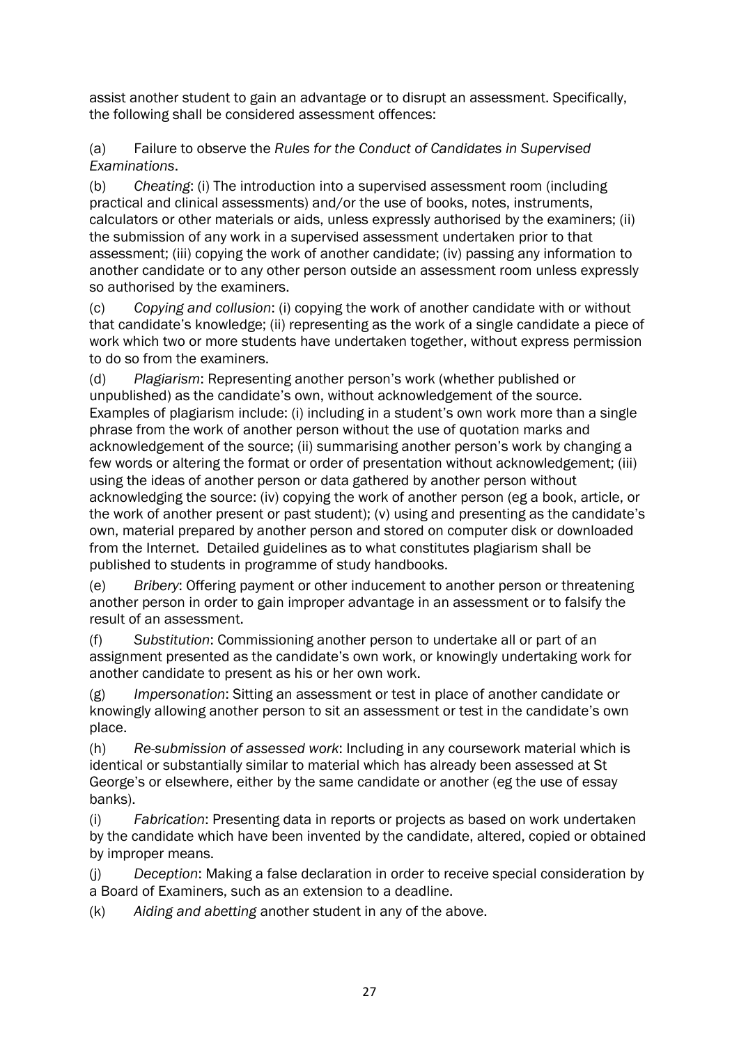assist another student to gain an advantage or to disrupt an assessment. Specifically, the following shall be considered assessment offences:

(a) Failure to observe the *Rules for the Conduct of Candidates in Supervised Examinations*.

(b) *Cheating*: (i) The introduction into a supervised assessment room (including practical and clinical assessments) and/or the use of books, notes, instruments, calculators or other materials or aids, unless expressly authorised by the examiners; (ii) the submission of any work in a supervised assessment undertaken prior to that assessment; (iii) copying the work of another candidate; (iv) passing any information to another candidate or to any other person outside an assessment room unless expressly so authorised by the examiners.

(c) *Copying and collusion*: (i) copying the work of another candidate with or without that candidate's knowledge; (ii) representing as the work of a single candidate a piece of work which two or more students have undertaken together, without express permission to do so from the examiners.

(d) *Plagiarism*: Representing another person's work (whether published or unpublished) as the candidate's own, without acknowledgement of the source. Examples of plagiarism include: (i) including in a student's own work more than a single phrase from the work of another person without the use of quotation marks and acknowledgement of the source; (ii) summarising another person's work by changing a few words or altering the format or order of presentation without acknowledgement; (iii) using the ideas of another person or data gathered by another person without acknowledging the source: (iv) copying the work of another person (eg a book, article, or the work of another present or past student); (v) using and presenting as the candidate's own, material prepared by another person and stored on computer disk or downloaded from the Internet. Detailed guidelines as to what constitutes plagiarism shall be published to students in programme of study handbooks.

(e) *Bribery*: Offering payment or other inducement to another person or threatening another person in order to gain improper advantage in an assessment or to falsify the result of an assessment.

(f) *Substitution*: Commissioning another person to undertake all or part of an assignment presented as the candidate's own work, or knowingly undertaking work for another candidate to present as his or her own work.

(g) *Impersonation*: Sitting an assessment or test in place of another candidate or knowingly allowing another person to sit an assessment or test in the candidate's own place.

(h) *Re-submission of assessed work*: Including in any coursework material which is identical or substantially similar to material which has already been assessed at St George's or elsewhere, either by the same candidate or another (eg the use of essay banks).

(i) *Fabrication*: Presenting data in reports or projects as based on work undertaken by the candidate which have been invented by the candidate, altered, copied or obtained by improper means.

(j) *Deception*: Making a false declaration in order to receive special consideration by a Board of Examiners, such as an extension to a deadline.

(k) *Aiding and abetting* another student in any of the above.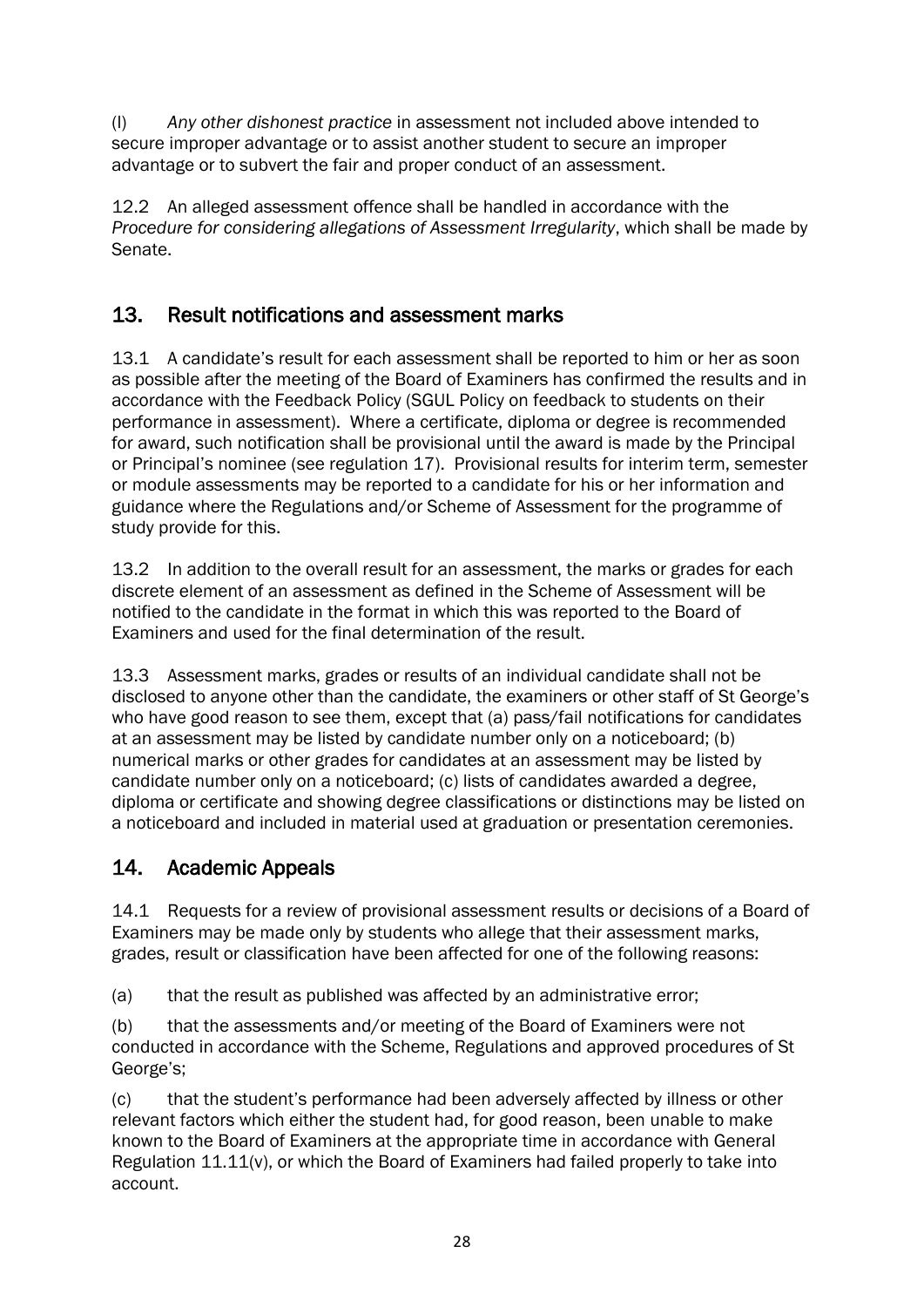(l) *Any other dishonest practice* in assessment not included above intended to secure improper advantage or to assist another student to secure an improper advantage or to subvert the fair and proper conduct of an assessment.

12.2 An alleged assessment offence shall be handled in accordance with the *Procedure for considering allegations of Assessment Irregularity*, which shall be made by Senate.

## 13. Result notifications and assessment marks

13.1 A candidate's result for each assessment shall be reported to him or her as soon as possible after the meeting of the Board of Examiners has confirmed the results and in accordance with the Feedback Policy (SGUL Policy on feedback to students on their performance in assessment). Where a certificate, diploma or degree is recommended for award, such notification shall be provisional until the award is made by the Principal or Principal's nominee (see regulation 17). Provisional results for interim term, semester or module assessments may be reported to a candidate for his or her information and guidance where the Regulations and/or Scheme of Assessment for the programme of study provide for this.

13.2 In addition to the overall result for an assessment, the marks or grades for each discrete element of an assessment as defined in the Scheme of Assessment will be notified to the candidate in the format in which this was reported to the Board of Examiners and used for the final determination of the result.

13.3 Assessment marks, grades or results of an individual candidate shall not be disclosed to anyone other than the candidate, the examiners or other staff of St George's who have good reason to see them, except that (a) pass/fail notifications for candidates at an assessment may be listed by candidate number only on a noticeboard; (b) numerical marks or other grades for candidates at an assessment may be listed by candidate number only on a noticeboard; (c) lists of candidates awarded a degree, diploma or certificate and showing degree classifications or distinctions may be listed on a noticeboard and included in material used at graduation or presentation ceremonies.

## 14. Academic Appeals

14.1 Requests for a review of provisional assessment results or decisions of a Board of Examiners may be made only by students who allege that their assessment marks, grades, result or classification have been affected for one of the following reasons:

(a) that the result as published was affected by an administrative error;

(b) that the assessments and/or meeting of the Board of Examiners were not conducted in accordance with the Scheme, Regulations and approved procedures of St George's;

(c) that the student's performance had been adversely affected by illness or other relevant factors which either the student had, for good reason, been unable to make known to the Board of Examiners at the appropriate time in accordance with General Regulation 11.11(v), or which the Board of Examiners had failed properly to take into account.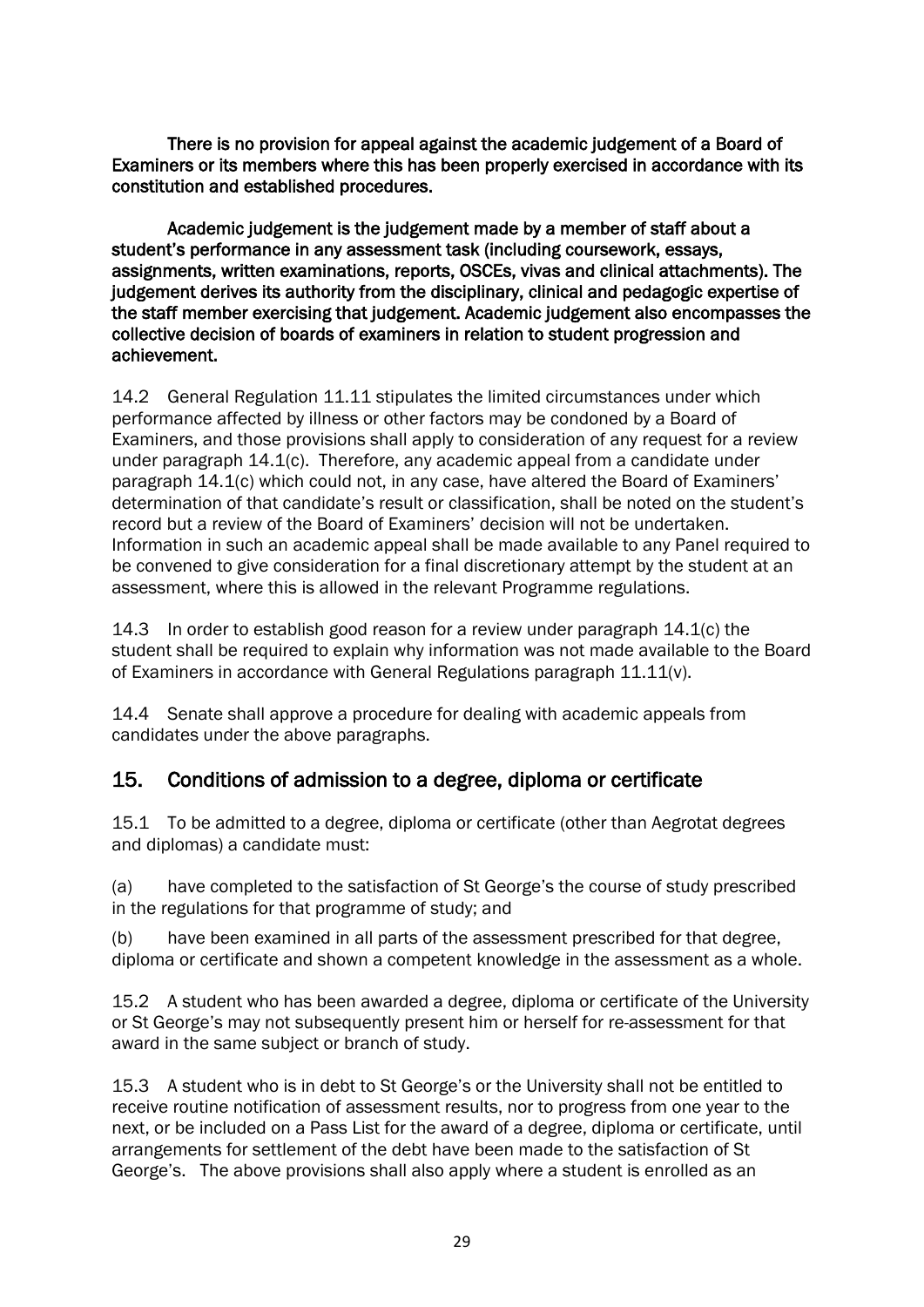**There is no provision for appeal against the academic judgement of a Board of Examiners or its members where this has been properly exercised in accordance with its constitution and established procedures.**

**Academic judgement is the judgement made by a member of staff about a student's performance in any assessment task (including coursework, essays, assignments, written examinations, reports, OSCEs, vivas and clinical attachments). The judgement derives its authority from the disciplinary, clinical and pedagogic expertise of the staff member exercising that judgement. Academic judgement also encompasses the collective decision of boards of examiners in relation to student progression and achievement.**

14.2 General Regulation 11.11 stipulates the limited circumstances under which performance affected by illness or other factors may be condoned by a Board of Examiners, and those provisions shall apply to consideration of any request for a review under paragraph 14.1(c). Therefore, any academic appeal from a candidate under paragraph 14.1(c) which could not, in any case, have altered the Board of Examiners' determination of that candidate's result or classification, shall be noted on the student's record but a review of the Board of Examiners' decision will not be undertaken. Information in such an academic appeal shall be made available to any Panel required to be convened to give consideration for a final discretionary attempt by the student at an assessment, where this is allowed in the relevant Programme regulations.

14.3 In order to establish good reason for a review under paragraph 14.1(c) the student shall be required to explain why information was not made available to the Board of Examiners in accordance with General Regulations paragraph 11.11(v).

14.4 Senate shall approve a procedure for dealing with academic appeals from candidates under the above paragraphs.

## 15. Conditions of admission to a degree, diploma or certificate

15.1 To be admitted to a degree, diploma or certificate (other than Aegrotat degrees and diplomas) a candidate must:

(a) have completed to the satisfaction of St George's the course of study prescribed in the regulations for that programme of study; and

(b) have been examined in all parts of the assessment prescribed for that degree, diploma or certificate and shown a competent knowledge in the assessment as a whole.

15.2 A student who has been awarded a degree, diploma or certificate of the University or St George's may not subsequently present him or herself for re-assessment for that award in the same subject or branch of study.

15.3 A student who is in debt to St George's or the University shall not be entitled to receive routine notification of assessment results, nor to progress from one year to the next, or be included on a Pass List for the award of a degree, diploma or certificate, until arrangements for settlement of the debt have been made to the satisfaction of St George's. The above provisions shall also apply where a student is enrolled as an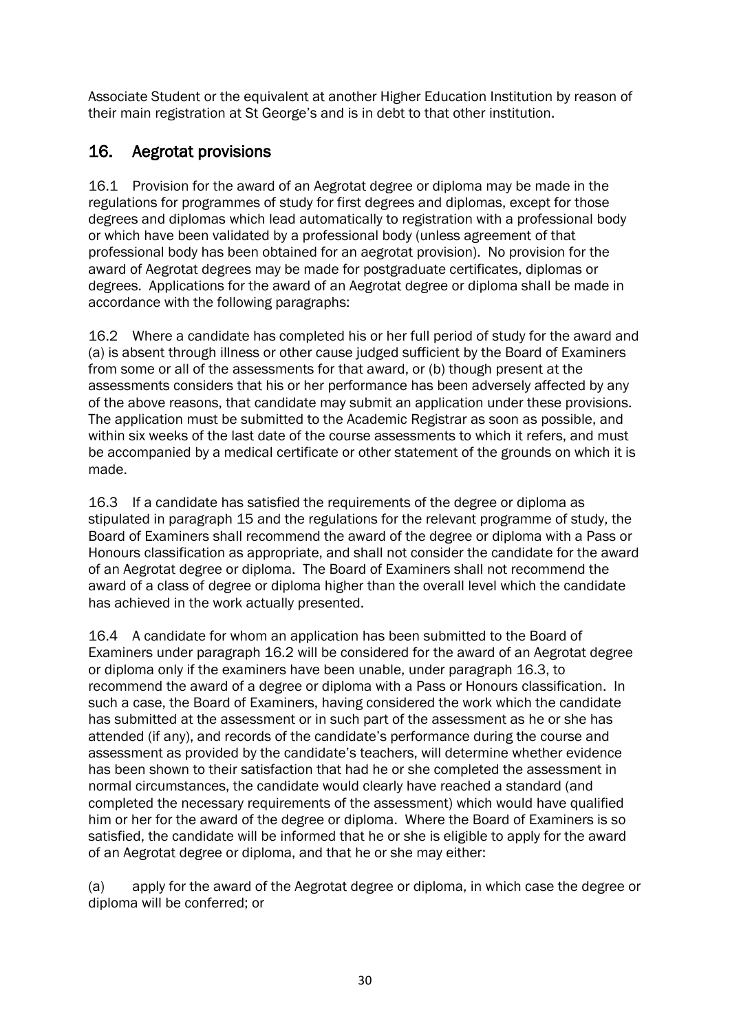Associate Student or the equivalent at another Higher Education Institution by reason of their main registration at St George's and is in debt to that other institution.

## 16. Aegrotat provisions

16.1 Provision for the award of an Aegrotat degree or diploma may be made in the regulations for programmes of study for first degrees and diplomas, except for those degrees and diplomas which lead automatically to registration with a professional body or which have been validated by a professional body (unless agreement of that professional body has been obtained for an aegrotat provision). No provision for the award of Aegrotat degrees may be made for postgraduate certificates, diplomas or degrees. Applications for the award of an Aegrotat degree or diploma shall be made in accordance with the following paragraphs:

16.2 Where a candidate has completed his or her full period of study for the award and (a) is absent through illness or other cause judged sufficient by the Board of Examiners from some or all of the assessments for that award, or (b) though present at the assessments considers that his or her performance has been adversely affected by any of the above reasons, that candidate may submit an application under these provisions. The application must be submitted to the Academic Registrar as soon as possible, and within six weeks of the last date of the course assessments to which it refers, and must be accompanied by a medical certificate or other statement of the grounds on which it is made.

16.3 If a candidate has satisfied the requirements of the degree or diploma as stipulated in paragraph 15 and the regulations for the relevant programme of study, the Board of Examiners shall recommend the award of the degree or diploma with a Pass or Honours classification as appropriate, and shall not consider the candidate for the award of an Aegrotat degree or diploma. The Board of Examiners shall not recommend the award of a class of degree or diploma higher than the overall level which the candidate has achieved in the work actually presented.

16.4 A candidate for whom an application has been submitted to the Board of Examiners under paragraph 16.2 will be considered for the award of an Aegrotat degree or diploma only if the examiners have been unable, under paragraph 16.3, to recommend the award of a degree or diploma with a Pass or Honours classification. In such a case, the Board of Examiners, having considered the work which the candidate has submitted at the assessment or in such part of the assessment as he or she has attended (if any), and records of the candidate's performance during the course and assessment as provided by the candidate's teachers, will determine whether evidence has been shown to their satisfaction that had he or she completed the assessment in normal circumstances, the candidate would clearly have reached a standard (and completed the necessary requirements of the assessment) which would have qualified him or her for the award of the degree or diploma. Where the Board of Examiners is so satisfied, the candidate will be informed that he or she is eligible to apply for the award of an Aegrotat degree or diploma, and that he or she may either:

(a) apply for the award of the Aegrotat degree or diploma, in which case the degree or diploma will be conferred; or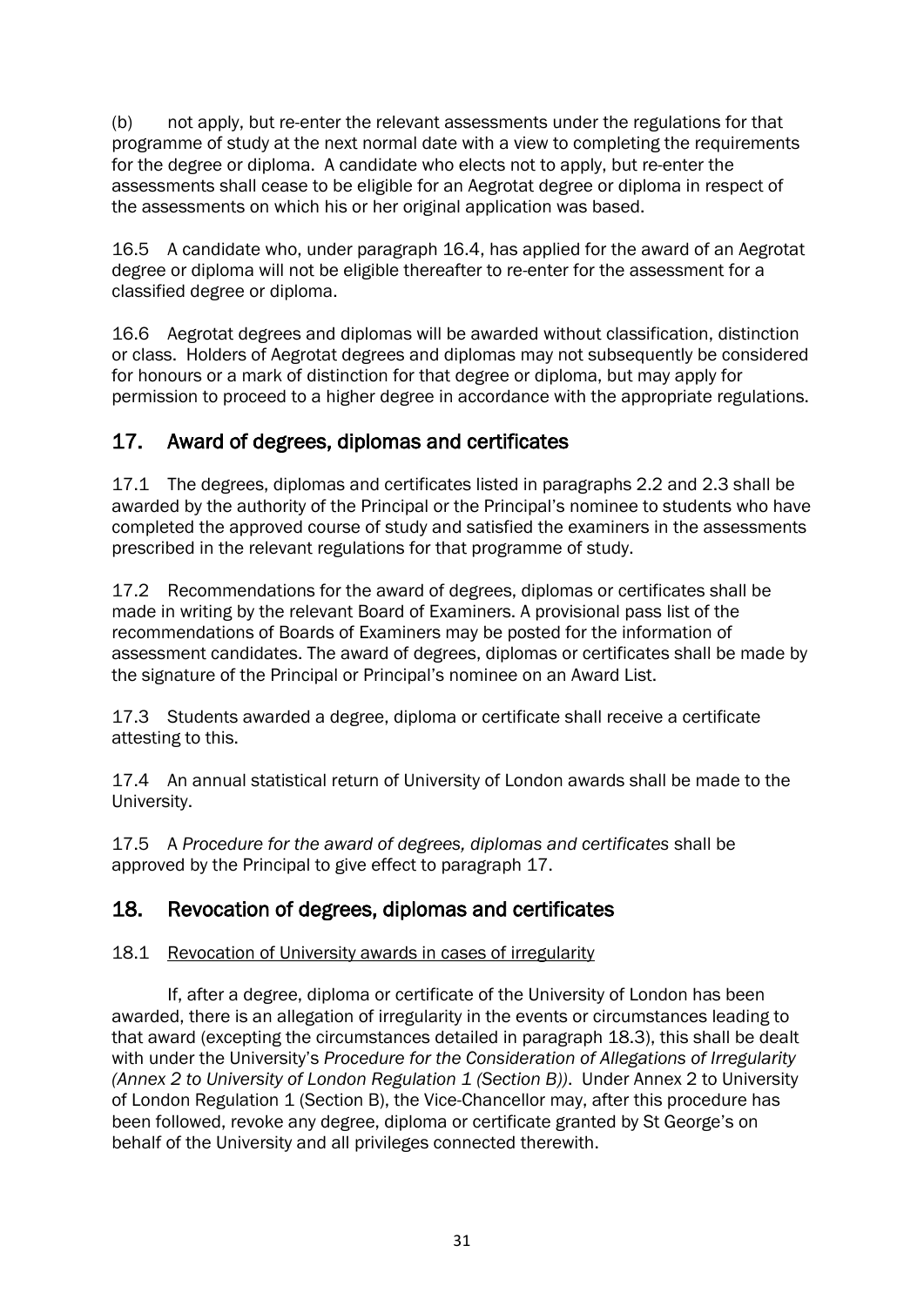(b) not apply, but re-enter the relevant assessments under the regulations for that programme of study at the next normal date with a view to completing the requirements for the degree or diploma. A candidate who elects not to apply, but re-enter the assessments shall cease to be eligible for an Aegrotat degree or diploma in respect of the assessments on which his or her original application was based.

16.5 A candidate who, under paragraph 16.4, has applied for the award of an Aegrotat degree or diploma will not be eligible thereafter to re-enter for the assessment for a classified degree or diploma.

16.6 Aegrotat degrees and diplomas will be awarded without classification, distinction or class. Holders of Aegrotat degrees and diplomas may not subsequently be considered for honours or a mark of distinction for that degree or diploma, but may apply for permission to proceed to a higher degree in accordance with the appropriate regulations.

## 17. Award of degrees, diplomas and certificates

17.1 The degrees, diplomas and certificates listed in paragraphs 2.2 and 2.3 shall be awarded by the authority of the Principal or the Principal's nominee to students who have completed the approved course of study and satisfied the examiners in the assessments prescribed in the relevant regulations for that programme of study.

17.2 Recommendations for the award of degrees, diplomas or certificates shall be made in writing by the relevant Board of Examiners. A provisional pass list of the recommendations of Boards of Examiners may be posted for the information of assessment candidates. The award of degrees, diplomas or certificates shall be made by the signature of the Principal or Principal's nominee on an Award List.

17.3 Students awarded a degree, diploma or certificate shall receive a certificate attesting to this.

17.4 An annual statistical return of University of London awards shall be made to the University.

17.5 A *Procedure for the award of degrees, diplomas and certificates* shall be approved by the Principal to give effect to paragraph 17.

## 18. Revocation of degrees, diplomas and certificates

18.1 Revocation of University awards in cases of irregularity

If, after a degree, diploma or certificate of the University of London has been awarded, there is an allegation of irregularity in the events or circumstances leading to that award (excepting the circumstances detailed in paragraph 18.3), this shall be dealt with under the University's *Procedure for the Consideration of Allegations of Irregularity (Annex 2 to University of London Regulation 1 (Section B))*. Under Annex 2 to University of London Regulation 1 (Section B), the Vice-Chancellor may, after this procedure has been followed, revoke any degree, diploma or certificate granted by St George's on behalf of the University and all privileges connected therewith.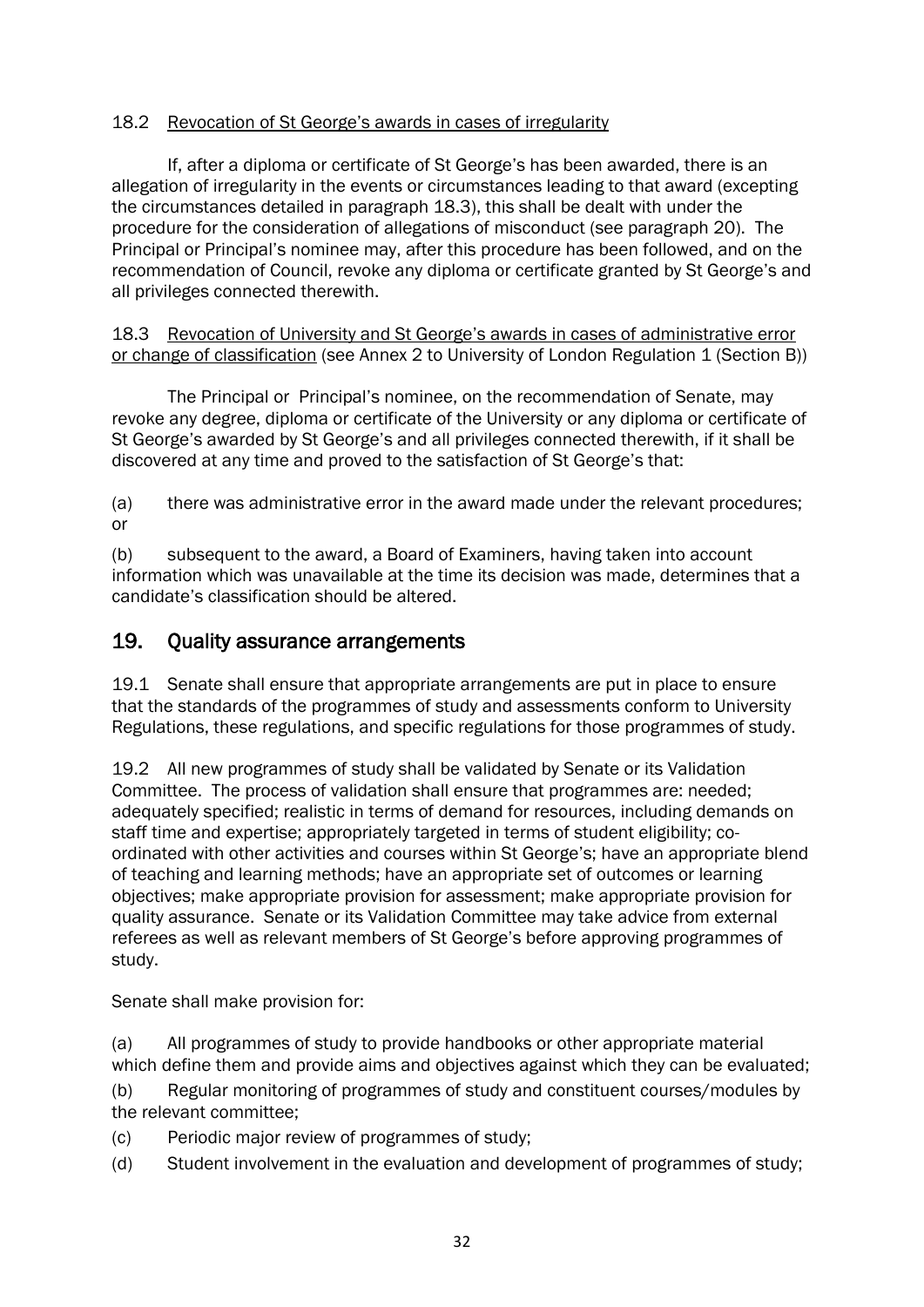18.2 Revocation of St George's awards in cases of irregularity

If, after a diploma or certificate of St George's has been awarded, there is an allegation of irregularity in the events or circumstances leading to that award (excepting the circumstances detailed in paragraph 18.3), this shall be dealt with under the procedure for the consideration of allegations of misconduct (see paragraph 20). The Principal or Principal's nominee may, after this procedure has been followed, and on the recommendation of Council, revoke any diploma or certificate granted by St George's and all privileges connected therewith.

18.3 Revocation of University and St George's awards in cases of administrative error or change of classification (see Annex 2 to University of London Regulation 1 (Section B))

The Principal or Principal's nominee, on the recommendation of Senate, may revoke any degree, diploma or certificate of the University or any diploma or certificate of St George's awarded by St George's and all privileges connected therewith, if it shall be discovered at any time and proved to the satisfaction of St George's that:

(a) there was administrative error in the award made under the relevant procedures; or

(b) subsequent to the award, a Board of Examiners, having taken into account information which was unavailable at the time its decision was made, determines that a candidate's classification should be altered.

## 19. Quality assurance arrangements

19.1 Senate shall ensure that appropriate arrangements are put in place to ensure that the standards of the programmes of study and assessments conform to University Regulations, these regulations, and specific regulations for those programmes of study.

19.2 All new programmes of study shall be validated by Senate or its Validation Committee. The process of validation shall ensure that programmes are: needed; adequately specified; realistic in terms of demand for resources, including demands on staff time and expertise; appropriately targeted in terms of student eligibility; co-ordinated with other activities and courses within St George's; have an appropriate blend of teaching and learning methods; have an appropriate set of outcomes or learning objectives; make appropriate provision for assessment; make appropriate provision for quality assurance. Senate or its Validation Committee may take advice from external referees as well as relevant members of St George's before approving programmes of study.

Senate shall make provision for:

(a) All programmes of study to provide handbooks or other appropriate material which define them and provide aims and objectives against which they can be evaluated;

(b) Regular monitoring of programmes of study and constituent courses/modules by the relevant committee;

(c) Periodic major review of programmes of study;

(d) Student involvement in the evaluation and development of programmes of study;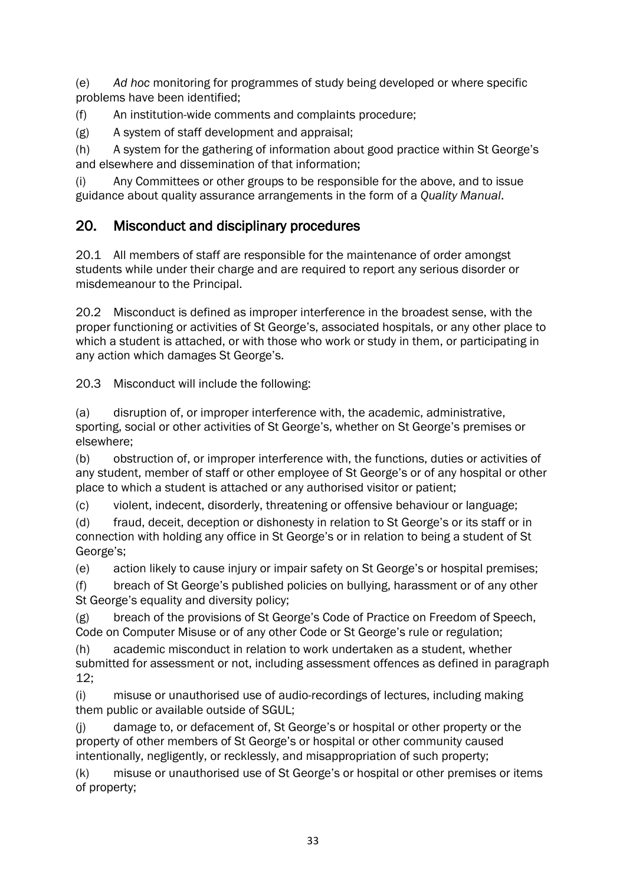(e) *Ad hoc* monitoring for programmes of study being developed or where specific problems have been identified;

(f) An institution-wide comments and complaints procedure;

(g) A system of staff development and appraisal;

(h) A system for the gathering of information about good practice within St George's and elsewhere and dissemination of that information;

(i) Any Committees or other groups to be responsible for the above, and to issue guidance about quality assurance arrangements in the form of a *Quality Manual*.

## 20. Misconduct and disciplinary procedures

20.1 All members of staff are responsible for the maintenance of order amongst students while under their charge and are required to report any serious disorder or misdemeanour to the Principal.

20.2 Misconduct is defined as improper interference in the broadest sense, with the proper functioning or activities of St George's, associated hospitals, or any other place to which a student is attached, or with those who work or study in them, or participating in any action which damages St George's.

20.3 Misconduct will include the following:

(a) disruption of, or improper interference with, the academic, administrative, sporting, social or other activities of St George's, whether on St George's premises or elsewhere;

(b) obstruction of, or improper interference with, the functions, duties or activities of any student, member of staff or other employee of St George's or of any hospital or other place to which a student is attached or any authorised visitor or patient;

(c) violent, indecent, disorderly, threatening or offensive behaviour or language;

(d) fraud, deceit, deception or dishonesty in relation to St George's or its staff or in connection with holding any office in St George's or in relation to being a student of St George's;

(e) action likely to cause injury or impair safety on St George's or hospital premises;

(f) breach of St George's published policies on bullying, harassment or of any other St George's equality and diversity policy;

(g) breach of the provisions of St George's Code of Practice on Freedom of Speech, Code on Computer Misuse or of any other Code or St George's rule or regulation;

(h) academic misconduct in relation to work undertaken as a student, whether submitted for assessment or not, including assessment offences as defined in paragraph 12;

(i) misuse or unauthorised use of audio-recordings of lectures, including making them public or available outside of SGUL;

(j) damage to, or defacement of, St George's or hospital or other property or the property of other members of St George's or hospital or other community caused intentionally, negligently, or recklessly, and misappropriation of such property;

(k) misuse or unauthorised use of St George's or hospital or other premises or items of property;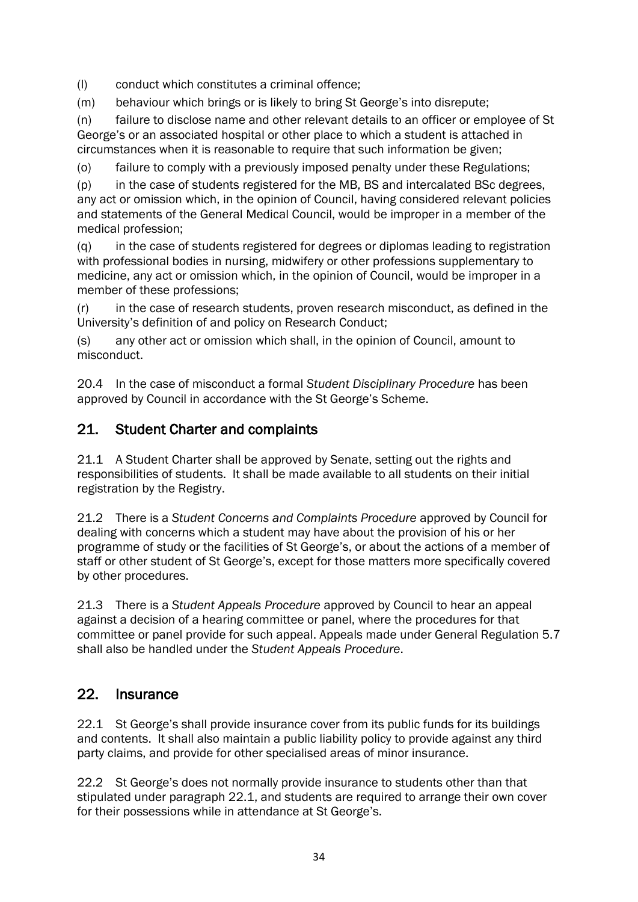(l) conduct which constitutes a criminal offence;

(m) behaviour which brings or is likely to bring St George's into disrepute;

(n) failure to disclose name and other relevant details to an officer or employee of St George's or an associated hospital or other place to which a student is attached in circumstances when it is reasonable to require that such information be given;

(o) failure to comply with a previously imposed penalty under these Regulations;

(p) in the case of students registered for the MB, BS and intercalated BSc degrees, any act or omission which, in the opinion of Council, having considered relevant policies and statements of the General Medical Council, would be improper in a member of the medical profession;

(q) in the case of students registered for degrees or diplomas leading to registration with professional bodies in nursing, midwifery or other professions supplementary to medicine, any act or omission which, in the opinion of Council, would be improper in a member of these professions;

(r) in the case of research students, proven research misconduct, as defined in the University's definition of and policy on Research Conduct;

(s) any other act or omission which shall, in the opinion of Council, amount to misconduct.

20.4 In the case of misconduct a formal *Student Disciplinary Procedure* has been approved by Council in accordance with the St George's Scheme.

## 21. Student Charter and complaints

21.1 A Student Charter shall be approved by Senate, setting out the rights and responsibilities of students. It shall be made available to all students on their initial registration by the Registry.

21.2 There is a *Student Concerns and Complaints Procedure* approved by Council for dealing with concerns which a student may have about the provision of his or her programme of study or the facilities of St George's, or about the actions of a member of staff or other student of St George's, except for those matters more specifically covered by other procedures.

21.3 There is a *Student Appeals Procedure* approved by Council to hear an appeal against a decision of a hearing committee or panel, where the procedures for that committee or panel provide for such appeal. Appeals made under General Regulation 5.7 shall also be handled under the *Student Appeals Procedure*.

## 22. Insurance

22.1 St George's shall provide insurance cover from its public funds for its buildings and contents. It shall also maintain a public liability policy to provide against any third party claims, and provide for other specialised areas of minor insurance.

22.2 St George's does not normally provide insurance to students other than that stipulated under paragraph 22.1, and students are required to arrange their own cover for their possessions while in attendance at St George's.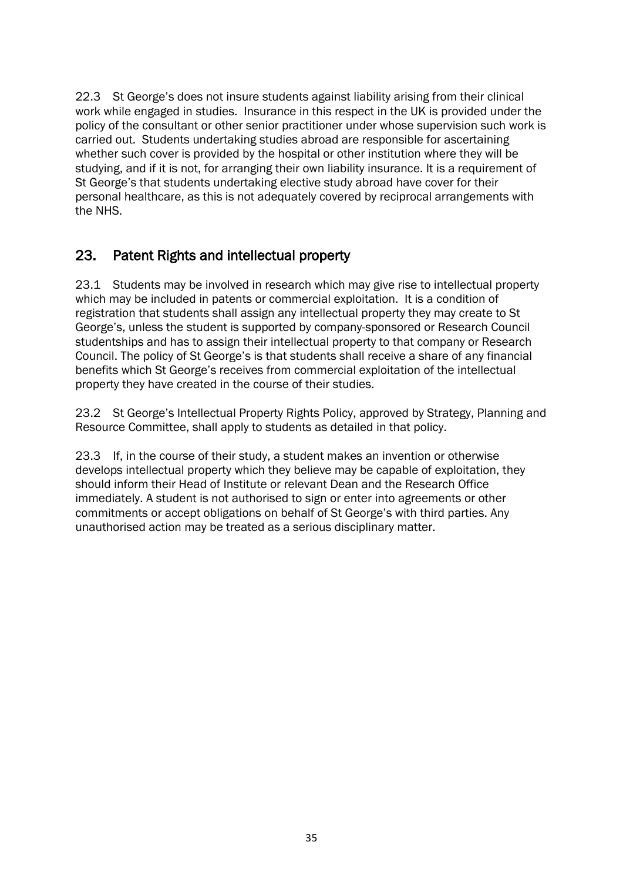22.3 St George's does not insure students against liability arising from their clinical work while engaged in studies. Insurance in this respect in the UK is provided under the policy of the consultant or other senior practitioner under whose supervision such work is carried out. Students undertaking studies abroad are responsible for ascertaining whether such cover is provided by the hospital or other institution where they will be studying, and if it is not, for arranging their own liability insurance. It is a requirement of St George's that students undertaking elective study abroad have cover for their personal healthcare, as this is not adequately covered by reciprocal arrangements with the NHS.

## 23. Patent Rights and intellectual property

23.1 Students may be involved in research which may give rise to intellectual property which may be included in patents or commercial exploitation. It is a condition of registration that students shall assign any intellectual property they may create to St George's, unless the student is supported by company-sponsored or Research Council studentships and has to assign their intellectual property to that company or Research Council. The policy of St George's is that students shall receive a share of any financial benefits which St George's receives from commercial exploitation of the intellectual property they have created in the course of their studies.

23.2 St George's Intellectual Property Rights Policy, approved by Strategy, Planning and Resource Committee, shall apply to students as detailed in that policy.

23.3 If, in the course of their study, a student makes an invention or otherwise develops intellectual property which they believe may be capable of exploitation, they should inform their Head of Institute or relevant Dean and the Research Office immediately. A student is not authorised to sign or enter into agreements or other commitments or accept obligations on behalf of St George's with third parties. Any unauthorised action may be treated as a serious disciplinary matter.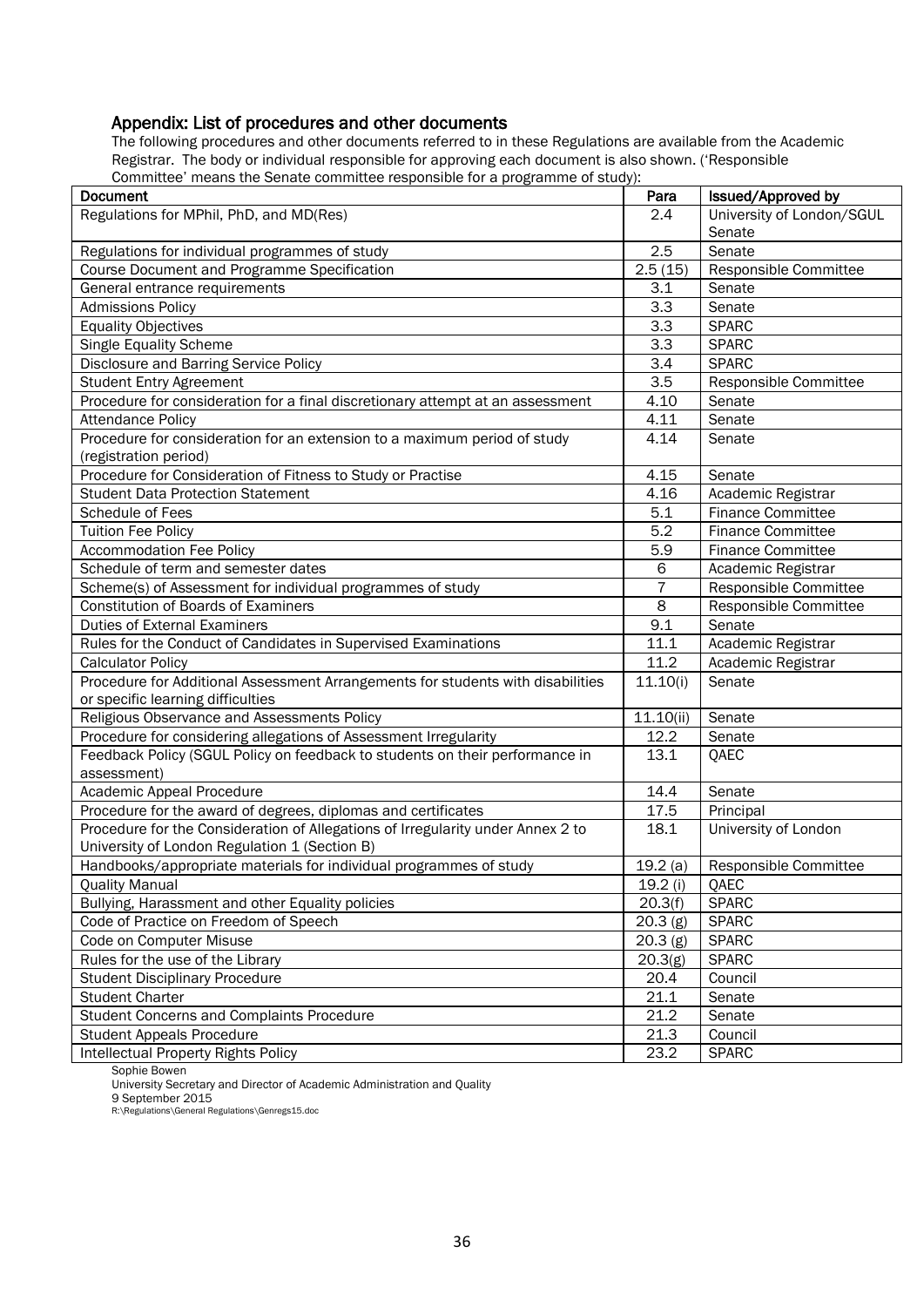## Appendix: List of procedures and other documents

The following procedures and other documents referred to in these Regulations are available from the Academic Registrar. The body or individual responsible for approving each document is also shown. ('Responsible Committee' means the Senate committee responsible for a programme of study):

| Document | Para | Issued/Approved by |
|---|---|---|
| Regulations for MPhil, PhD, and MD(Res) | 2.4 | University of London/SGUL Senate |
| Regulations for individual programmes of study | 2.5 | Senate |
| Course Document and Programme Specification | 2.5 (15) | Responsible Committee |
| General entrance requirements | 3.1 | Senate |
| Admissions Policy | 3.3 | Senate |
| Equality Objectives | 3.3 | SPARC |
| Single Equality Scheme | 3.3 | SPARC |
| Disclosure and Barring Service Policy | 3.4 | SPARC |
| Student Entry Agreement | 3.5 | Responsible Committee |
| Procedure for consideration for a final discretionary attempt at an assessment | 4.10 | Senate |
| Attendance Policy | 4.11 | Senate |
| Procedure for consideration for an extension to a maximum period of study (registration period) | 4.14 | Senate |
| Procedure for Consideration of Fitness to Study or Practise | 4.15 | Senate |
| Student Data Protection Statement | 4.16 | Academic Registrar |
| Schedule of Fees | 5.1 | Finance Committee |
| Tuition Fee Policy | 5.2 | Finance Committee |
| Accommodation Fee Policy | 5.9 | Finance Committee |
| Schedule of term and semester dates | 6 | Academic Registrar |
| Scheme(s) of Assessment for individual programmes of study | 7 | Responsible Committee |
| Constitution of Boards of Examiners | 8 | Responsible Committee |
| Duties of External Examiners | 9.1 | Senate |
| Rules for the Conduct of Candidates in Supervised Examinations | 11.1 | Academic Registrar |
| Calculator Policy | 11.2 | Academic Registrar |
| Procedure for Additional Assessment Arrangements for students with disabilities or specific learning difficulties | 11.10(i) | Senate |
| Religious Observance and Assessments Policy | 11.10(ii) | Senate |
| Procedure for considering allegations of Assessment Irregularity | 12.2 | Senate |
| Feedback Policy (SGUL Policy on feedback to students on their performance in assessment) | 13.1 | QAEC |
| Academic Appeal Procedure | 14.4 | Senate |
| Procedure for the award of degrees, diplomas and certificates | 17.5 | Principal |
| Procedure for the Consideration of Allegations of Irregularity under Annex 2 to University of London Regulation 1 (Section B) | 18.1 | University of London |
| Handbooks/appropriate materials for individual programmes of study | 19.2 (a) | Responsible Committee |
| Quality Manual | 19.2 (i) | QAEC |
| Bullying, Harassment and other Equality policies | 20.3(f) | SPARC |
| Code of Practice on Freedom of Speech | 20.3 (g) | SPARC |
| Code on Computer Misuse | 20.3 (g) | SPARC |
| Rules for the use of the Library | 20.3(g) | SPARC |
| Student Disciplinary Procedure | 20.4 | Council |
| Student Charter | 21.1 | Senate |
| Student Concerns and Complaints Procedure | 21.2 | Senate |
| Student Appeals Procedure | 21.3 | Council |
| Intellectual Property Rights Policy | 23.2 | SPARC |

Sophie Bowen
University Secretary and Director of Academic Administration and Quality
9 September 2015
R:\Regulations\General Regulations\Genregs15.doc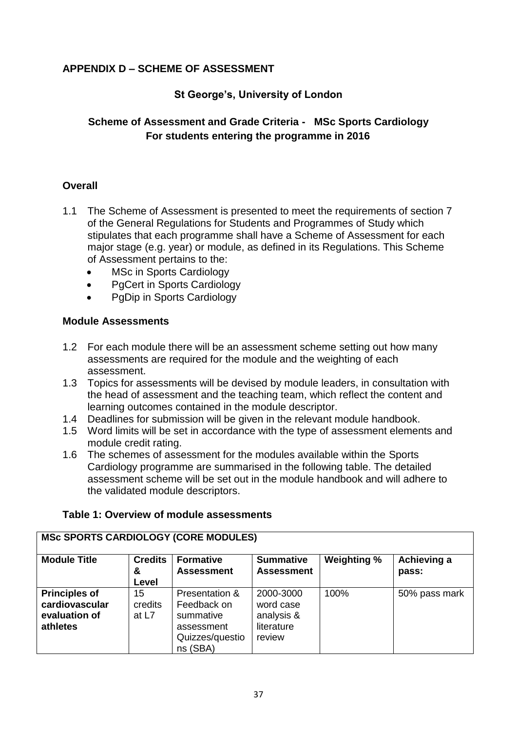## APPENDIX D – SCHEME OF ASSESSMENT

### St George's, University of London

### Scheme of Assessment and Grade Criteria - MSc Sports Cardiology For students entering the programme in 2016

**Overall**

1.1 The Scheme of Assessment is presented to meet the requirements of section 7 of the General Regulations for Students and Programmes of Study which stipulates that each programme shall have a Scheme of Assessment for each major stage (e.g. year) or module, as defined in its Regulations. This Scheme of Assessment pertains to the:

- MSc in Sports Cardiology
- PgCert in Sports Cardiology
- PgDip in Sports Cardiology

**Module Assessments**

1.2 For each module there will be an assessment scheme setting out how many assessments are required for the module and the weighting of each assessment.

1.3 Topics for assessments will be devised by module leaders, in consultation with the head of assessment and the teaching team, which reflect the content and learning outcomes contained in the module descriptor.

1.4 Deadlines for submission will be given in the relevant module handbook.

1.5 Word limits will be set in accordance with the type of assessment elements and module credit rating.

1.6 The schemes of assessment for the modules available within the Sports Cardiology programme are summarised in the following table. The detailed assessment scheme will be set out in the module handbook and will adhere to the validated module descriptors.

**Table 1: Overview of module assessments**

| **MSc SPORTS CARDIOLOGY (CORE MODULES)** | | | | | |
|---|---|---|---|---|---|
| **Module Title** | **Credits & Level** | **Formative Assessment** | **Summative Assessment** | **Weighting %** | **Achieving a pass:** |
| **Principles of cardiovascular evaluation of athletes** | 15 credits at L7 | Presentation & Feedback on summative assessment Quizzes/questions (SBA) | 2000-3000 word case analysis & literature review | 100% | 50% pass mark |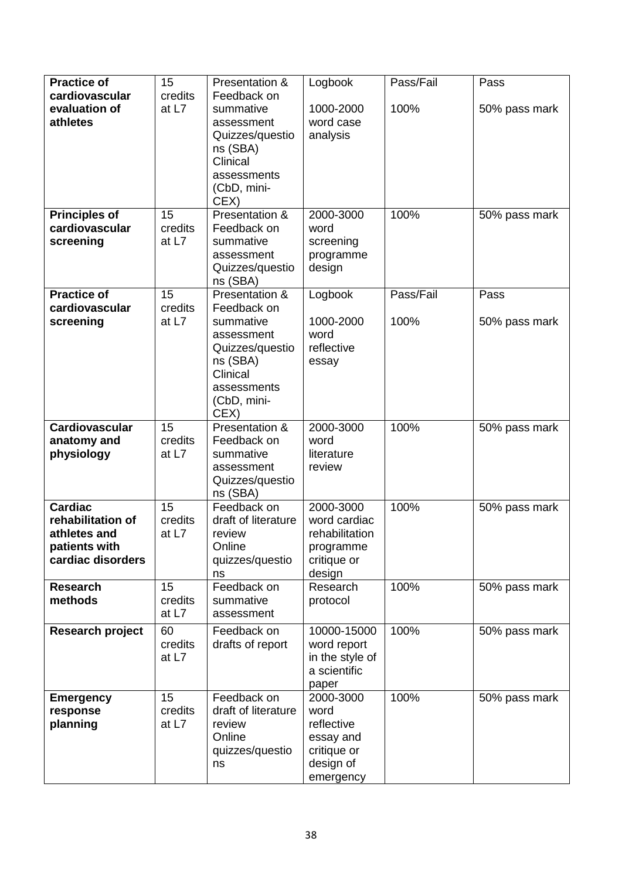| **Practice of cardiovascular evaluation of athletes** | 15 credits at L7 | Presentation & Feedback on summative assessment Quizzes/questions (SBA) Clinical assessments (CbD, mini-CEX) | Logbook<br><br>1000-2000 word case analysis | Pass/Fail<br><br>100% | Pass<br><br>50% pass mark |
|---|---|---|---|---|---|
| **Principles of cardiovascular screening** | 15 credits at L7 | Presentation & Feedback on summative assessment Quizzes/questions (SBA) | 2000-3000 word screening programme design | 100% | 50% pass mark |
| **Practice of cardiovascular screening** | 15 credits at L7 | Presentation & Feedback on summative assessment Quizzes/questions (SBA) Clinical assessments (CbD, mini-CEX) | Logbook<br><br>1000-2000 word reflective essay | Pass/Fail<br><br>100% | Pass<br><br>50% pass mark |
| **Cardiovascular anatomy and physiology** | 15 credits at L7 | Presentation & Feedback on summative assessment Quizzes/questions (SBA) | 2000-3000 word literature review | 100% | 50% pass mark |
| **Cardiac rehabilitation of athletes and patients with cardiac disorders** | 15 credits at L7 | Feedback on draft of literature review Online quizzes/questions | 2000-3000 word cardiac rehabilitation programme critique or design | 100% | 50% pass mark |
| **Research methods** | 15 credits at L7 | Feedback on summative assessment | Research protocol | 100% | 50% pass mark |
| **Research project** | 60 credits at L7 | Feedback on drafts of report | 10000-15000 word report in the style of a scientific paper | 100% | 50% pass mark |
| **Emergency response planning** | 15 credits at L7 | Feedback on draft of literature review Online quizzes/questions | 2000-3000 word reflective essay and critique or design of emergency | 100% | 50% pass mark |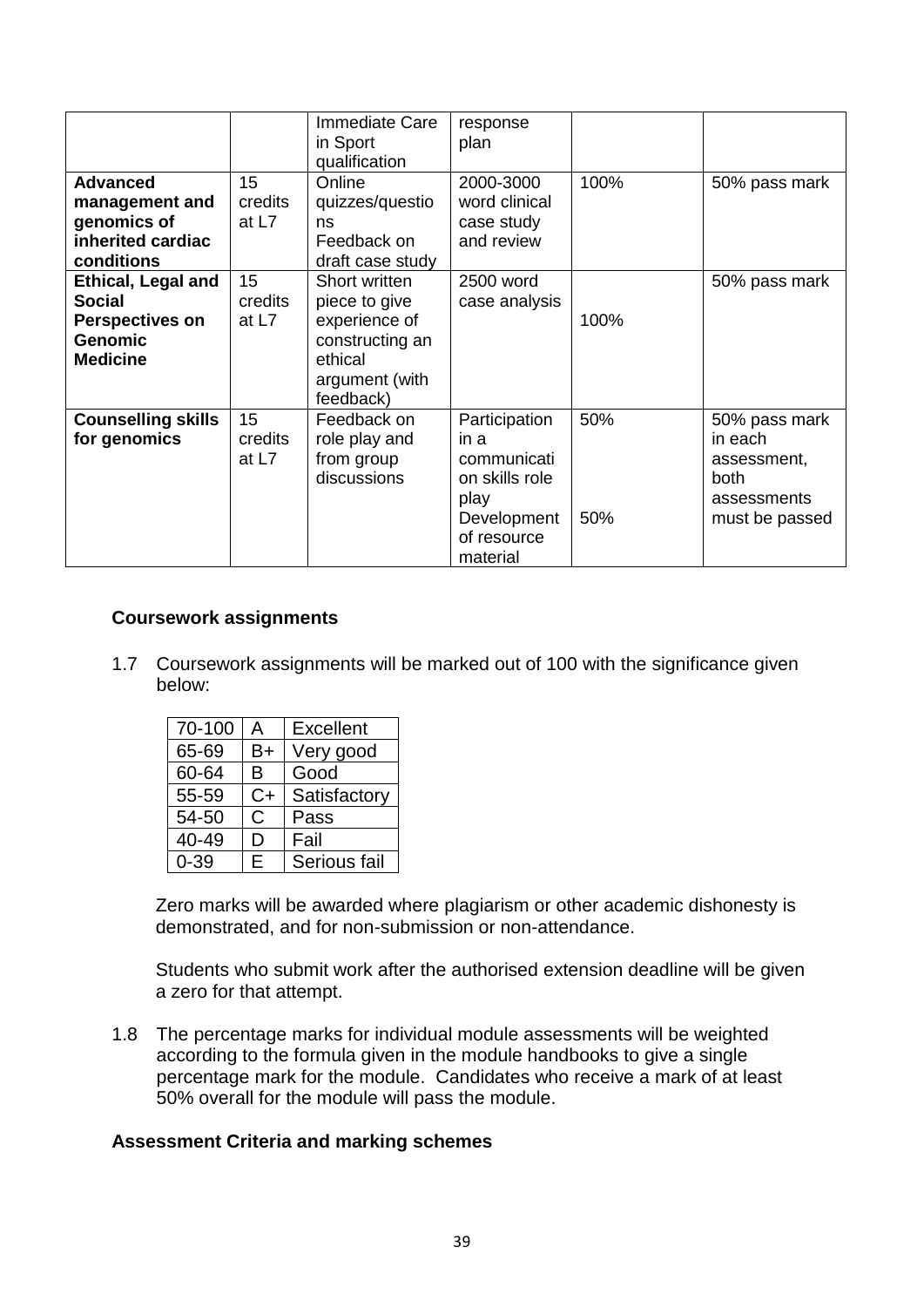| | | Immediate Care in Sport qualification | response plan | | |
|---|---|---|---|---|---|
| **Advanced management and genomics of inherited cardiac conditions** | 15 credits at L7 | Online quizzes/questions<br>Feedback on draft case study | 2000-3000 word clinical case study and review | 100% | 50% pass mark |
| **Ethical, Legal and Social Perspectives on Genomic Medicine** | 15 credits at L7 | Short written piece to give experience of constructing an ethical argument (with feedback) | 2500 word case analysis | 100% | 50% pass mark |
| **Counselling skills for genomics** | 15 credits at L7 | Feedback on role play and from group discussions | Participation in a communication skills role play<br>Development of resource material | 50%<br><br>50% | 50% pass mark in each assessment, both assessments must be passed |

### Coursework assignments

1.7 Coursework assignments will be marked out of 100 with the significance given below:

| 70-100 | A | Excellent |
|---|---|---|
| 65-69 | B+ | Very good |
| 60-64 | B | Good |
| 55-59 | C+ | Satisfactory |
| 54-50 | C | Pass |
| 40-49 | D | Fail |
| 0-39 | E | Serious fail |

Zero marks will be awarded where plagiarism or other academic dishonesty is demonstrated, and for non-submission or non-attendance.

Students who submit work after the authorised extension deadline will be given a zero for that attempt.

1.8 The percentage marks for individual module assessments will be weighted according to the formula given in the module handbooks to give a single percentage mark for the module. Candidates who receive a mark of at least 50% overall for the module will pass the module.

### Assessment Criteria and marking schemes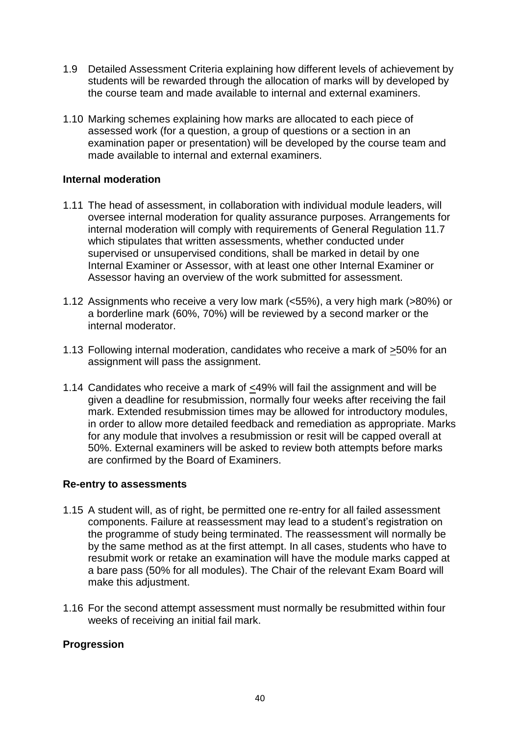1.9 Detailed Assessment Criteria explaining how different levels of achievement by students will be rewarded through the allocation of marks will by developed by the course team and made available to internal and external examiners.

1.10 Marking schemes explaining how marks are allocated to each piece of assessed work (for a question, a group of questions or a section in an examination paper or presentation) will be developed by the course team and made available to internal and external examiners.

**Internal moderation**

1.11 The head of assessment, in collaboration with individual module leaders, will oversee internal moderation for quality assurance purposes. Arrangements for internal moderation will comply with requirements of General Regulation 11.7 which stipulates that written assessments, whether conducted under supervised or unsupervised conditions, shall be marked in detail by one Internal Examiner or Assessor, with at least one other Internal Examiner or Assessor having an overview of the work submitted for assessment.

1.12 Assignments who receive a very low mark (<55%), a very high mark (>80%) or a borderline mark (60%, 70%) will be reviewed by a second marker or the internal moderator.

1.13 Following internal moderation, candidates who receive a mark of ≥50% for an assignment will pass the assignment.

1.14 Candidates who receive a mark of ≤49% will fail the assignment and will be given a deadline for resubmission, normally four weeks after receiving the fail mark. Extended resubmission times may be allowed for introductory modules, in order to allow more detailed feedback and remediation as appropriate. Marks for any module that involves a resubmission or resit will be capped overall at 50%. External examiners will be asked to review both attempts before marks are confirmed by the Board of Examiners.

**Re-entry to assessments**

1.15 A student will, as of right, be permitted one re-entry for all failed assessment components. Failure at reassessment may lead to a student's registration on the programme of study being terminated. The reassessment will normally be by the same method as at the first attempt. In all cases, students who have to resubmit work or retake an examination will have the module marks capped at a bare pass (50% for all modules). The Chair of the relevant Exam Board will make this adjustment.

1.16 For the second attempt assessment must normally be resubmitted within four weeks of receiving an initial fail mark.

**Progression**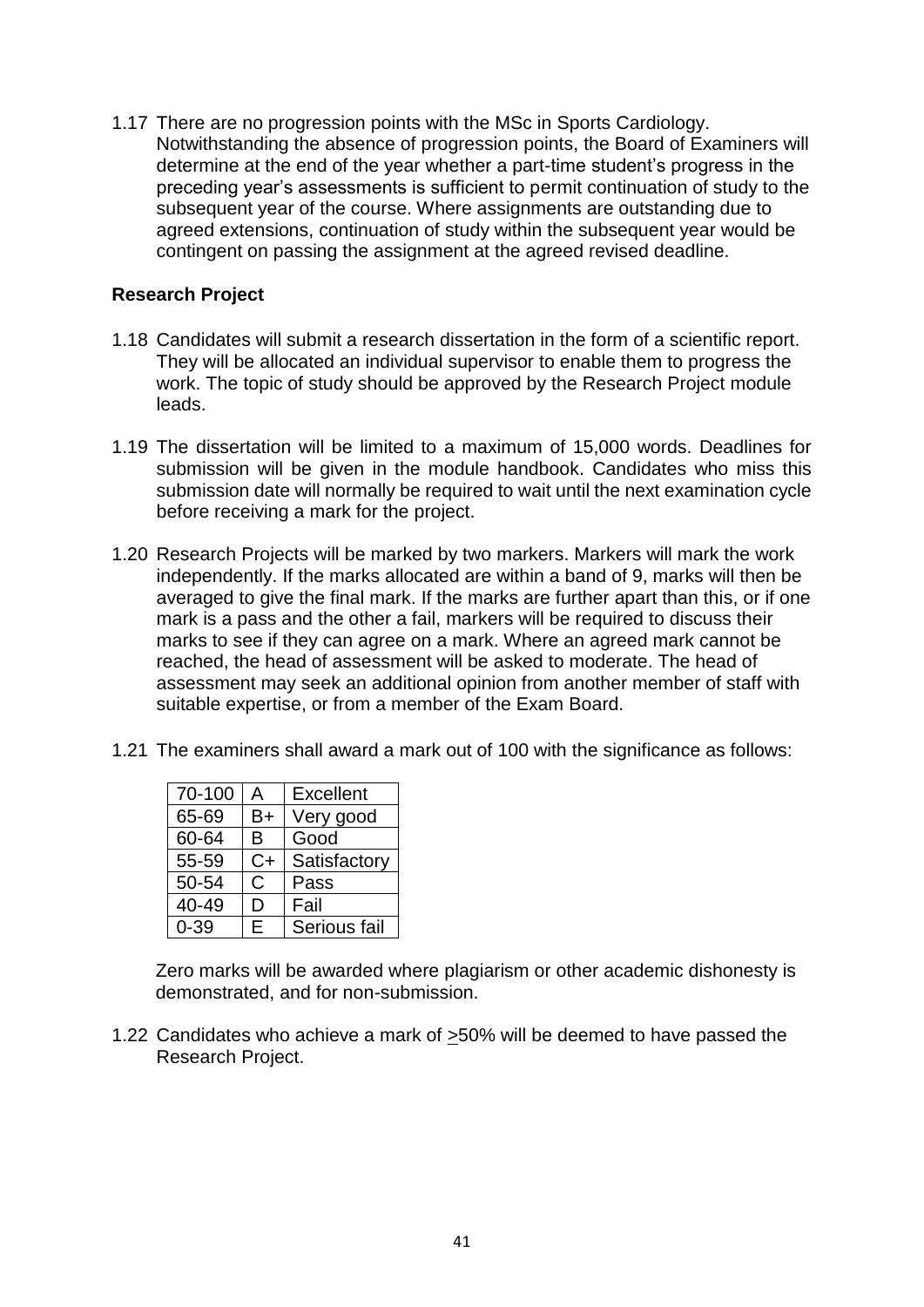1.17 There are no progression points with the MSc in Sports Cardiology. Notwithstanding the absence of progression points, the Board of Examiners will determine at the end of the year whether a part-time student's progress in the preceding year's assessments is sufficient to permit continuation of study to the subsequent year of the course. Where assignments are outstanding due to agreed extensions, continuation of study within the subsequent year would be contingent on passing the assignment at the agreed revised deadline.

**Research Project**

1.18 Candidates will submit a research dissertation in the form of a scientific report. They will be allocated an individual supervisor to enable them to progress the work. The topic of study should be approved by the Research Project module leads.

1.19 The dissertation will be limited to a maximum of 15,000 words. Deadlines for submission will be given in the module handbook. Candidates who miss this submission date will normally be required to wait until the next examination cycle before receiving a mark for the project.

1.20 Research Projects will be marked by two markers. Markers will mark the work independently. If the marks allocated are within a band of 9, marks will then be averaged to give the final mark. If the marks are further apart than this, or if one mark is a pass and the other a fail, markers will be required to discuss their marks to see if they can agree on a mark. Where an agreed mark cannot be reached, the head of assessment will be asked to moderate. The head of assessment may seek an additional opinion from another member of staff with suitable expertise, or from a member of the Exam Board.

1.21 The examiners shall award a mark out of 100 with the significance as follows:

| 70-100 | A | Excellent |
|---|---|---|
| 65-69 | B+ | Very good |
| 60-64 | B | Good |
| 55-59 | C+ | Satisfactory |
| 50-54 | C | Pass |
| 40-49 | D | Fail |
| 0-39 | E | Serious fail |

Zero marks will be awarded where plagiarism or other academic dishonesty is demonstrated, and for non-submission.

1.22 Candidates who achieve a mark of ≥50% will be deemed to have passed the Research Project.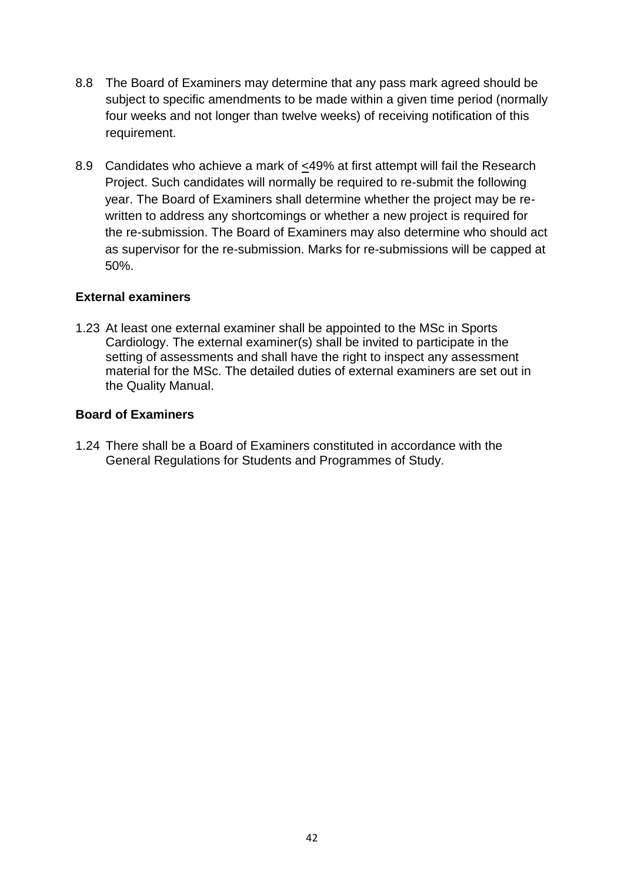8.8 The Board of Examiners may determine that any pass mark agreed should be subject to specific amendments to be made within a given time period (normally four weeks and not longer than twelve weeks) of receiving notification of this requirement.

8.9 Candidates who achieve a mark of ≤49% at first attempt will fail the Research Project. Such candidates will normally be required to re-submit the following year. The Board of Examiners shall determine whether the project may be re-written to address any shortcomings or whether a new project is required for the re-submission. The Board of Examiners may also determine who should act as supervisor for the re-submission. Marks for re-submissions will be capped at 50%.

**External examiners**

1.23 At least one external examiner shall be appointed to the MSc in Sports Cardiology. The external examiner(s) shall be invited to participate in the setting of assessments and shall have the right to inspect any assessment material for the MSc. The detailed duties of external examiners are set out in the Quality Manual.

**Board of Examiners**

1.24 There shall be a Board of Examiners constituted in accordance with the General Regulations for Students and Programmes of Study.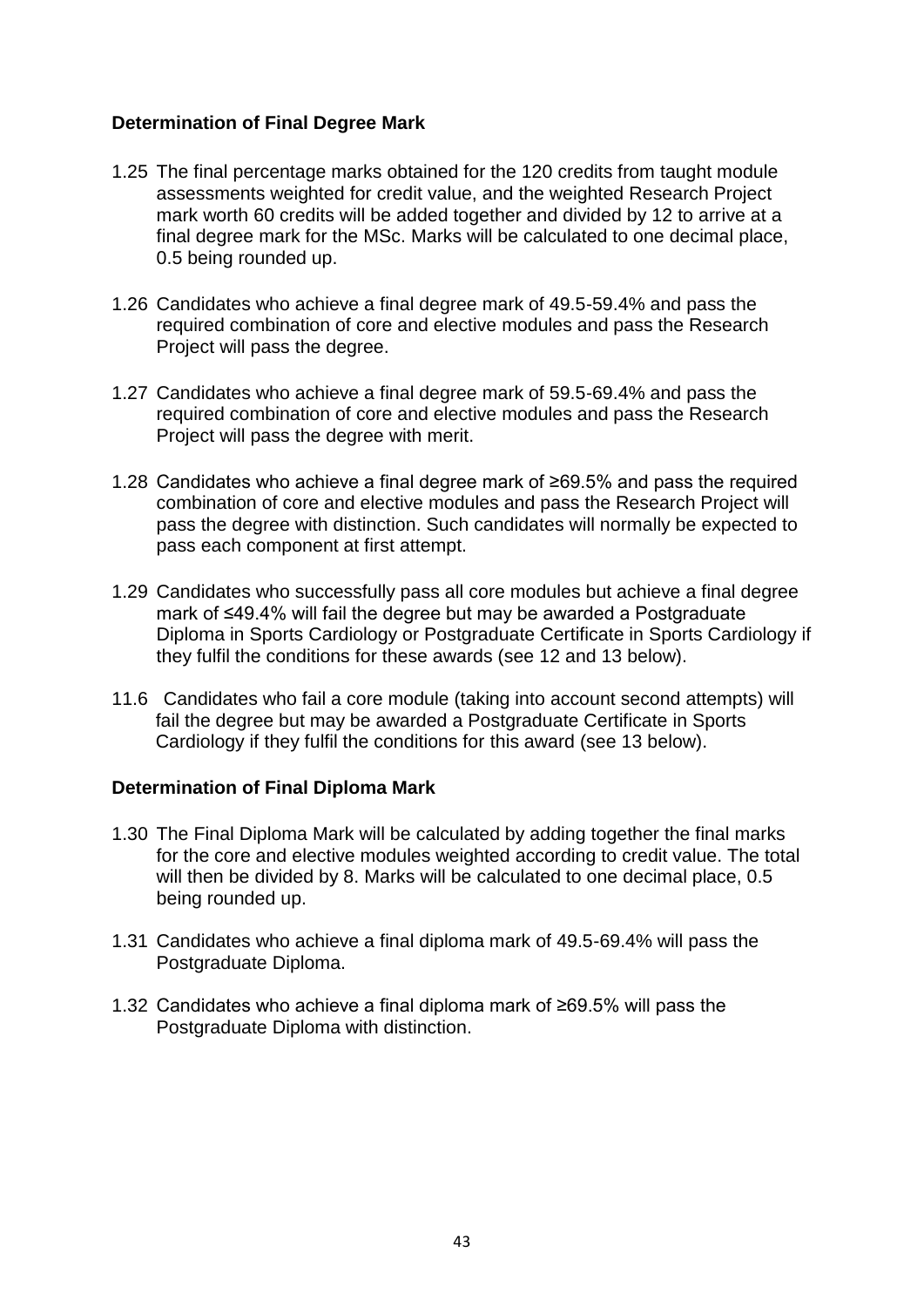**Determination of Final Degree Mark**

1.25 The final percentage marks obtained for the 120 credits from taught module assessments weighted for credit value, and the weighted Research Project mark worth 60 credits will be added together and divided by 12 to arrive at a final degree mark for the MSc. Marks will be calculated to one decimal place, 0.5 being rounded up.

1.26 Candidates who achieve a final degree mark of 49.5-59.4% and pass the required combination of core and elective modules and pass the Research Project will pass the degree.

1.27 Candidates who achieve a final degree mark of 59.5-69.4% and pass the required combination of core and elective modules and pass the Research Project will pass the degree with merit.

1.28 Candidates who achieve a final degree mark of ≥69.5% and pass the required combination of core and elective modules and pass the Research Project will pass the degree with distinction. Such candidates will normally be expected to pass each component at first attempt.

1.29 Candidates who successfully pass all core modules but achieve a final degree mark of ≤49.4% will fail the degree but may be awarded a Postgraduate Diploma in Sports Cardiology or Postgraduate Certificate in Sports Cardiology if they fulfil the conditions for these awards (see 12 and 13 below).

11.6 Candidates who fail a core module (taking into account second attempts) will fail the degree but may be awarded a Postgraduate Certificate in Sports Cardiology if they fulfil the conditions for this award (see 13 below).

**Determination of Final Diploma Mark**

1.30 The Final Diploma Mark will be calculated by adding together the final marks for the core and elective modules weighted according to credit value. The total will then be divided by 8. Marks will be calculated to one decimal place, 0.5 being rounded up.

1.31 Candidates who achieve a final diploma mark of 49.5-69.4% will pass the Postgraduate Diploma.

1.32 Candidates who achieve a final diploma mark of ≥69.5% will pass the Postgraduate Diploma with distinction.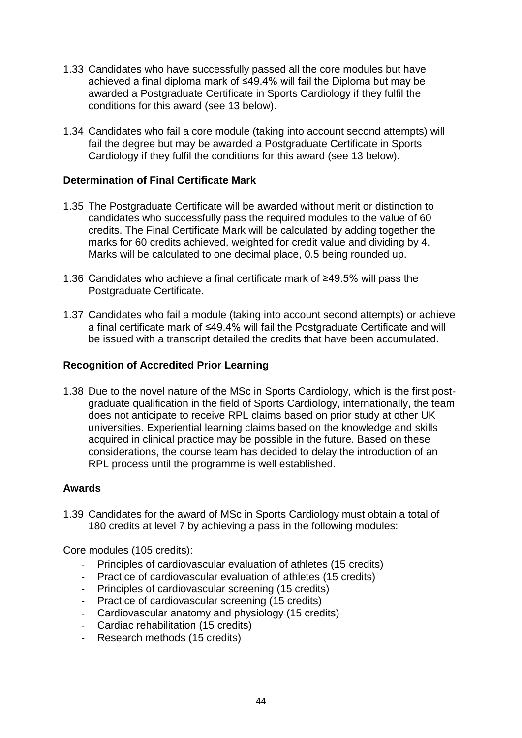1.33 Candidates who have successfully passed all the core modules but have achieved a final diploma mark of ≤49.4% will fail the Diploma but may be awarded a Postgraduate Certificate in Sports Cardiology if they fulfil the conditions for this award (see 13 below).

1.34 Candidates who fail a core module (taking into account second attempts) will fail the degree but may be awarded a Postgraduate Certificate in Sports Cardiology if they fulfil the conditions for this award (see 13 below).

**Determination of Final Certificate Mark**

1.35 The Postgraduate Certificate will be awarded without merit or distinction to candidates who successfully pass the required modules to the value of 60 credits. The Final Certificate Mark will be calculated by adding together the marks for 60 credits achieved, weighted for credit value and dividing by 4. Marks will be calculated to one decimal place, 0.5 being rounded up.

1.36 Candidates who achieve a final certificate mark of ≥49.5% will pass the Postgraduate Certificate.

1.37 Candidates who fail a module (taking into account second attempts) or achieve a final certificate mark of ≤49.4% will fail the Postgraduate Certificate and will be issued with a transcript detailed the credits that have been accumulated.

**Recognition of Accredited Prior Learning**

1.38 Due to the novel nature of the MSc in Sports Cardiology, which is the first post-graduate qualification in the field of Sports Cardiology, internationally, the team does not anticipate to receive RPL claims based on prior study at other UK universities. Experiential learning claims based on the knowledge and skills acquired in clinical practice may be possible in the future. Based on these considerations, the course team has decided to delay the introduction of an RPL process until the programme is well established.

**Awards**

1.39 Candidates for the award of MSc in Sports Cardiology must obtain a total of 180 credits at level 7 by achieving a pass in the following modules:

Core modules (105 credits):

- Principles of cardiovascular evaluation of athletes (15 credits)
- Practice of cardiovascular evaluation of athletes (15 credits)
- Principles of cardiovascular screening (15 credits)
- Practice of cardiovascular screening (15 credits)
- Cardiovascular anatomy and physiology (15 credits)
- Cardiac rehabilitation (15 credits)
- Research methods (15 credits)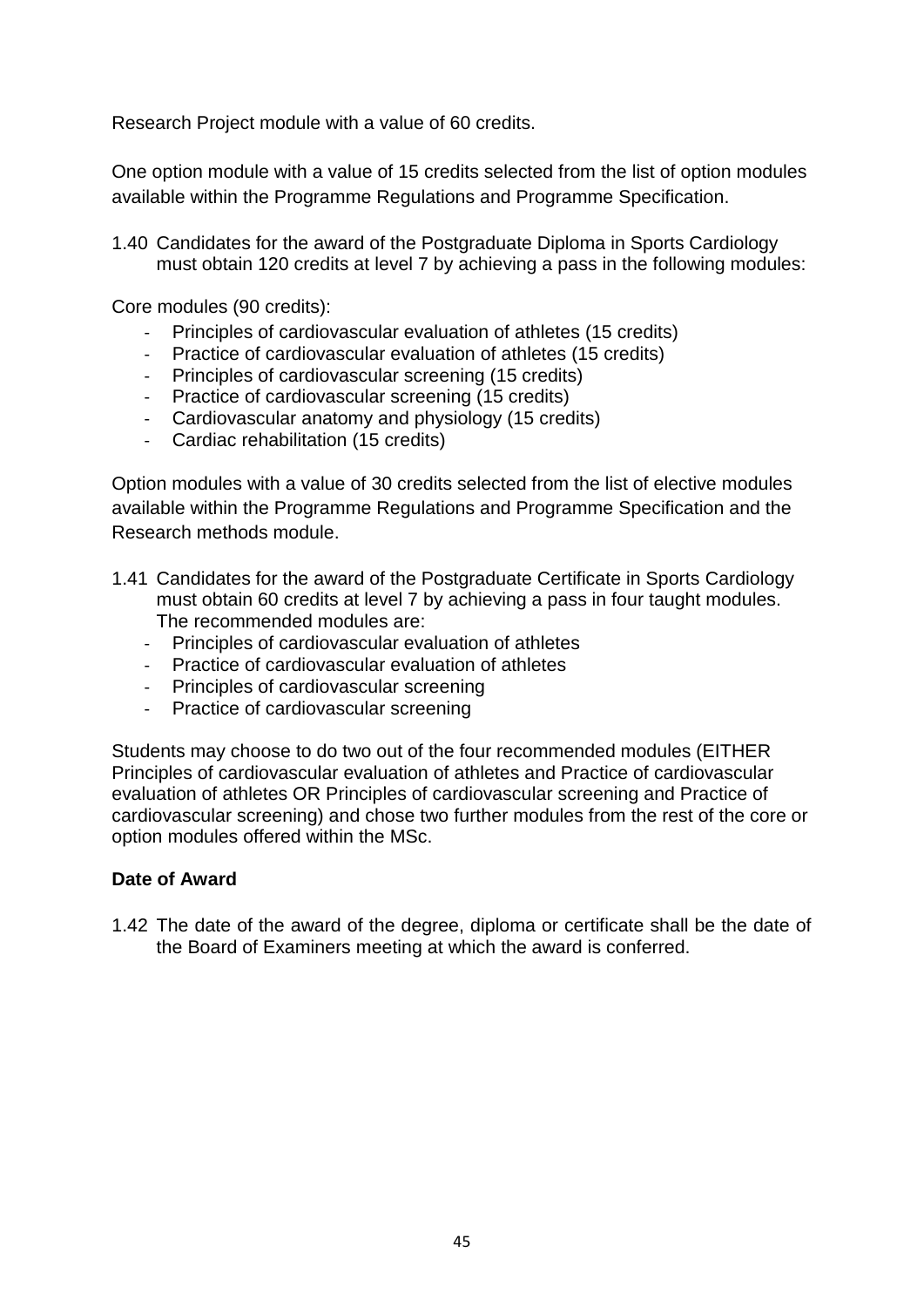Research Project module with a value of 60 credits.

One option module with a value of 15 credits selected from the list of option modules available within the Programme Regulations and Programme Specification.

1.40 Candidates for the award of the Postgraduate Diploma in Sports Cardiology must obtain 120 credits at level 7 by achieving a pass in the following modules:

Core modules (90 credits):

- Principles of cardiovascular evaluation of athletes (15 credits)
- Practice of cardiovascular evaluation of athletes (15 credits)
- Principles of cardiovascular screening (15 credits)
- Practice of cardiovascular screening (15 credits)
- Cardiovascular anatomy and physiology (15 credits)
- Cardiac rehabilitation (15 credits)

Option modules with a value of 30 credits selected from the list of elective modules available within the Programme Regulations and Programme Specification and the Research methods module.

1.41 Candidates for the award of the Postgraduate Certificate in Sports Cardiology must obtain 60 credits at level 7 by achieving a pass in four taught modules. The recommended modules are:

- Principles of cardiovascular evaluation of athletes
- Practice of cardiovascular evaluation of athletes
- Principles of cardiovascular screening
- Practice of cardiovascular screening

Students may choose to do two out of the four recommended modules (EITHER Principles of cardiovascular evaluation of athletes and Practice of cardiovascular evaluation of athletes OR Principles of cardiovascular screening and Practice of cardiovascular screening) and chose two further modules from the rest of the core or option modules offered within the MSc.

**Date of Award**

1.42 The date of the award of the degree, diploma or certificate shall be the date of the Board of Examiners meeting at which the award is conferred.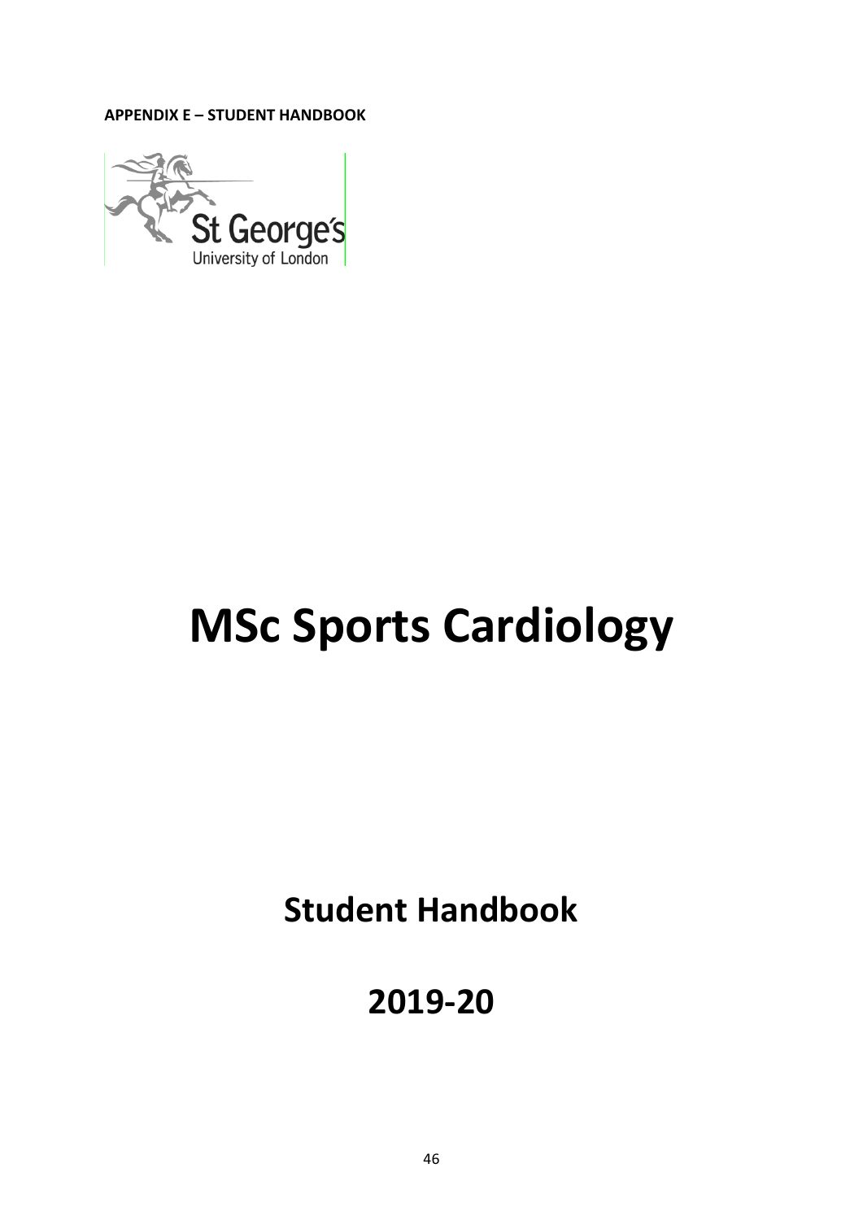**APPENDIX E – STUDENT HANDBOOK**

St George's
University of London

# MSc Sports Cardiology

## Student Handbook

## 2019-20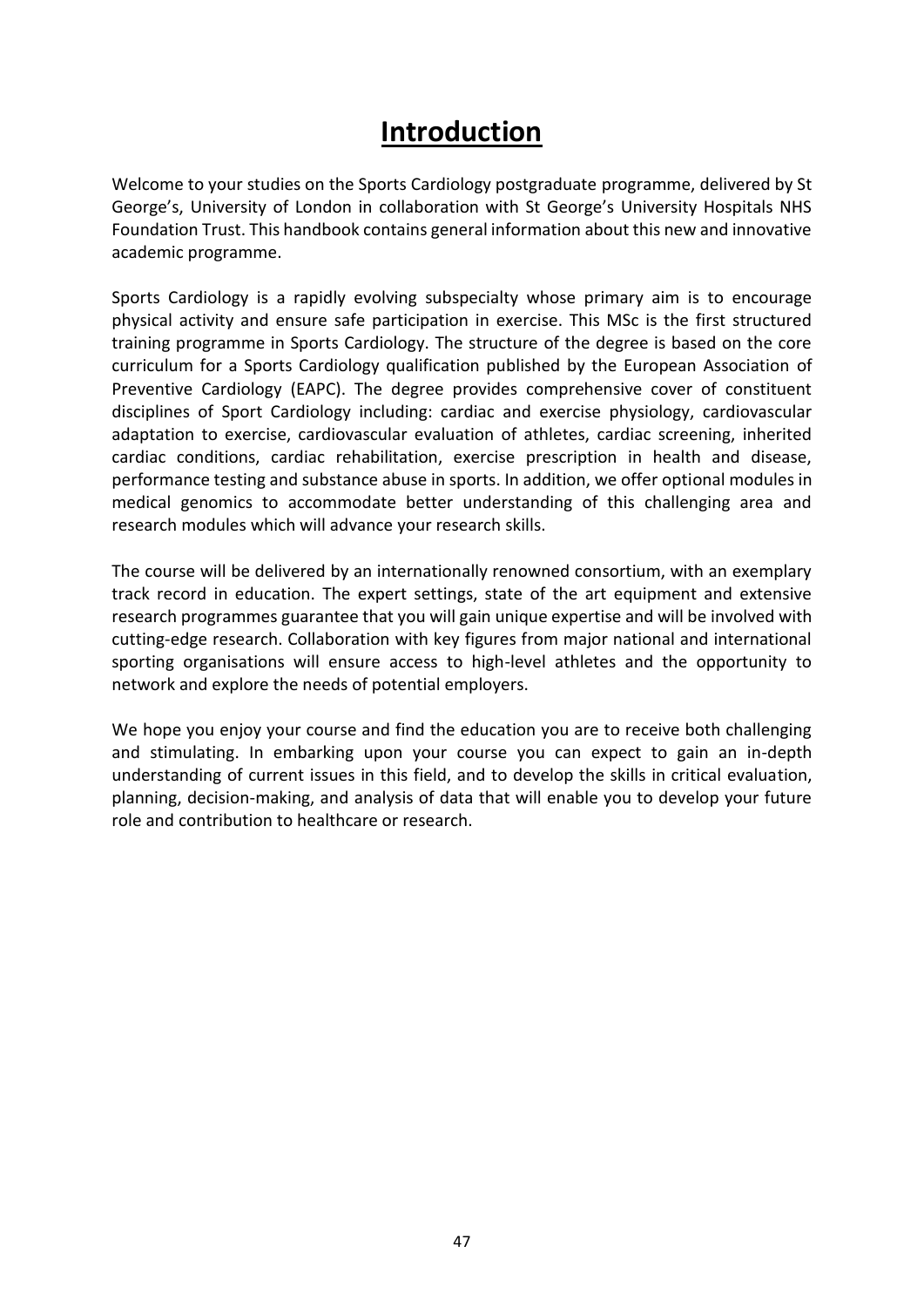# Introduction

Welcome to your studies on the Sports Cardiology postgraduate programme, delivered by St George's, University of London in collaboration with St George's University Hospitals NHS Foundation Trust. This handbook contains general information about this new and innovative academic programme.

Sports Cardiology is a rapidly evolving subspecialty whose primary aim is to encourage physical activity and ensure safe participation in exercise. This MSc is the first structured training programme in Sports Cardiology. The structure of the degree is based on the core curriculum for a Sports Cardiology qualification published by the European Association of Preventive Cardiology (EAPC). The degree provides comprehensive cover of constituent disciplines of Sport Cardiology including: cardiac and exercise physiology, cardiovascular adaptation to exercise, cardiovascular evaluation of athletes, cardiac screening, inherited cardiac conditions, cardiac rehabilitation, exercise prescription in health and disease, performance testing and substance abuse in sports. In addition, we offer optional modules in medical genomics to accommodate better understanding of this challenging area and research modules which will advance your research skills.

The course will be delivered by an internationally renowned consortium, with an exemplary track record in education. The expert settings, state of the art equipment and extensive research programmes guarantee that you will gain unique expertise and will be involved with cutting-edge research. Collaboration with key figures from major national and international sporting organisations will ensure access to high-level athletes and the opportunity to network and explore the needs of potential employers.

We hope you enjoy your course and find the education you are to receive both challenging and stimulating. In embarking upon your course you can expect to gain an in-depth understanding of current issues in this field, and to develop the skills in critical evaluation, planning, decision-making, and analysis of data that will enable you to develop your future role and contribution to healthcare or research.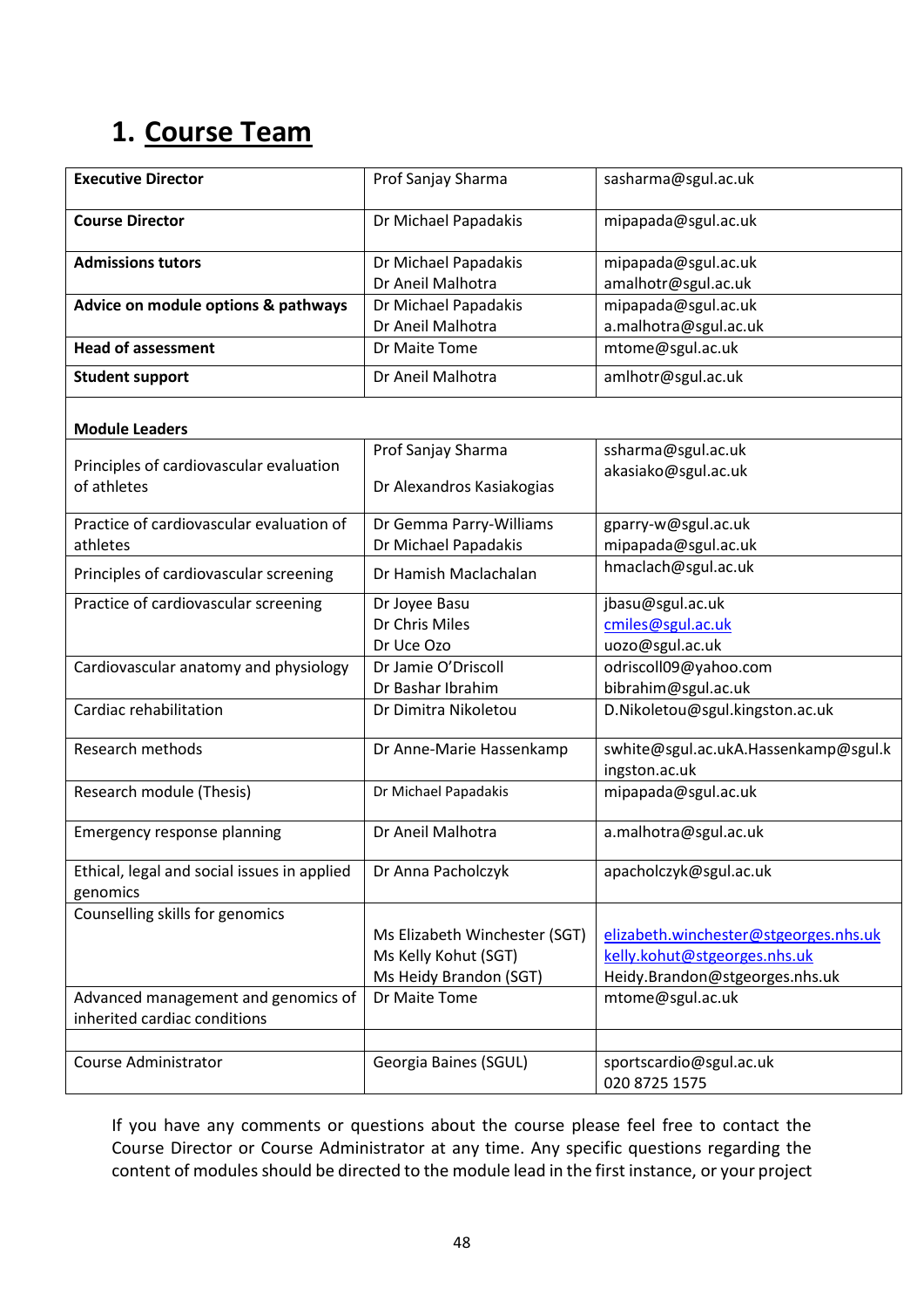# 1. Course Team

| | | |
|---|---|---|
| **Executive Director** | Prof Sanjay Sharma | sasharma@sgul.ac.uk |
| **Course Director** | Dr Michael Papadakis | mipapada@sgul.ac.uk |
| **Admissions tutors** | Dr Michael Papadakis<br>Dr Aneil Malhotra | mipapada@sgul.ac.uk<br>amalhotr@sgul.ac.uk |
| **Advice on module options & pathways** | Dr Michael Papadakis<br>Dr Aneil Malhotra | mipapada@sgul.ac.uk<br>a.malhotra@sgul.ac.uk |
| **Head of assessment** | Dr Maite Tome | mtome@sgul.ac.uk |
| **Student support** | Dr Aneil Malhotra | amlhotr@sgul.ac.uk |
| **Module Leaders** | | |
| Principles of cardiovascular evaluation of athletes | Prof Sanjay Sharma<br>Dr Alexandros Kasiakogias | ssharma@sgul.ac.uk<br>akasiako@sgul.ac.uk |
| Practice of cardiovascular evaluation of athletes | Dr Gemma Parry-Williams<br>Dr Michael Papadakis | gparry-w@sgul.ac.uk<br>mipapada@sgul.ac.uk |
| Principles of cardiovascular screening | Dr Hamish Maclachalan | hmaclach@sgul.ac.uk |
| Practice of cardiovascular screening | Dr Joyee Basu<br>Dr Chris Miles<br>Dr Uce Ozo | jbasu@sgul.ac.uk<br>cmiles@sgul.ac.uk<br>uozo@sgul.ac.uk |
| Cardiovascular anatomy and physiology | Dr Jamie O'Driscoll<br>Dr Bashar Ibrahim | odriscoll09@yahoo.com<br>bibrahim@sgul.ac.uk |
| Cardiac rehabilitation | Dr Dimitra Nikoletou | D.Nikoletou@sgul.kingston.ac.uk |
| Research methods | Dr Anne-Marie Hassenkamp | swhite@sgul.ac.ukA.Hassenkamp@sgul.kingston.ac.uk |
| Research module (Thesis) | Dr Michael Papadakis | mipapada@sgul.ac.uk |
| Emergency response planning | Dr Aneil Malhotra | a.malhotra@sgul.ac.uk |
| Ethical, legal and social issues in applied genomics | Dr Anna Pacholczyk | apacholczyk@sgul.ac.uk |
| Counselling skills for genomics | Ms Elizabeth Winchester (SGT)<br>Ms Kelly Kohut (SGT)<br>Ms Heidy Brandon (SGT) | elizabeth.winchester@stgeorges.nhs.uk<br>kelly.kohut@stgeorges.nhs.uk<br>Heidy.Brandon@stgeorges.nhs.uk |
| Advanced management and genomics of inherited cardiac conditions | Dr Maite Tome | mtome@sgul.ac.uk |
| | | |
| Course Administrator | Georgia Baines (SGUL) | sportscardio@sgul.ac.uk<br>020 8725 1575 |

If you have any comments or questions about the course please feel free to contact the Course Director or Course Administrator at any time. Any specific questions regarding the content of modules should be directed to the module lead in the first instance, or your project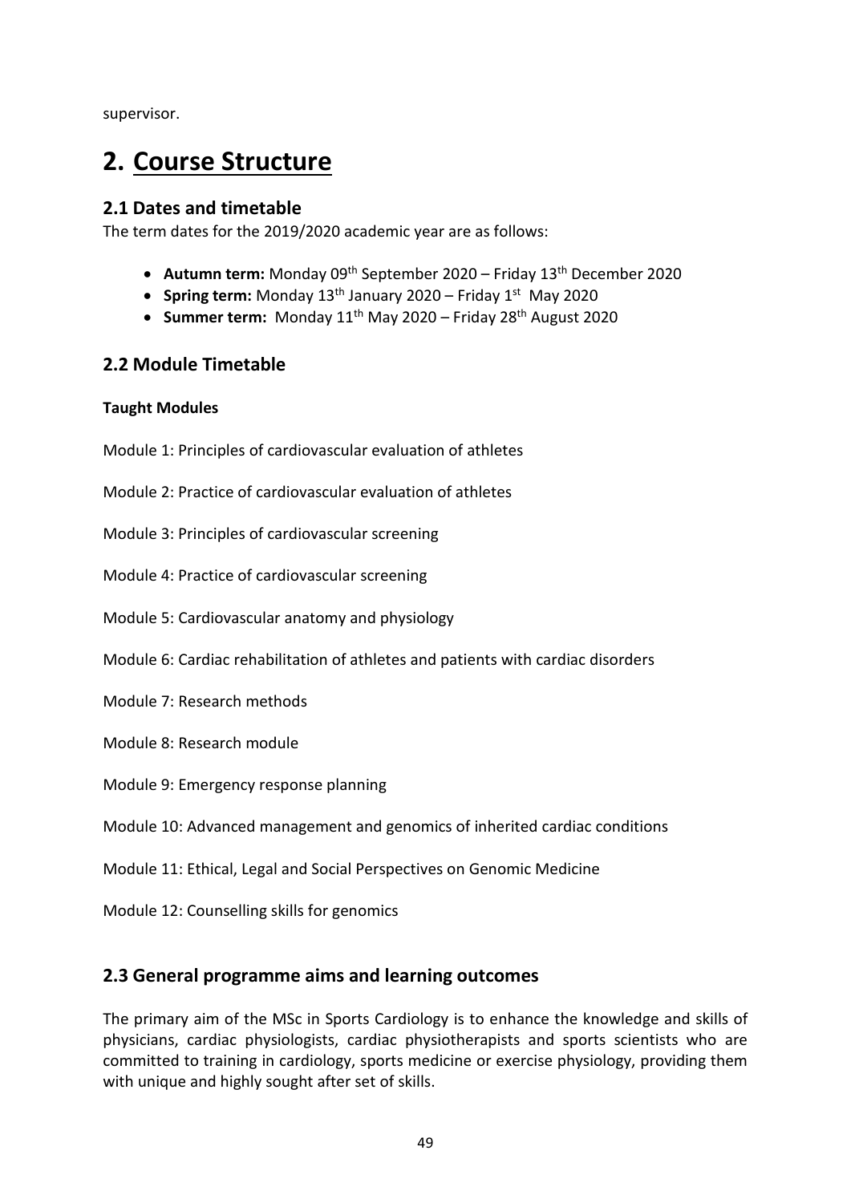supervisor.

# 2. Course Structure

## 2.1 Dates and timetable

The term dates for the 2019/2020 academic year are as follows:

- **Autumn term:** Monday 09th September 2020 – Friday 13th December 2020
- **Spring term:** Monday 13th January 2020 – Friday 1st May 2020
- **Summer term:** Monday 11th May 2020 – Friday 28th August 2020

## 2.2 Module Timetable

**Taught Modules**

Module 1: Principles of cardiovascular evaluation of athletes

Module 2: Practice of cardiovascular evaluation of athletes

Module 3: Principles of cardiovascular screening

Module 4: Practice of cardiovascular screening

Module 5: Cardiovascular anatomy and physiology

Module 6: Cardiac rehabilitation of athletes and patients with cardiac disorders

Module 7: Research methods

Module 8: Research module

Module 9: Emergency response planning

Module 10: Advanced management and genomics of inherited cardiac conditions

Module 11: Ethical, Legal and Social Perspectives on Genomic Medicine

Module 12: Counselling skills for genomics

## 2.3 General programme aims and learning outcomes

The primary aim of the MSc in Sports Cardiology is to enhance the knowledge and skills of physicians, cardiac physiologists, cardiac physiotherapists and sports scientists who are committed to training in cardiology, sports medicine or exercise physiology, providing them with unique and highly sought after set of skills.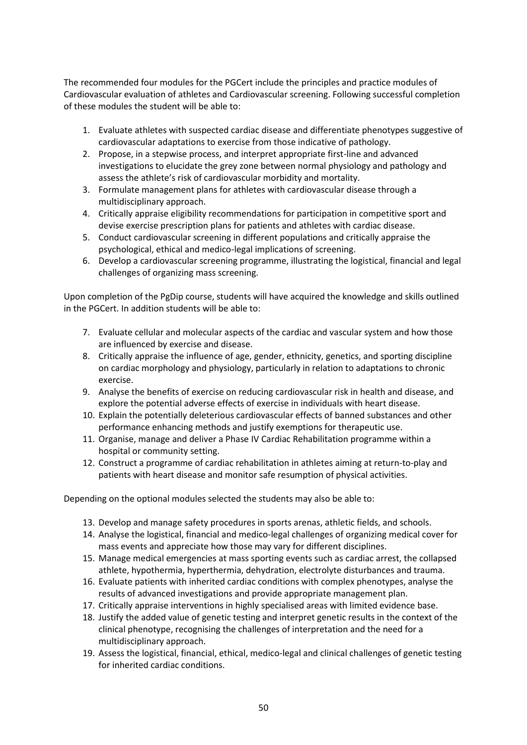The recommended four modules for the PGCert include the principles and practice modules of Cardiovascular evaluation of athletes and Cardiovascular screening. Following successful completion of these modules the student will be able to:

1. Evaluate athletes with suspected cardiac disease and differentiate phenotypes suggestive of cardiovascular adaptations to exercise from those indicative of pathology.
2. Propose, in a stepwise process, and interpret appropriate first-line and advanced investigations to elucidate the grey zone between normal physiology and pathology and assess the athlete's risk of cardiovascular morbidity and mortality.
3. Formulate management plans for athletes with cardiovascular disease through a multidisciplinary approach.
4. Critically appraise eligibility recommendations for participation in competitive sport and devise exercise prescription plans for patients and athletes with cardiac disease.
5. Conduct cardiovascular screening in different populations and critically appraise the psychological, ethical and medico-legal implications of screening.
6. Develop a cardiovascular screening programme, illustrating the logistical, financial and legal challenges of organizing mass screening.

Upon completion of the PgDip course, students will have acquired the knowledge and skills outlined in the PGCert. In addition students will be able to:

7. Evaluate cellular and molecular aspects of the cardiac and vascular system and how those are influenced by exercise and disease.
8. Critically appraise the influence of age, gender, ethnicity, genetics, and sporting discipline on cardiac morphology and physiology, particularly in relation to adaptations to chronic exercise.
9. Analyse the benefits of exercise on reducing cardiovascular risk in health and disease, and explore the potential adverse effects of exercise in individuals with heart disease.
10. Explain the potentially deleterious cardiovascular effects of banned substances and other performance enhancing methods and justify exemptions for therapeutic use.
11. Organise, manage and deliver a Phase IV Cardiac Rehabilitation programme within a hospital or community setting.
12. Construct a programme of cardiac rehabilitation in athletes aiming at return-to-play and patients with heart disease and monitor safe resumption of physical activities.

Depending on the optional modules selected the students may also be able to:

13. Develop and manage safety procedures in sports arenas, athletic fields, and schools.
14. Analyse the logistical, financial and medico-legal challenges of organizing medical cover for mass events and appreciate how those may vary for different disciplines.
15. Manage medical emergencies at mass sporting events such as cardiac arrest, the collapsed athlete, hypothermia, hyperthermia, dehydration, electrolyte disturbances and trauma.
16. Evaluate patients with inherited cardiac conditions with complex phenotypes, analyse the results of advanced investigations and provide appropriate management plan.
17. Critically appraise interventions in highly specialised areas with limited evidence base.
18. Justify the added value of genetic testing and interpret genetic results in the context of the clinical phenotype, recognising the challenges of interpretation and the need for a multidisciplinary approach.
19. Assess the logistical, financial, ethical, medico-legal and clinical challenges of genetic testing for inherited cardiac conditions.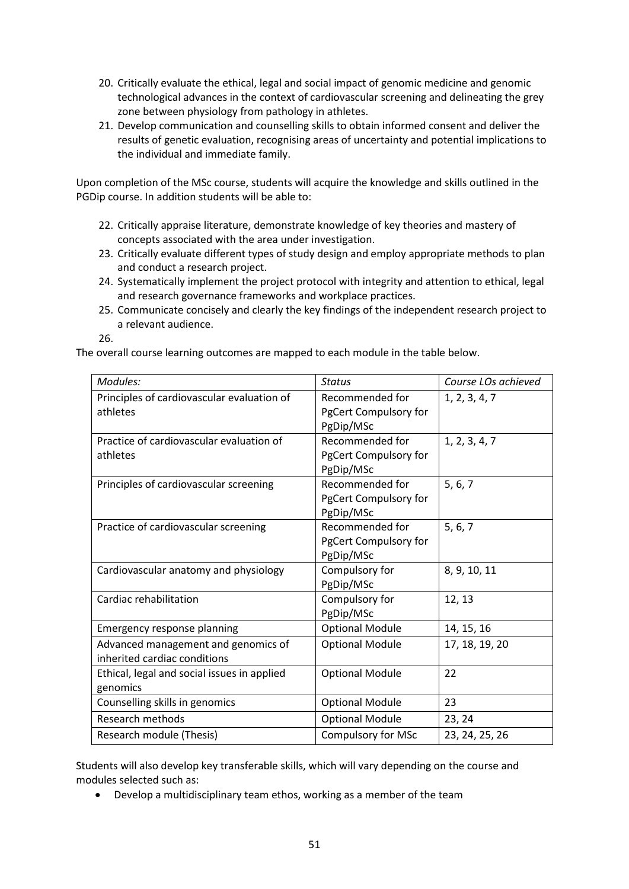20. Critically evaluate the ethical, legal and social impact of genomic medicine and genomic technological advances in the context of cardiovascular screening and delineating the grey zone between physiology from pathology in athletes.
21. Develop communication and counselling skills to obtain informed consent and deliver the results of genetic evaluation, recognising areas of uncertainty and potential implications to the individual and immediate family.

Upon completion of the MSc course, students will acquire the knowledge and skills outlined in the PGDip course. In addition students will be able to:

22. Critically appraise literature, demonstrate knowledge of key theories and mastery of concepts associated with the area under investigation.
23. Critically evaluate different types of study design and employ appropriate methods to plan and conduct a research project.
24. Systematically implement the project protocol with integrity and attention to ethical, legal and research governance frameworks and workplace practices.
25. Communicate concisely and clearly the key findings of the independent research project to a relevant audience.
26.

The overall course learning outcomes are mapped to each module in the table below.

| *Modules:* | *Status* | *Course LOs achieved* |
|---|---|---|
| Principles of cardiovascular evaluation of athletes | Recommended for PgCert Compulsory for PgDip/MSc | 1, 2, 3, 4, 7 |
| Practice of cardiovascular evaluation of athletes | Recommended for PgCert Compulsory for PgDip/MSc | 1, 2, 3, 4, 7 |
| Principles of cardiovascular screening | Recommended for PgCert Compulsory for PgDip/MSc | 5, 6, 7 |
| Practice of cardiovascular screening | Recommended for PgCert Compulsory for PgDip/MSc | 5, 6, 7 |
| Cardiovascular anatomy and physiology | Compulsory for PgDip/MSc | 8, 9, 10, 11 |
| Cardiac rehabilitation | Compulsory for PgDip/MSc | 12, 13 |
| Emergency response planning | Optional Module | 14, 15, 16 |
| Advanced management and genomics of inherited cardiac conditions | Optional Module | 17, 18, 19, 20 |
| Ethical, legal and social issues in applied genomics | Optional Module | 22 |
| Counselling skills in genomics | Optional Module | 23 |
| Research methods | Optional Module | 23, 24 |
| Research module (Thesis) | Compulsory for MSc | 23, 24, 25, 26 |

Students will also develop key transferable skills, which will vary depending on the course and modules selected such as:

- Develop a multidisciplinary team ethos, working as a member of the team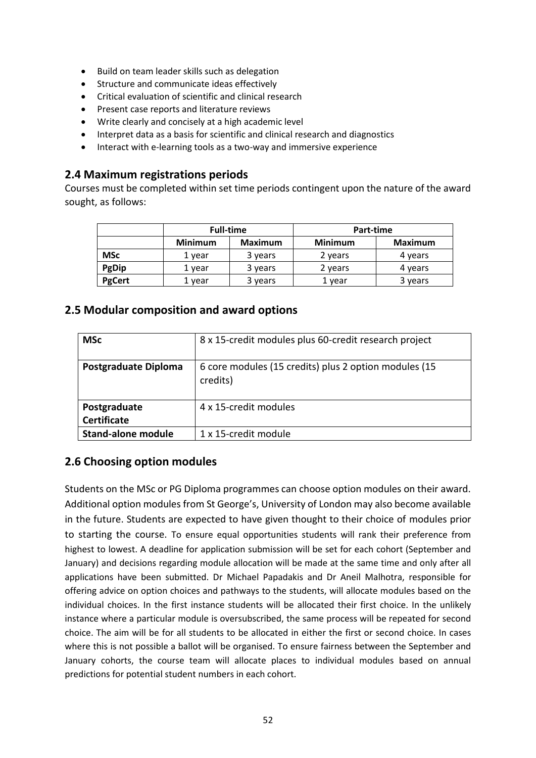- Build on team leader skills such as delegation
- Structure and communicate ideas effectively
- Critical evaluation of scientific and clinical research
- Present case reports and literature reviews
- Write clearly and concisely at a high academic level
- Interpret data as a basis for scientific and clinical research and diagnostics
- Interact with e-learning tools as a two-way and immersive experience

## 2.4 Maximum registrations periods

Courses must be completed within set time periods contingent upon the nature of the award sought, as follows:

| | Full-time | | Part-time | |
|---|---|---|---|---|
| | **Minimum** | **Maximum** | **Minimum** | **Maximum** |
| **MSc** | 1 year | 3 years | 2 years | 4 years |
| **PgDip** | 1 year | 3 years | 2 years | 4 years |
| **PgCert** | 1 year | 3 years | 1 year | 3 years |

## 2.5 Modular composition and award options

| | |
|---|---|
| **MSc** | 8 x 15-credit modules plus 60-credit research project |
| **Postgraduate Diploma** | 6 core modules (15 credits) plus 2 option modules (15 credits) |
| **Postgraduate Certificate** | 4 x 15-credit modules |
| **Stand-alone module** | 1 x 15-credit module |

## 2.6 Choosing option modules

Students on the MSc or PG Diploma programmes can choose option modules on their award. Additional option modules from St George's, University of London may also become available in the future. Students are expected to have given thought to their choice of modules prior to starting the course. To ensure equal opportunities students will rank their preference from highest to lowest. A deadline for application submission will be set for each cohort (September and January) and decisions regarding module allocation will be made at the same time and only after all applications have been submitted. Dr Michael Papadakis and Dr Aneil Malhotra, responsible for offering advice on option choices and pathways to the students, will allocate modules based on the individual choices. In the first instance students will be allocated their first choice. In the unlikely instance where a particular module is oversubscribed, the same process will be repeated for second choice. The aim will be for all students to be allocated in either the first or second choice. In cases where this is not possible a ballot will be organised. To ensure fairness between the September and January cohorts, the course team will allocate places to individual modules based on annual predictions for potential student numbers in each cohort.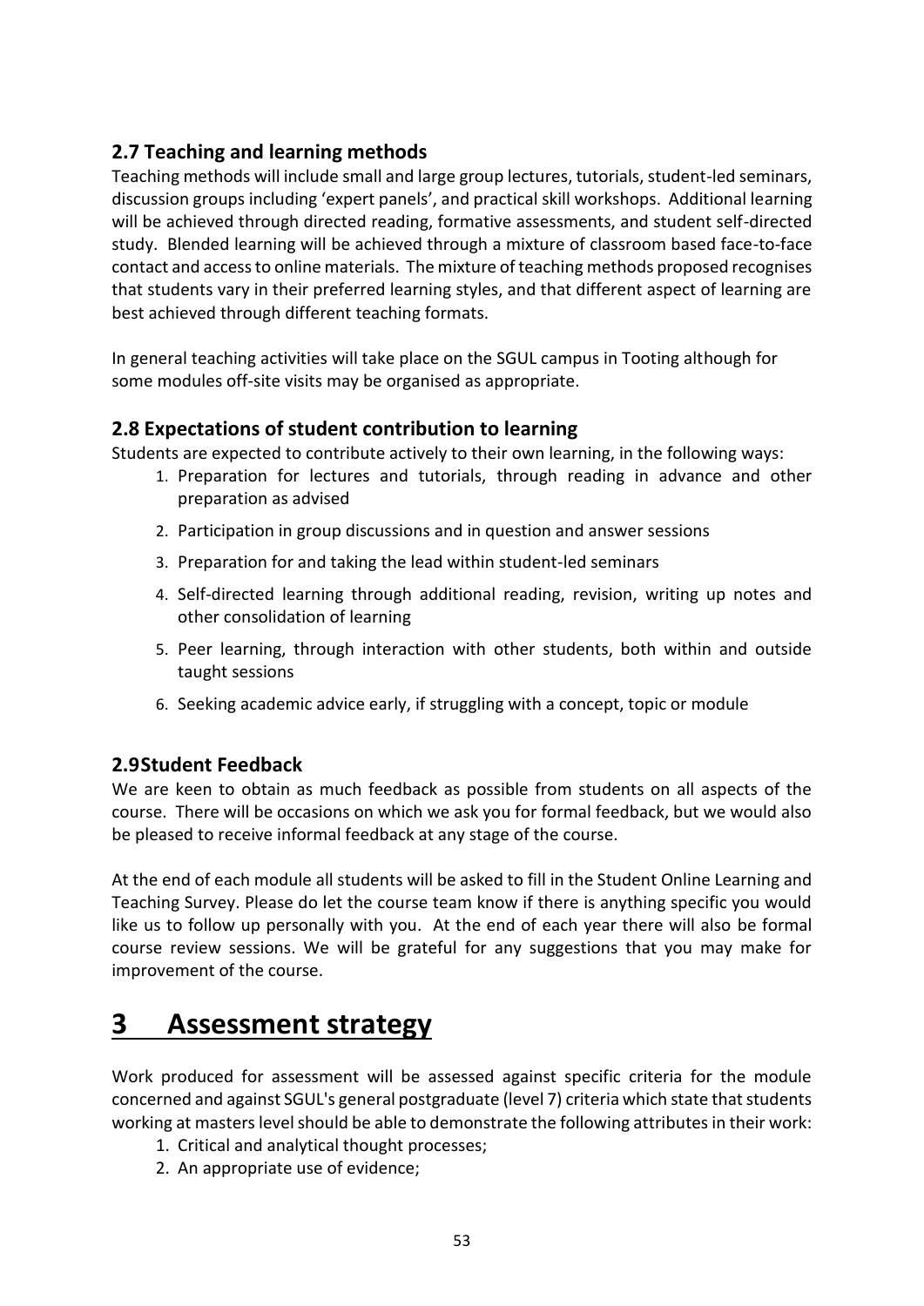### 2.7 Teaching and learning methods

Teaching methods will include small and large group lectures, tutorials, student-led seminars, discussion groups including 'expert panels', and practical skill workshops. Additional learning will be achieved through directed reading, formative assessments, and student self-directed study. Blended learning will be achieved through a mixture of classroom based face-to-face contact and access to online materials. The mixture of teaching methods proposed recognises that students vary in their preferred learning styles, and that different aspect of learning are best achieved through different teaching formats.

In general teaching activities will take place on the SGUL campus in Tooting although for some modules off-site visits may be organised as appropriate.

### 2.8 Expectations of student contribution to learning

Students are expected to contribute actively to their own learning, in the following ways:

1. Preparation for lectures and tutorials, through reading in advance and other preparation as advised
2. Participation in group discussions and in question and answer sessions
3. Preparation for and taking the lead within student-led seminars
4. Self-directed learning through additional reading, revision, writing up notes and other consolidation of learning
5. Peer learning, through interaction with other students, both within and outside taught sessions
6. Seeking academic advice early, if struggling with a concept, topic or module

### 2.9 Student Feedback

We are keen to obtain as much feedback as possible from students on all aspects of the course. There will be occasions on which we ask you for formal feedback, but we would also be pleased to receive informal feedback at any stage of the course.

At the end of each module all students will be asked to fill in the Student Online Learning and Teaching Survey. Please do let the course team know if there is anything specific you would like us to follow up personally with you. At the end of each year there will also be formal course review sessions. We will be grateful for any suggestions that you may make for improvement of the course.

# 3 Assessment strategy

Work produced for assessment will be assessed against specific criteria for the module concerned and against SGUL's general postgraduate (level 7) criteria which state that students working at masters level should be able to demonstrate the following attributes in their work:

1. Critical and analytical thought processes;
2. An appropriate use of evidence;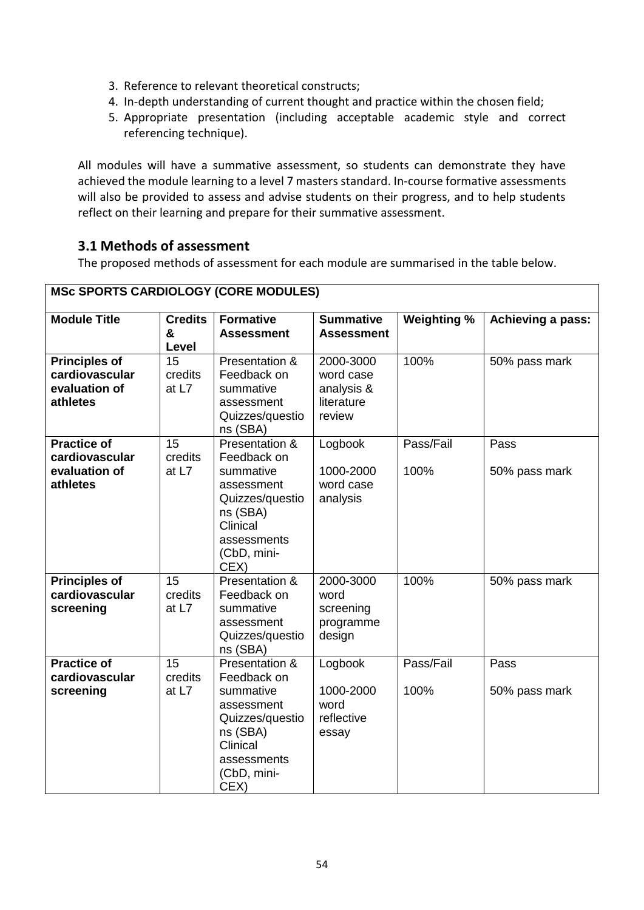3. Reference to relevant theoretical constructs;
4. In-depth understanding of current thought and practice within the chosen field;
5. Appropriate presentation (including acceptable academic style and correct referencing technique).

All modules will have a summative assessment, so students can demonstrate they have achieved the module learning to a level 7 masters standard. In-course formative assessments will also be provided to assess and advise students on their progress, and to help students reflect on their learning and prepare for their summative assessment.

### 3.1 Methods of assessment

The proposed methods of assessment for each module are summarised in the table below.

| **MSc SPORTS CARDIOLOGY (CORE MODULES)** | | | | | |
|---|---|---|---|---|---|
| **Module Title** | **Credits & Level** | **Formative Assessment** | **Summative Assessment** | **Weighting %** | **Achieving a pass:** |
| **Principles of cardiovascular evaluation of athletes** | 15 credits at L7 | Presentation & Feedback on summative assessment Quizzes/questions (SBA) | 2000-3000 word case analysis & literature review | 100% | 50% pass mark |
| **Practice of cardiovascular evaluation of athletes** | 15 credits at L7 | Presentation & Feedback on summative assessment Quizzes/questions (SBA) Clinical assessments (CbD, mini-CEX) | Logbook<br><br>1000-2000 word case analysis | Pass/Fail<br><br>100% | Pass<br><br>50% pass mark |
| **Principles of cardiovascular screening** | 15 credits at L7 | Presentation & Feedback on summative assessment Quizzes/questions (SBA) | 2000-3000 word screening programme design | 100% | 50% pass mark |
| **Practice of cardiovascular screening** | 15 credits at L7 | Presentation & Feedback on summative assessment Quizzes/questions (SBA) Clinical assessments (CbD, mini-CEX) | Logbook<br><br>1000-2000 word reflective essay | Pass/Fail<br><br>100% | Pass<br><br>50% pass mark |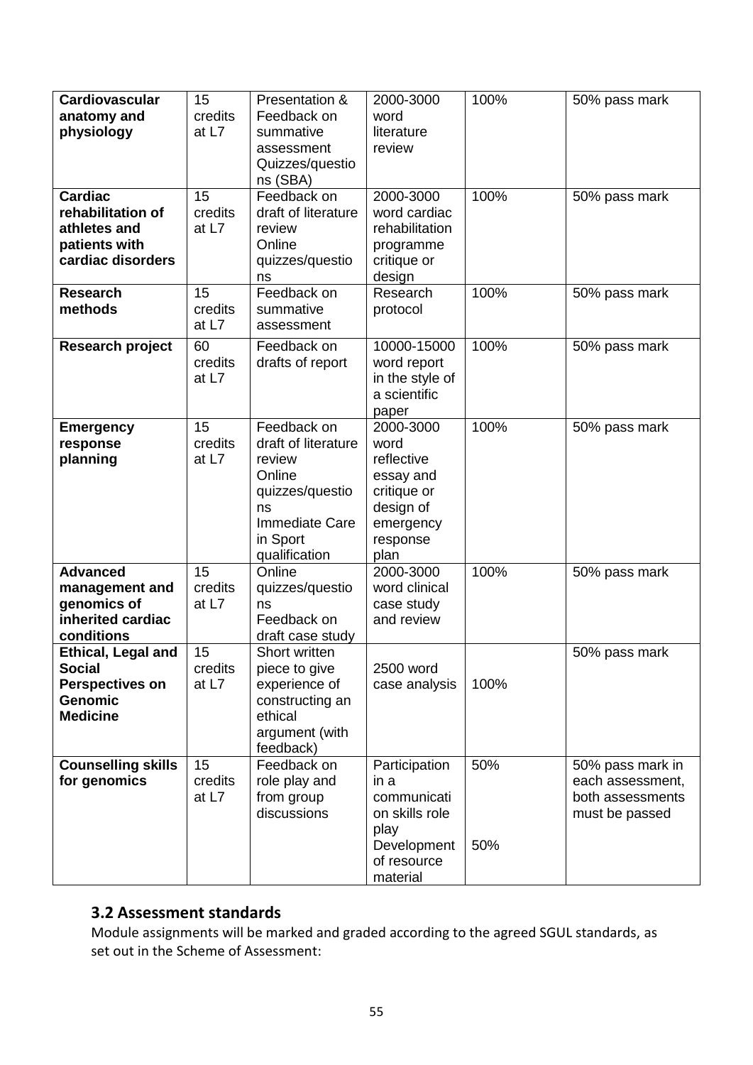| **Cardiovascular anatomy and physiology** | 15 credits at L7 | Presentation & Feedback on summative assessment Quizzes/questions (SBA) | 2000-3000 word literature review | 100% | 50% pass mark |
|---|---|---|---|---|---|
| **Cardiac rehabilitation of athletes and patients with cardiac disorders** | 15 credits at L7 | Feedback on draft of literature review Online quizzes/questions | 2000-3000 word cardiac rehabilitation programme critique or design | 100% | 50% pass mark |
| **Research methods** | 15 credits at L7 | Feedback on summative assessment | Research protocol | 100% | 50% pass mark |
| **Research project** | 60 credits at L7 | Feedback on drafts of report | 10000-15000 word report in the style of a scientific paper | 100% | 50% pass mark |
| **Emergency response planning** | 15 credits at L7 | Feedback on draft of literature review Online quizzes/questions Immediate Care in Sport qualification | 2000-3000 word reflective essay and critique or design of emergency response plan | 100% | 50% pass mark |
| **Advanced management and genomics of inherited cardiac conditions** | 15 credits at L7 | Online quizzes/questions Feedback on draft case study | 2000-3000 word clinical case study and review | 100% | 50% pass mark |
| **Ethical, Legal and Social Perspectives on Genomic Medicine** | 15 credits at L7 | Short written piece to give experience of constructing an ethical argument (with feedback) | 2500 word case analysis | 100% | 50% pass mark |
| **Counselling skills for genomics** | 15 credits at L7 | Feedback on role play and from group discussions | Participation in a communication skills role play<br>Development of resource material | 50%<br>50% | 50% pass mark in each assessment, both assessments must be passed |

### 3.2 Assessment standards

Module assignments will be marked and graded according to the agreed SGUL standards, as set out in the Scheme of Assessment: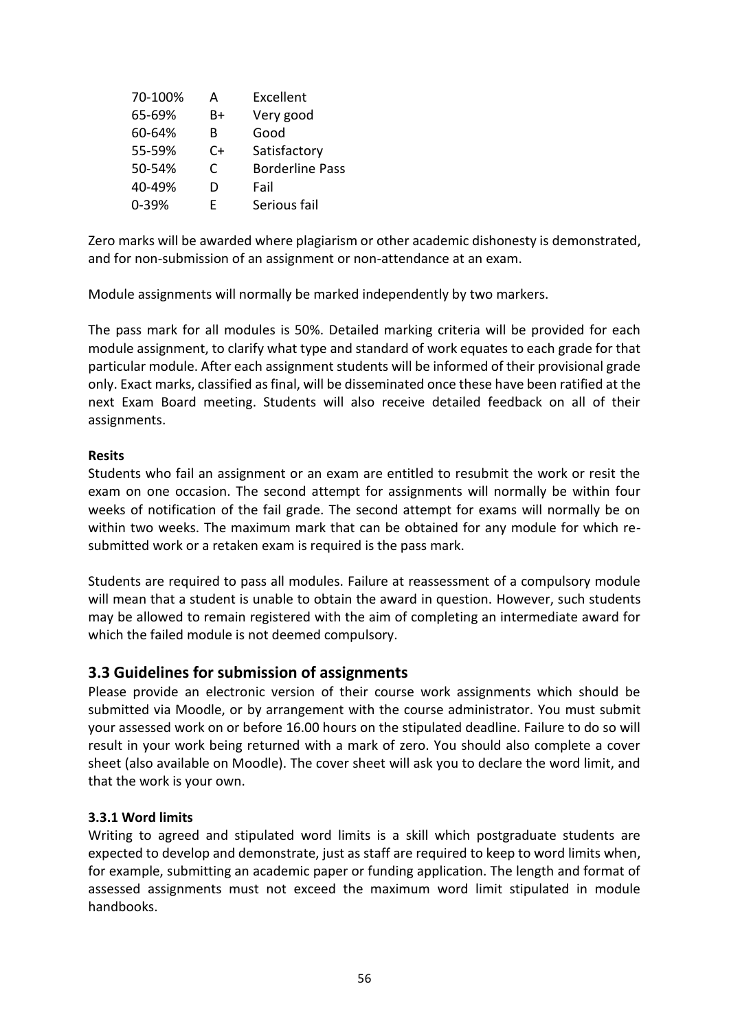| | | |
|---|---|---|
| 70-100% | A | Excellent |
| 65-69% | B+ | Very good |
| 60-64% | B | Good |
| 55-59% | C+ | Satisfactory |
| 50-54% | C | Borderline Pass |
| 40-49% | D | Fail |
| 0-39% | E | Serious fail |

Zero marks will be awarded where plagiarism or other academic dishonesty is demonstrated, and for non-submission of an assignment or non-attendance at an exam.

Module assignments will normally be marked independently by two markers.

The pass mark for all modules is 50%. Detailed marking criteria will be provided for each module assignment, to clarify what type and standard of work equates to each grade for that particular module. After each assignment students will be informed of their provisional grade only. Exact marks, classified as final, will be disseminated once these have been ratified at the next Exam Board meeting. Students will also receive detailed feedback on all of their assignments.

**Resits**

Students who fail an assignment or an exam are entitled to resubmit the work or resit the exam on one occasion. The second attempt for assignments will normally be within four weeks of notification of the fail grade. The second attempt for exams will normally be on within two weeks. The maximum mark that can be obtained for any module for which re-submitted work or a retaken exam is required is the pass mark.

Students are required to pass all modules. Failure at reassessment of a compulsory module will mean that a student is unable to obtain the award in question. However, such students may be allowed to remain registered with the aim of completing an intermediate award for which the failed module is not deemed compulsory.

## 3.3 Guidelines for submission of assignments

Please provide an electronic version of their course work assignments which should be submitted via Moodle, or by arrangement with the course administrator. You must submit your assessed work on or before 16.00 hours on the stipulated deadline. Failure to do so will result in your work being returned with a mark of zero. You should also complete a cover sheet (also available on Moodle). The cover sheet will ask you to declare the word limit, and that the work is your own.

### 3.3.1 Word limits

Writing to agreed and stipulated word limits is a skill which postgraduate students are expected to develop and demonstrate, just as staff are required to keep to word limits when, for example, submitting an academic paper or funding application. The length and format of assessed assignments must not exceed the maximum word limit stipulated in module handbooks.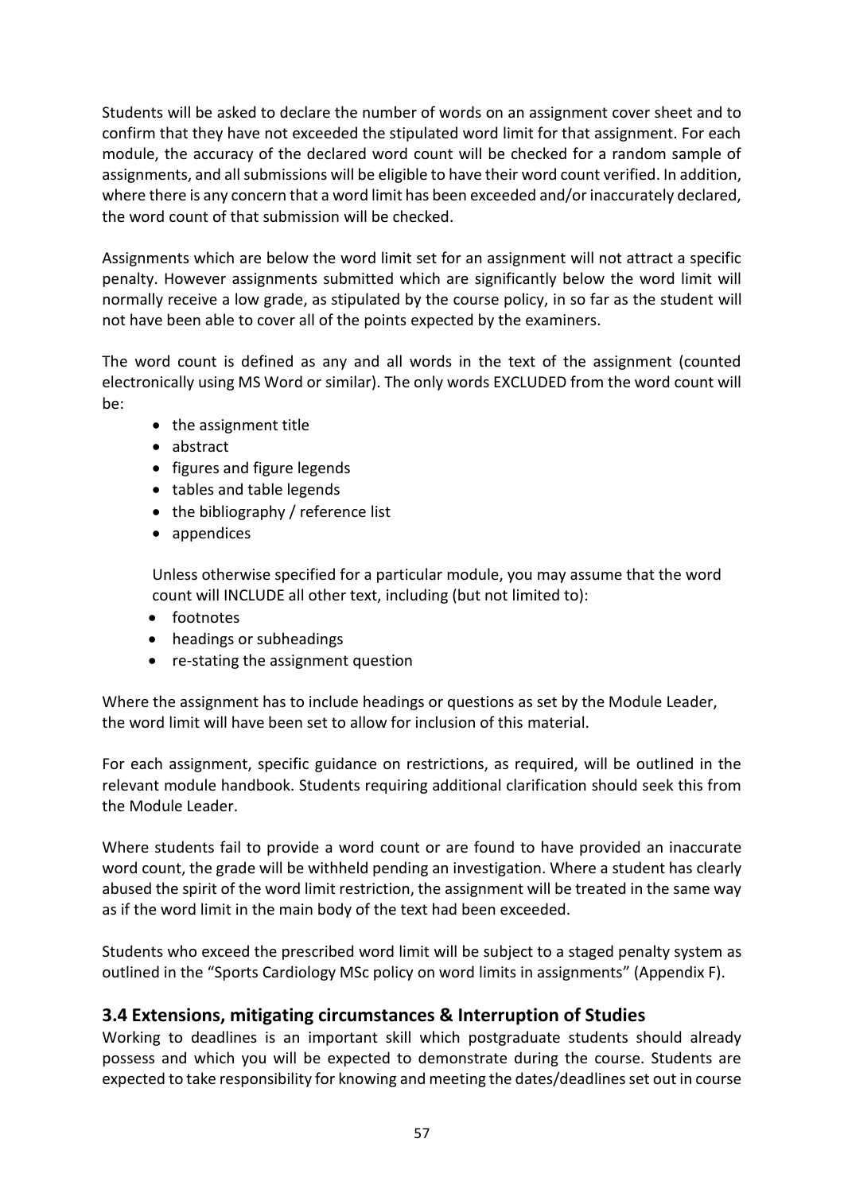Students will be asked to declare the number of words on an assignment cover sheet and to confirm that they have not exceeded the stipulated word limit for that assignment. For each module, the accuracy of the declared word count will be checked for a random sample of assignments, and all submissions will be eligible to have their word count verified. In addition, where there is any concern that a word limit has been exceeded and/or inaccurately declared, the word count of that submission will be checked.

Assignments which are below the word limit set for an assignment will not attract a specific penalty. However assignments submitted which are significantly below the word limit will normally receive a low grade, as stipulated by the course policy, in so far as the student will not have been able to cover all of the points expected by the examiners.

The word count is defined as any and all words in the text of the assignment (counted electronically using MS Word or similar). The only words EXCLUDED from the word count will be:

- the assignment title
- abstract
- figures and figure legends
- tables and table legends
- the bibliography / reference list
- appendices

Unless otherwise specified for a particular module, you may assume that the word count will INCLUDE all other text, including (but not limited to):

- footnotes
- headings or subheadings
- re-stating the assignment question

Where the assignment has to include headings or questions as set by the Module Leader, the word limit will have been set to allow for inclusion of this material.

For each assignment, specific guidance on restrictions, as required, will be outlined in the relevant module handbook. Students requiring additional clarification should seek this from the Module Leader.

Where students fail to provide a word count or are found to have provided an inaccurate word count, the grade will be withheld pending an investigation. Where a student has clearly abused the spirit of the word limit restriction, the assignment will be treated in the same way as if the word limit in the main body of the text had been exceeded.

Students who exceed the prescribed word limit will be subject to a staged penalty system as outlined in the "Sports Cardiology MSc policy on word limits in assignments" (Appendix F).

## 3.4 Extensions, mitigating circumstances & Interruption of Studies

Working to deadlines is an important skill which postgraduate students should already possess and which you will be expected to demonstrate during the course. Students are expected to take responsibility for knowing and meeting the dates/deadlines set out in course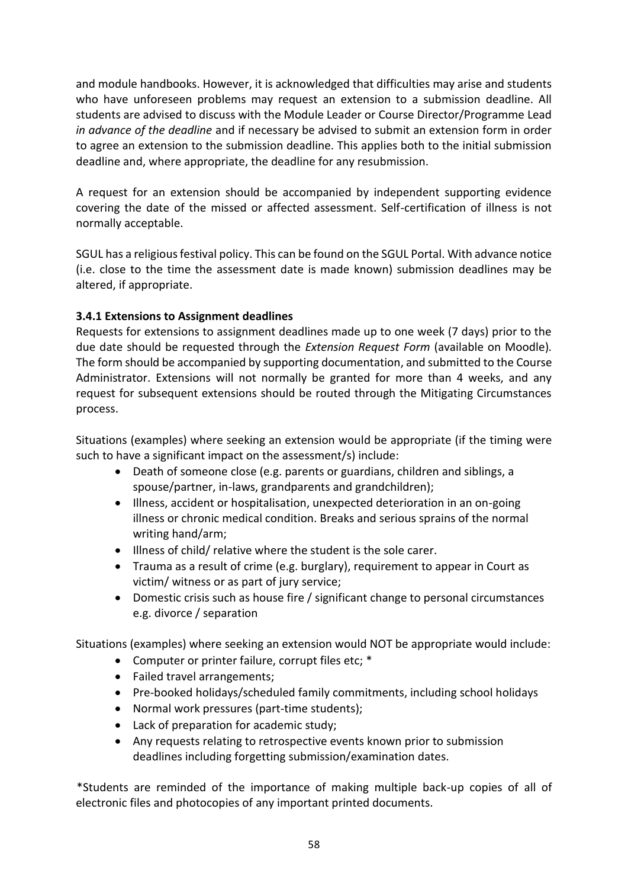and module handbooks. However, it is acknowledged that difficulties may arise and students who have unforeseen problems may request an extension to a submission deadline. All students are advised to discuss with the Module Leader or Course Director/Programme Lead *in advance of the deadline* and if necessary be advised to submit an extension form in order to agree an extension to the submission deadline. This applies both to the initial submission deadline and, where appropriate, the deadline for any resubmission.

A request for an extension should be accompanied by independent supporting evidence covering the date of the missed or affected assessment. Self-certification of illness is not normally acceptable.

SGUL has a religious festival policy. This can be found on the SGUL Portal. With advance notice (i.e. close to the time the assessment date is made known) submission deadlines may be altered, if appropriate.

### 3.4.1 Extensions to Assignment deadlines

Requests for extensions to assignment deadlines made up to one week (7 days) prior to the due date should be requested through the *Extension Request Form* (available on Moodle). The form should be accompanied by supporting documentation, and submitted to the Course Administrator. Extensions will not normally be granted for more than 4 weeks, and any request for subsequent extensions should be routed through the Mitigating Circumstances process.

Situations (examples) where seeking an extension would be appropriate (if the timing were such to have a significant impact on the assessment/s) include:

- Death of someone close (e.g. parents or guardians, children and siblings, a spouse/partner, in-laws, grandparents and grandchildren);
- Illness, accident or hospitalisation, unexpected deterioration in an on-going illness or chronic medical condition. Breaks and serious sprains of the normal writing hand/arm;
- Illness of child/ relative where the student is the sole carer.
- Trauma as a result of crime (e.g. burglary), requirement to appear in Court as victim/ witness or as part of jury service;
- Domestic crisis such as house fire / significant change to personal circumstances e.g. divorce / separation

Situations (examples) where seeking an extension would NOT be appropriate would include:

- Computer or printer failure, corrupt files etc; *
- Failed travel arrangements;
- Pre-booked holidays/scheduled family commitments, including school holidays
- Normal work pressures (part-time students);
- Lack of preparation for academic study;
- Any requests relating to retrospective events known prior to submission deadlines including forgetting submission/examination dates.

*Students are reminded of the importance of making multiple back-up copies of all of electronic files and photocopies of any important printed documents.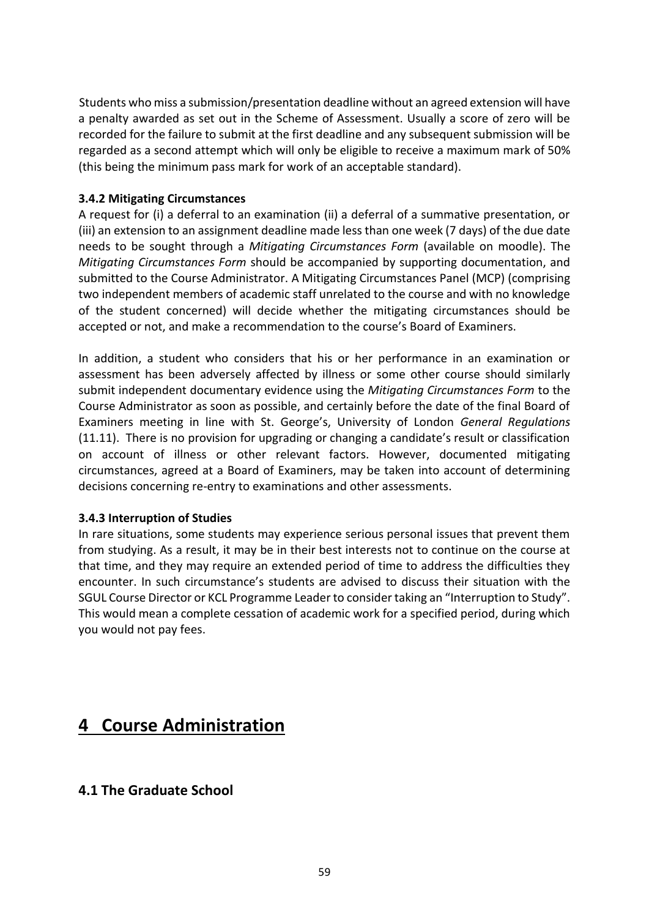Students who miss a submission/presentation deadline without an agreed extension will have a penalty awarded as set out in the Scheme of Assessment. Usually a score of zero will be recorded for the failure to submit at the first deadline and any subsequent submission will be regarded as a second attempt which will only be eligible to receive a maximum mark of 50% (this being the minimum pass mark for work of an acceptable standard).

### 3.4.2 Mitigating Circumstances

A request for (i) a deferral to an examination (ii) a deferral of a summative presentation, or (iii) an extension to an assignment deadline made less than one week (7 days) of the due date needs to be sought through a *Mitigating Circumstances Form* (available on moodle). The *Mitigating Circumstances Form* should be accompanied by supporting documentation, and submitted to the Course Administrator. A Mitigating Circumstances Panel (MCP) (comprising two independent members of academic staff unrelated to the course and with no knowledge of the student concerned) will decide whether the mitigating circumstances should be accepted or not, and make a recommendation to the course's Board of Examiners.

In addition, a student who considers that his or her performance in an examination or assessment has been adversely affected by illness or some other course should similarly submit independent documentary evidence using the *Mitigating Circumstances Form* to the Course Administrator as soon as possible, and certainly before the date of the final Board of Examiners meeting in line with St. George's, University of London *General Regulations* (11.11). There is no provision for upgrading or changing a candidate's result or classification on account of illness or other relevant factors. However, documented mitigating circumstances, agreed at a Board of Examiners, may be taken into account of determining decisions concerning re-entry to examinations and other assessments.

### 3.4.3 Interruption of Studies

In rare situations, some students may experience serious personal issues that prevent them from studying. As a result, it may be in their best interests not to continue on the course at that time, and they may require an extended period of time to address the difficulties they encounter. In such circumstance's students are advised to discuss their situation with the SGUL Course Director or KCL Programme Leader to consider taking an "Interruption to Study". This would mean a complete cessation of academic work for a specified period, during which you would not pay fees.

# 4 Course Administration

## 4.1 The Graduate School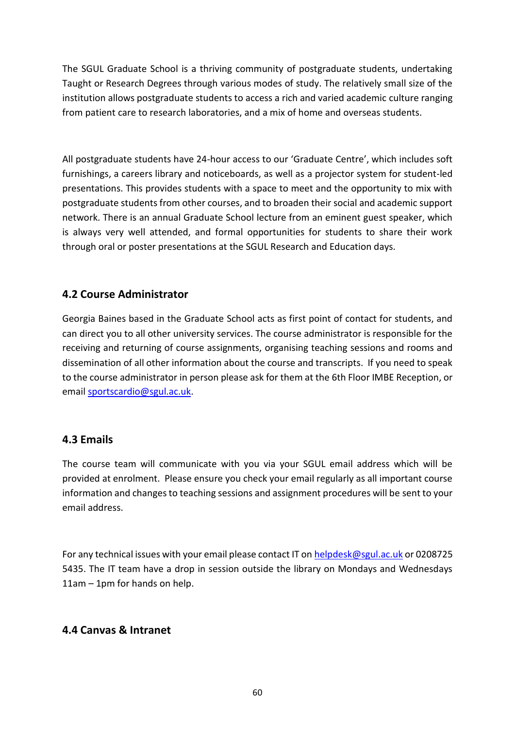The SGUL Graduate School is a thriving community of postgraduate students, undertaking Taught or Research Degrees through various modes of study. The relatively small size of the institution allows postgraduate students to access a rich and varied academic culture ranging from patient care to research laboratories, and a mix of home and overseas students.

All postgraduate students have 24-hour access to our 'Graduate Centre', which includes soft furnishings, a careers library and noticeboards, as well as a projector system for student-led presentations. This provides students with a space to meet and the opportunity to mix with postgraduate students from other courses, and to broaden their social and academic support network. There is an annual Graduate School lecture from an eminent guest speaker, which is always very well attended, and formal opportunities for students to share their work through oral or poster presentations at the SGUL Research and Education days.

## 4.2 Course Administrator

Georgia Baines based in the Graduate School acts as first point of contact for students, and can direct you to all other university services. The course administrator is responsible for the receiving and returning of course assignments, organising teaching sessions and rooms and dissemination of all other information about the course and transcripts. If you need to speak to the course administrator in person please ask for them at the 6th Floor IMBE Reception, or email sportscardio@sgul.ac.uk.

## 4.3 Emails

The course team will communicate with you via your SGUL email address which will be provided at enrolment. Please ensure you check your email regularly as all important course information and changes to teaching sessions and assignment procedures will be sent to your email address.

For any technical issues with your email please contact IT on helpdesk@sgul.ac.uk or 0208725 5435. The IT team have a drop in session outside the library on Mondays and Wednesdays 11am – 1pm for hands on help.

## 4.4 Canvas & Intranet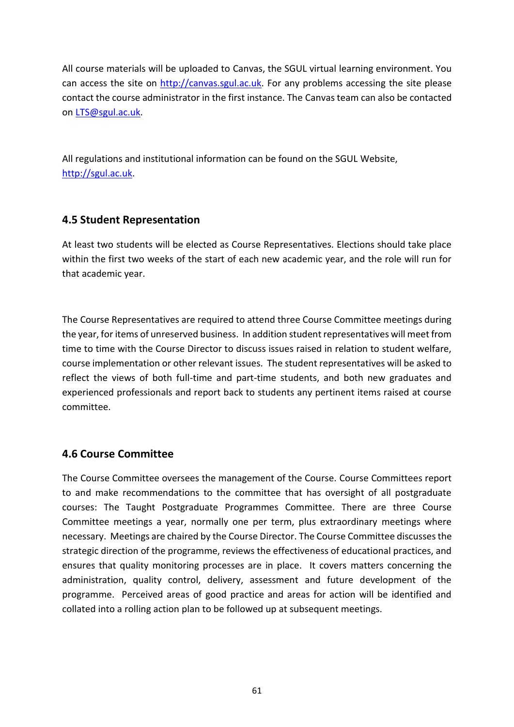All course materials will be uploaded to Canvas, the SGUL virtual learning environment. You can access the site on http://canvas.sgul.ac.uk. For any problems accessing the site please contact the course administrator in the first instance. The Canvas team can also be contacted on LTS@sgul.ac.uk.

All regulations and institutional information can be found on the SGUL Website, http://sgul.ac.uk.

## 4.5 Student Representation

At least two students will be elected as Course Representatives. Elections should take place within the first two weeks of the start of each new academic year, and the role will run for that academic year.

The Course Representatives are required to attend three Course Committee meetings during the year, for items of unreserved business. In addition student representatives will meet from time to time with the Course Director to discuss issues raised in relation to student welfare, course implementation or other relevant issues. The student representatives will be asked to reflect the views of both full-time and part-time students, and both new graduates and experienced professionals and report back to students any pertinent items raised at course committee.

## 4.6 Course Committee

The Course Committee oversees the management of the Course. Course Committees report to and make recommendations to the committee that has oversight of all postgraduate courses: The Taught Postgraduate Programmes Committee. There are three Course Committee meetings a year, normally one per term, plus extraordinary meetings where necessary. Meetings are chaired by the Course Director. The Course Committee discusses the strategic direction of the programme, reviews the effectiveness of educational practices, and ensures that quality monitoring processes are in place. It covers matters concerning the administration, quality control, delivery, assessment and future development of the programme. Perceived areas of good practice and areas for action will be identified and collated into a rolling action plan to be followed up at subsequent meetings.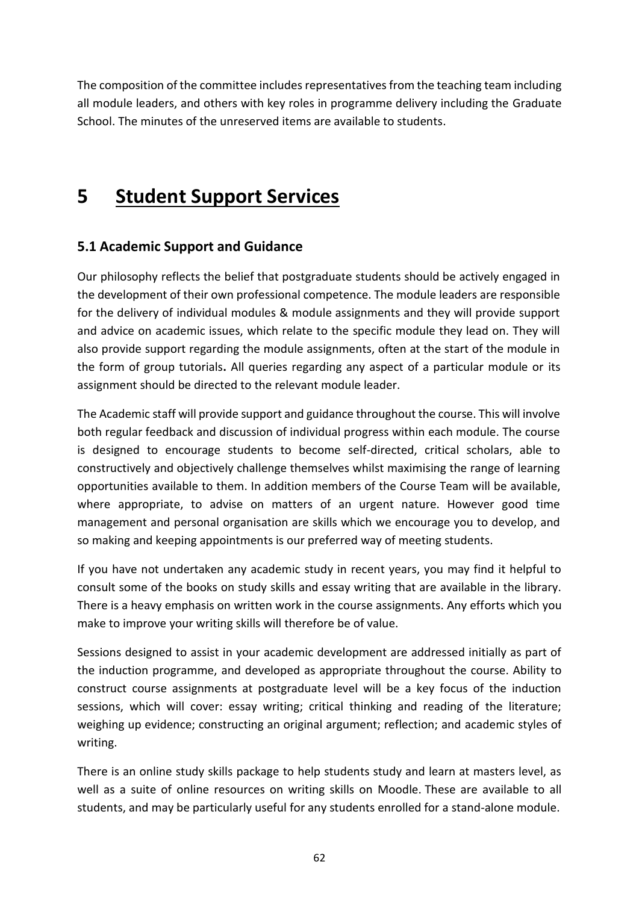The composition of the committee includes representatives from the teaching team including all module leaders, and others with key roles in programme delivery including the Graduate School. The minutes of the unreserved items are available to students.

# 5 Student Support Services

## 5.1 Academic Support and Guidance

Our philosophy reflects the belief that postgraduate students should be actively engaged in the development of their own professional competence. The module leaders are responsible for the delivery of individual modules & module assignments and they will provide support and advice on academic issues, which relate to the specific module they lead on. They will also provide support regarding the module assignments, often at the start of the module in the form of group tutorials. All queries regarding any aspect of a particular module or its assignment should be directed to the relevant module leader.

The Academic staff will provide support and guidance throughout the course. This will involve both regular feedback and discussion of individual progress within each module. The course is designed to encourage students to become self-directed, critical scholars, able to constructively and objectively challenge themselves whilst maximising the range of learning opportunities available to them. In addition members of the Course Team will be available, where appropriate, to advise on matters of an urgent nature. However good time management and personal organisation are skills which we encourage you to develop, and so making and keeping appointments is our preferred way of meeting students.

If you have not undertaken any academic study in recent years, you may find it helpful to consult some of the books on study skills and essay writing that are available in the library. There is a heavy emphasis on written work in the course assignments. Any efforts which you make to improve your writing skills will therefore be of value.

Sessions designed to assist in your academic development are addressed initially as part of the induction programme, and developed as appropriate throughout the course. Ability to construct course assignments at postgraduate level will be a key focus of the induction sessions, which will cover: essay writing; critical thinking and reading of the literature; weighing up evidence; constructing an original argument; reflection; and academic styles of writing.

There is an online study skills package to help students study and learn at masters level, as well as a suite of online resources on writing skills on Moodle. These are available to all students, and may be particularly useful for any students enrolled for a stand-alone module.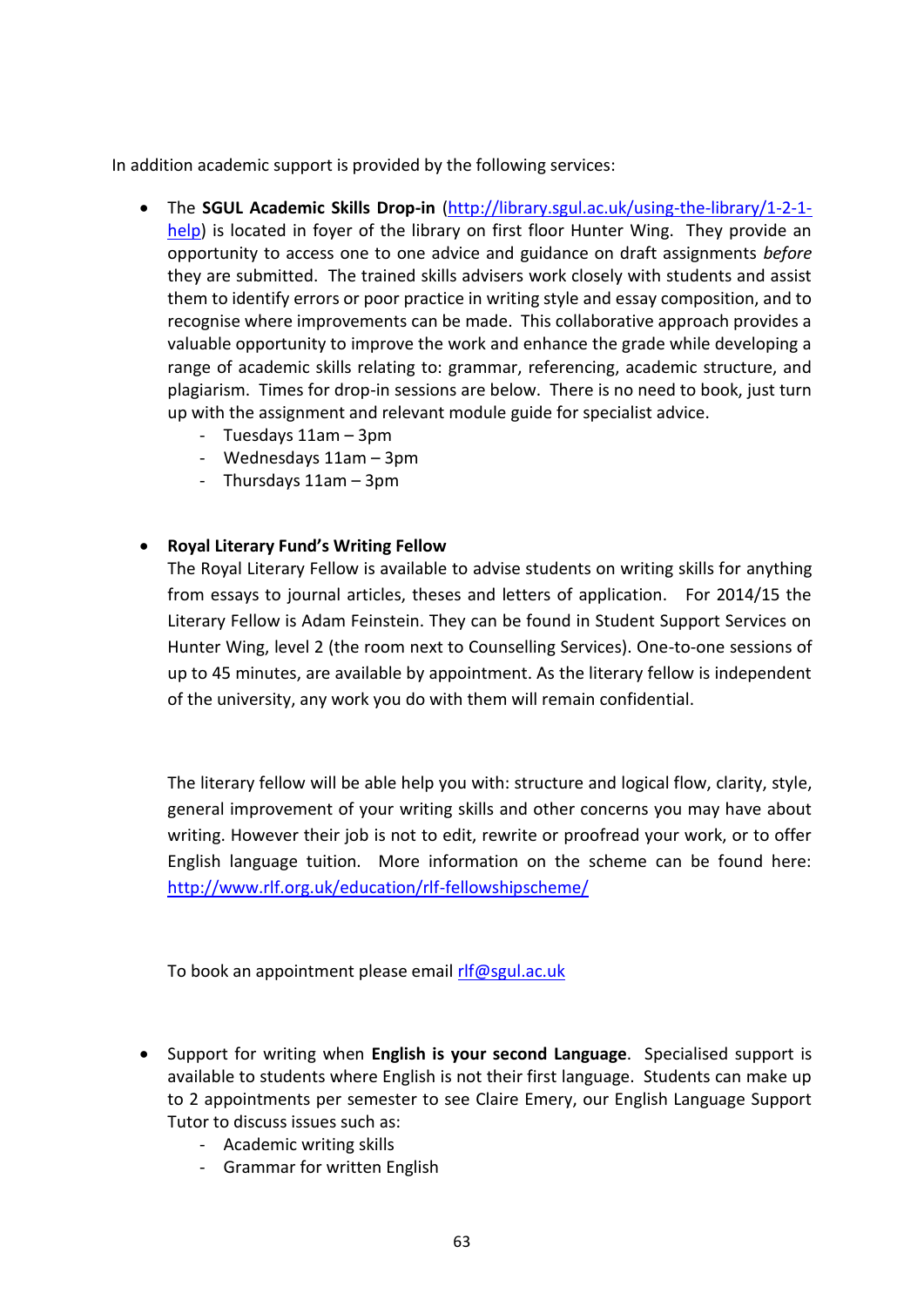In addition academic support is provided by the following services:

- The **SGUL Academic Skills Drop-in** ([http://library.sgul.ac.uk/using-the-library/1-2-1-help](http://library.sgul.ac.uk/using-the-library/1-2-1-help)) is located in foyer of the library on first floor Hunter Wing. They provide an opportunity to access one to one advice and guidance on draft assignments *before* they are submitted. The trained skills advisers work closely with students and assist them to identify errors or poor practice in writing style and essay composition, and to recognise where improvements can be made. This collaborative approach provides a valuable opportunity to improve the work and enhance the grade while developing a range of academic skills relating to: grammar, referencing, academic structure, and plagiarism. Times for drop-in sessions are below. There is no need to book, just turn up with the assignment and relevant module guide for specialist advice.
    - Tuesdays 11am – 3pm
    - Wednesdays 11am – 3pm
    - Thursdays 11am – 3pm

- **Royal Literary Fund's Writing Fellow**
  The Royal Literary Fellow is available to advise students on writing skills for anything from essays to journal articles, theses and letters of application. For 2014/15 the Literary Fellow is Adam Feinstein. They can be found in Student Support Services on Hunter Wing, level 2 (the room next to Counselling Services). One-to-one sessions of up to 45 minutes, are available by appointment. As the literary fellow is independent of the university, any work you do with them will remain confidential.

  The literary fellow will be able help you with: structure and logical flow, clarity, style, general improvement of your writing skills and other concerns you may have about writing. However their job is not to edit, rewrite or proofread your work, or to offer English language tuition. More information on the scheme can be found here: [http://www.rlf.org.uk/education/rlf-fellowshipscheme/](http://www.rlf.org.uk/education/rlf-fellowshipscheme/)

  To book an appointment please email [rlf@sgul.ac.uk](mailto:rlf@sgul.ac.uk)

- Support for writing when **English is your second Language**. Specialised support is available to students where English is not their first language. Students can make up to 2 appointments per semester to see Claire Emery, our English Language Support Tutor to discuss issues such as:
    - Academic writing skills
    - Grammar for written English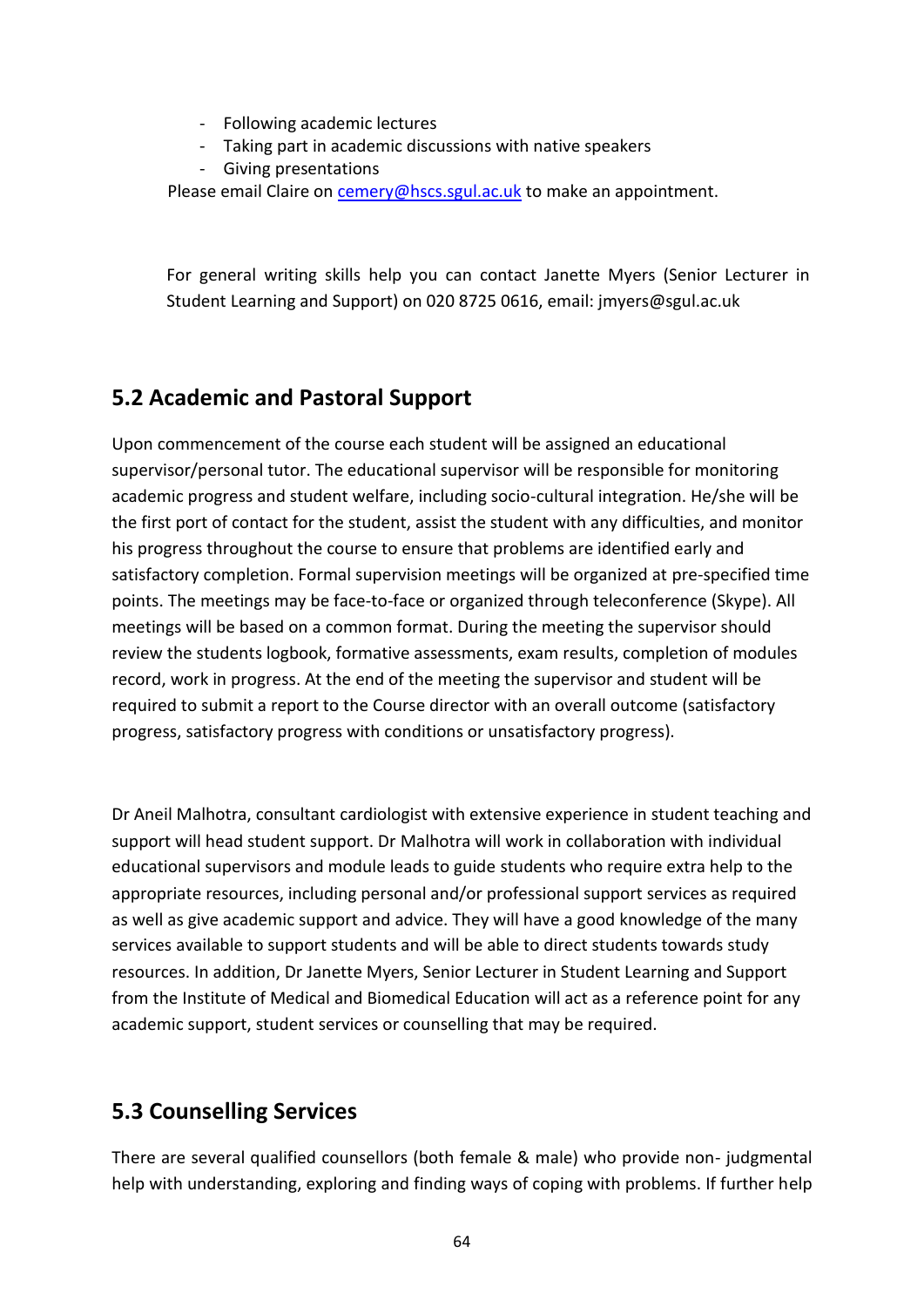- Following academic lectures
- Taking part in academic discussions with native speakers
- Giving presentations

Please email Claire on [cemery@hscs.sgul.ac.uk](mailto:cemery@hscs.sgul.ac.uk) to make an appointment.

For general writing skills help you can contact Janette Myers (Senior Lecturer in Student Learning and Support) on 020 8725 0616, email: jmyers@sgul.ac.uk

## 5.2 Academic and Pastoral Support

Upon commencement of the course each student will be assigned an educational supervisor/personal tutor. The educational supervisor will be responsible for monitoring academic progress and student welfare, including socio-cultural integration. He/she will be the first port of contact for the student, assist the student with any difficulties, and monitor his progress throughout the course to ensure that problems are identified early and satisfactory completion. Formal supervision meetings will be organized at pre-specified time points. The meetings may be face-to-face or organized through teleconference (Skype). All meetings will be based on a common format. During the meeting the supervisor should review the students logbook, formative assessments, exam results, completion of modules record, work in progress. At the end of the meeting the supervisor and student will be required to submit a report to the Course director with an overall outcome (satisfactory progress, satisfactory progress with conditions or unsatisfactory progress).

Dr Aneil Malhotra, consultant cardiologist with extensive experience in student teaching and support will head student support. Dr Malhotra will work in collaboration with individual educational supervisors and module leads to guide students who require extra help to the appropriate resources, including personal and/or professional support services as required as well as give academic support and advice. They will have a good knowledge of the many services available to support students and will be able to direct students towards study resources. In addition, Dr Janette Myers, Senior Lecturer in Student Learning and Support from the Institute of Medical and Biomedical Education will act as a reference point for any academic support, student services or counselling that may be required.

## 5.3 Counselling Services

There are several qualified counsellors (both female & male) who provide non- judgmental help with understanding, exploring and finding ways of coping with problems. If further help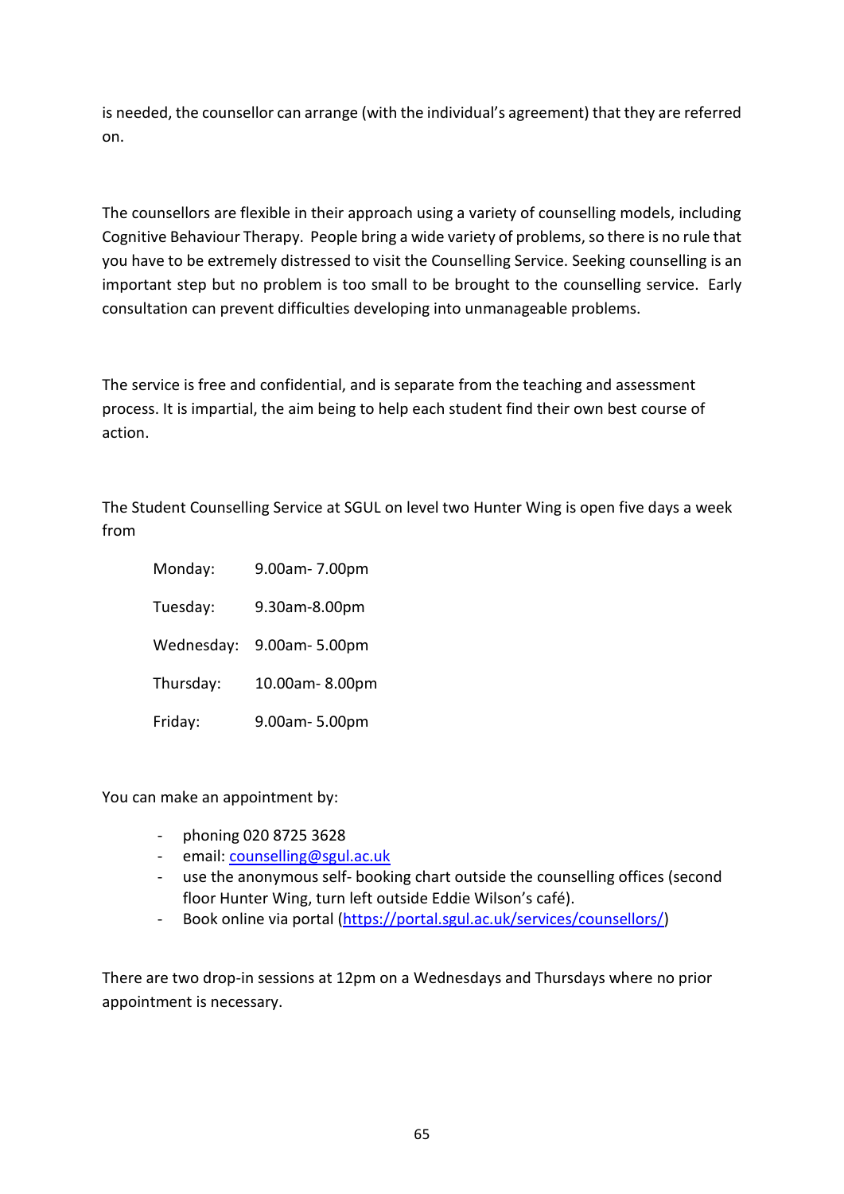is needed, the counsellor can arrange (with the individual's agreement) that they are referred on.

The counsellors are flexible in their approach using a variety of counselling models, including Cognitive Behaviour Therapy. People bring a wide variety of problems, so there is no rule that you have to be extremely distressed to visit the Counselling Service. Seeking counselling is an important step but no problem is too small to be brought to the counselling service. Early consultation can prevent difficulties developing into unmanageable problems.

The service is free and confidential, and is separate from the teaching and assessment process. It is impartial, the aim being to help each student find their own best course of action.

The Student Counselling Service at SGUL on level two Hunter Wing is open five days a week from

| | |
|---|---|
| Monday: | 9.00am- 7.00pm |
| Tuesday: | 9.30am-8.00pm |
| Wednesday: | 9.00am- 5.00pm |
| Thursday: | 10.00am- 8.00pm |
| Friday: | 9.00am- 5.00pm |

You can make an appointment by:

- phoning 020 8725 3628
- email: counselling@sgul.ac.uk
- use the anonymous self- booking chart outside the counselling offices (second floor Hunter Wing, turn left outside Eddie Wilson's café).
- Book online via portal (https://portal.sgul.ac.uk/services/counsellors/)

There are two drop-in sessions at 12pm on a Wednesdays and Thursdays where no prior appointment is necessary.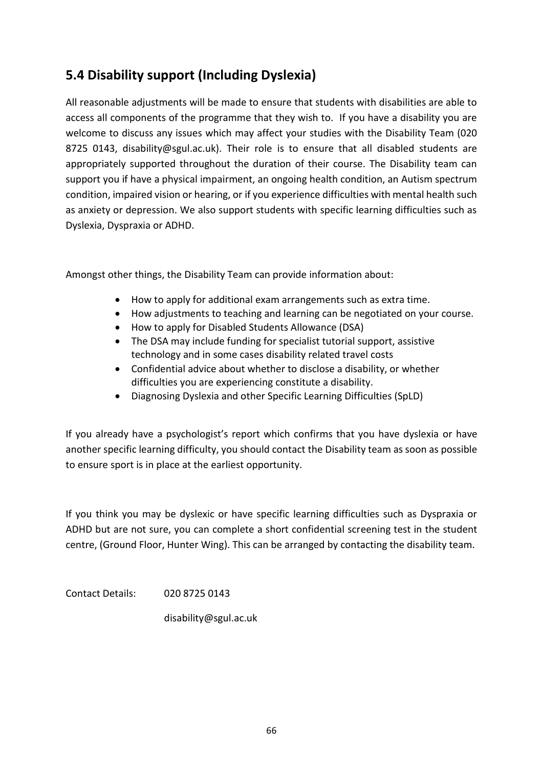## 5.4 Disability support (Including Dyslexia)

All reasonable adjustments will be made to ensure that students with disabilities are able to access all components of the programme that they wish to. If you have a disability you are welcome to discuss any issues which may affect your studies with the Disability Team (020 8725 0143, disability@sgul.ac.uk). Their role is to ensure that all disabled students are appropriately supported throughout the duration of their course. The Disability team can support you if have a physical impairment, an ongoing health condition, an Autism spectrum condition, impaired vision or hearing, or if you experience difficulties with mental health such as anxiety or depression. We also support students with specific learning difficulties such as Dyslexia, Dyspraxia or ADHD.

Amongst other things, the Disability Team can provide information about:

- How to apply for additional exam arrangements such as extra time.
- How adjustments to teaching and learning can be negotiated on your course.
- How to apply for Disabled Students Allowance (DSA)
- The DSA may include funding for specialist tutorial support, assistive technology and in some cases disability related travel costs
- Confidential advice about whether to disclose a disability, or whether difficulties you are experiencing constitute a disability.
- Diagnosing Dyslexia and other Specific Learning Difficulties (SpLD)

If you already have a psychologist's report which confirms that you have dyslexia or have another specific learning difficulty, you should contact the Disability team as soon as possible to ensure sport is in place at the earliest opportunity.

If you think you may be dyslexic or have specific learning difficulties such as Dyspraxia or ADHD but are not sure, you can complete a short confidential screening test in the student centre, (Ground Floor, Hunter Wing). This can be arranged by contacting the disability team.

Contact Details: 020 8725 0143

disability@sgul.ac.uk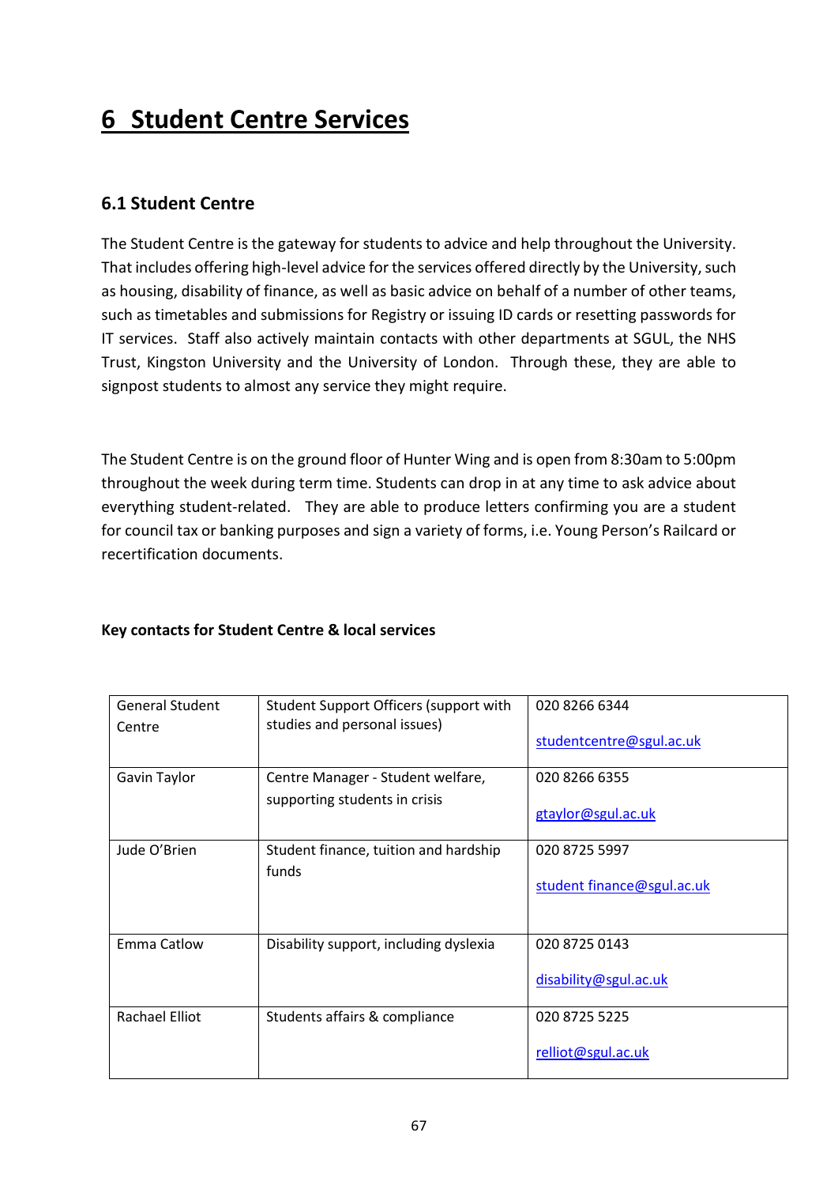# 6 Student Centre Services

## 6.1 Student Centre

The Student Centre is the gateway for students to advice and help throughout the University. That includes offering high-level advice for the services offered directly by the University, such as housing, disability of finance, as well as basic advice on behalf of a number of other teams, such as timetables and submissions for Registry or issuing ID cards or resetting passwords for IT services. Staff also actively maintain contacts with other departments at SGUL, the NHS Trust, Kingston University and the University of London. Through these, they are able to signpost students to almost any service they might require.

The Student Centre is on the ground floor of Hunter Wing and is open from 8:30am to 5:00pm throughout the week during term time. Students can drop in at any time to ask advice about everything student-related. They are able to produce letters confirming you are a student for council tax or banking purposes and sign a variety of forms, i.e. Young Person's Railcard or recertification documents.

**Key contacts for Student Centre & local services**

| | | |
|---|---|---|
| General Student Centre | Student Support Officers (support with studies and personal issues) | 020 8266 6344<br>studentcentre@sgul.ac.uk |
| Gavin Taylor | Centre Manager - Student welfare, supporting students in crisis | 020 8266 6355<br>gtaylor@sgul.ac.uk |
| Jude O'Brien | Student finance, tuition and hardship funds | 020 8725 5997<br>student finance@sgul.ac.uk |
| Emma Catlow | Disability support, including dyslexia | 020 8725 0143<br>disability@sgul.ac.uk |
| Rachael Elliot | Students affairs & compliance | 020 8725 5225<br>relliot@sgul.ac.uk |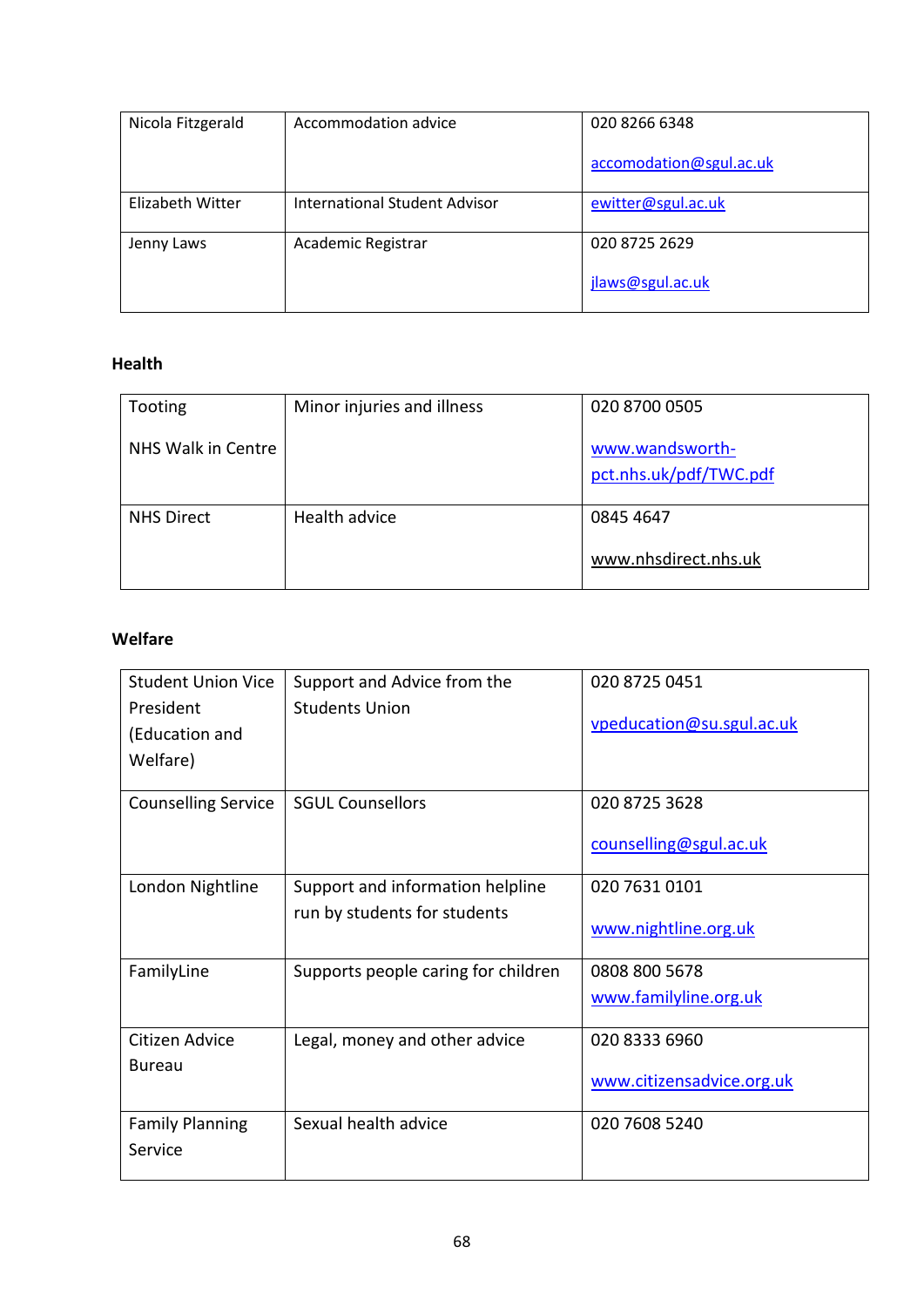| Nicola Fitzgerald | Accommodation advice | 020 8266 6348<br><br>accomodation@sgul.ac.uk |
|---|---|---|
| Elizabeth Witter | International Student Advisor | ewitter@sgul.ac.uk |
| Jenny Laws | Academic Registrar | 020 8725 2629<br><br>jlaws@sgul.ac.uk |

**Health**

| Tooting<br><br>NHS Walk in Centre | Minor injuries and illness | 020 8700 0505<br><br>www.wandsworth-pct.nhs.uk/pdf/TWC.pdf |
|---|---|---|
| NHS Direct | Health advice | 0845 4647<br><br>www.nhsdirect.nhs.uk |

**Welfare**

| Student Union Vice President (Education and Welfare) | Support and Advice from the Students Union | 020 8725 0451<br><br>vpeducation@su.sgul.ac.uk |
|---|---|---|
| Counselling Service | SGUL Counsellors | 020 8725 3628<br><br>counselling@sgul.ac.uk |
| London Nightline | Support and information helpline run by students for students | 020 7631 0101<br><br>www.nightline.org.uk |
| FamilyLine | Supports people caring for children | 0808 800 5678<br>www.familyline.org.uk |
| Citizen Advice Bureau | Legal, money and other advice | 020 8333 6960<br><br>www.citizensadvice.org.uk |
| Family Planning Service | Sexual health advice | 020 7608 5240 |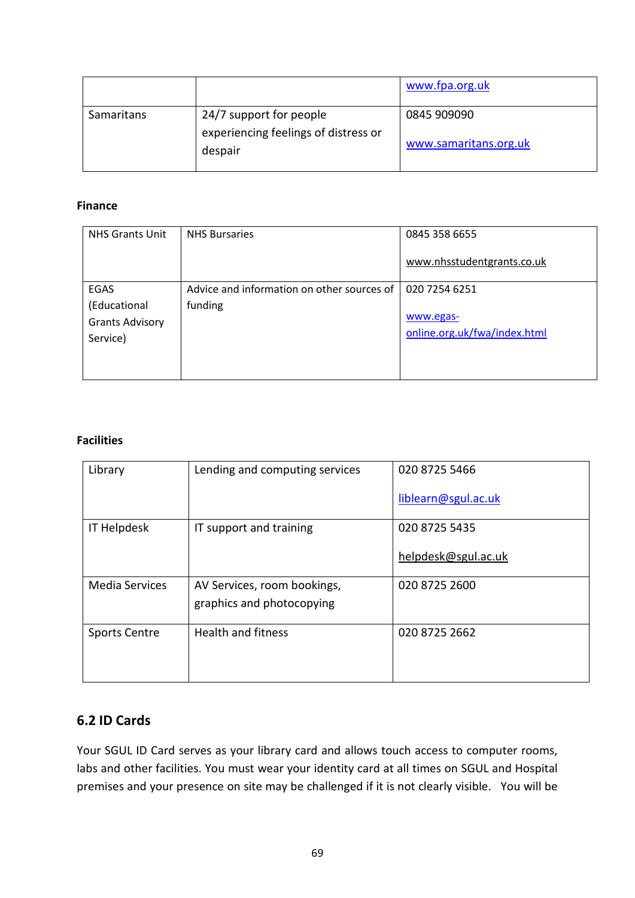|  |  | www.fpa.org.uk |
|---|---|---|
| Samaritans | 24/7 support for people experiencing feelings of distress or despair | 0845 909090<br><br>www.samaritans.org.uk |

**Finance**

| NHS Grants Unit | NHS Bursaries | 0845 358 6655<br><br>www.nhsstudentgrants.co.uk |
|---|---|---|
| EGAS (Educational Grants Advisory Service) | Advice and information on other sources of funding | 020 7254 6251<br><br>www.egas-online.org.uk/fwa/index.html |

**Facilities**

| Library | Lending and computing services | 020 8725 5466<br><br>liblearn@sgul.ac.uk |
|---|---|---|
| IT Helpdesk | IT support and training | 020 8725 5435<br><br>helpdesk@sgul.ac.uk |
| Media Services | AV Services, room bookings, graphics and photocopying | 020 8725 2600 |
| Sports Centre | Health and fitness | 020 8725 2662 |

## 6.2 ID Cards

Your SGUL ID Card serves as your library card and allows touch access to computer rooms, labs and other facilities. You must wear your identity card at all times on SGUL and Hospital premises and your presence on site may be challenged if it is not clearly visible. You will be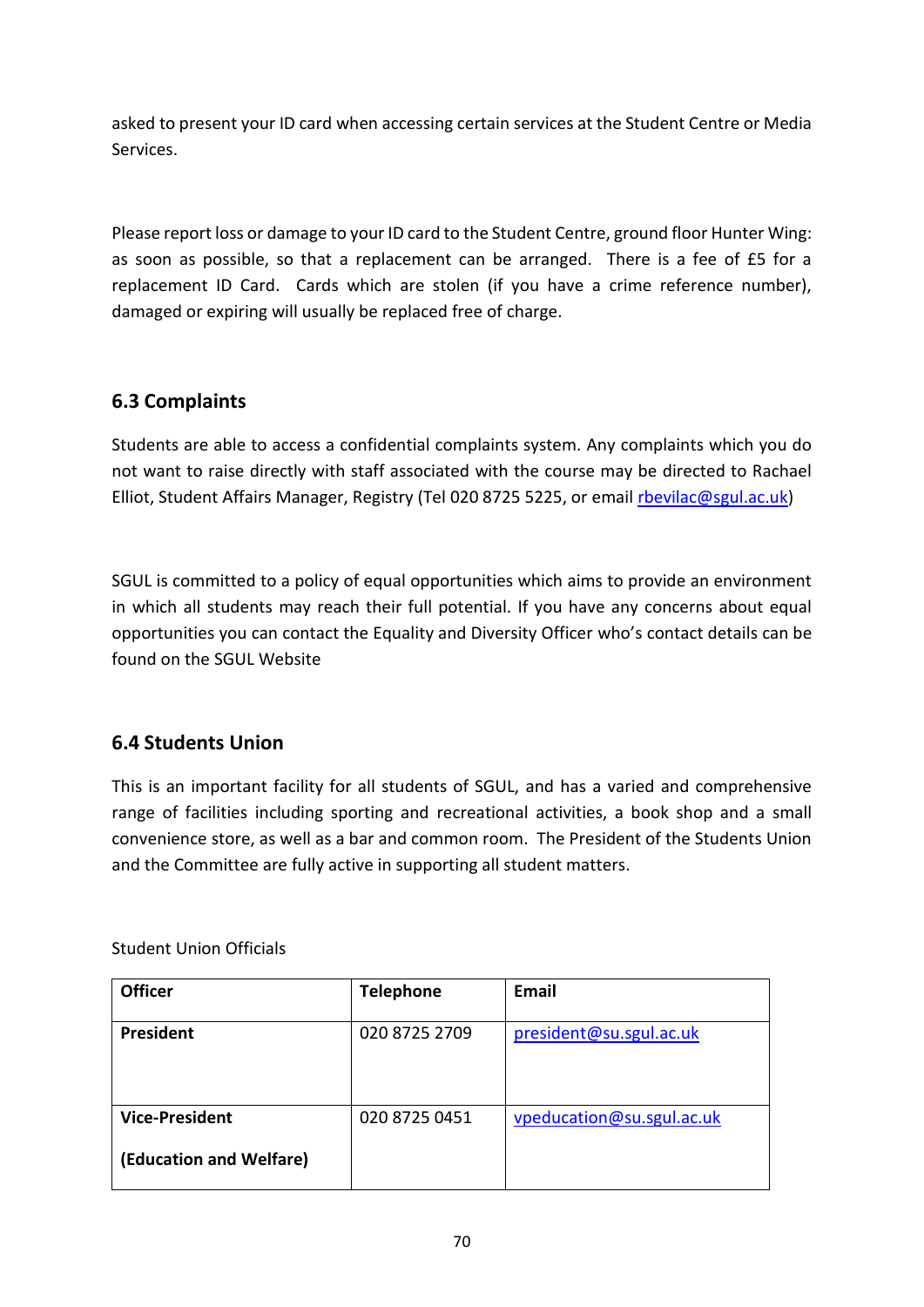asked to present your ID card when accessing certain services at the Student Centre or Media Services.

Please report loss or damage to your ID card to the Student Centre, ground floor Hunter Wing: as soon as possible, so that a replacement can be arranged. There is a fee of £5 for a replacement ID Card. Cards which are stolen (if you have a crime reference number), damaged or expiring will usually be replaced free of charge.

## 6.3 Complaints

Students are able to access a confidential complaints system. Any complaints which you do not want to raise directly with staff associated with the course may be directed to Rachael Elliot, Student Affairs Manager, Registry (Tel 020 8725 5225, or email rbevilac@sgul.ac.uk)

SGUL is committed to a policy of equal opportunities which aims to provide an environment in which all students may reach their full potential. If you have any concerns about equal opportunities you can contact the Equality and Diversity Officer who's contact details can be found on the SGUL Website

## 6.4 Students Union

This is an important facility for all students of SGUL, and has a varied and comprehensive range of facilities including sporting and recreational activities, a book shop and a small convenience store, as well as a bar and common room. The President of the Students Union and the Committee are fully active in supporting all student matters.

Student Union Officials

| Officer | Telephone | Email |
|---|---|---|
| **President** | 020 8725 2709 | president@su.sgul.ac.uk |
| **Vice-President (Education and Welfare)** | 020 8725 0451 | vpeducation@su.sgul.ac.uk |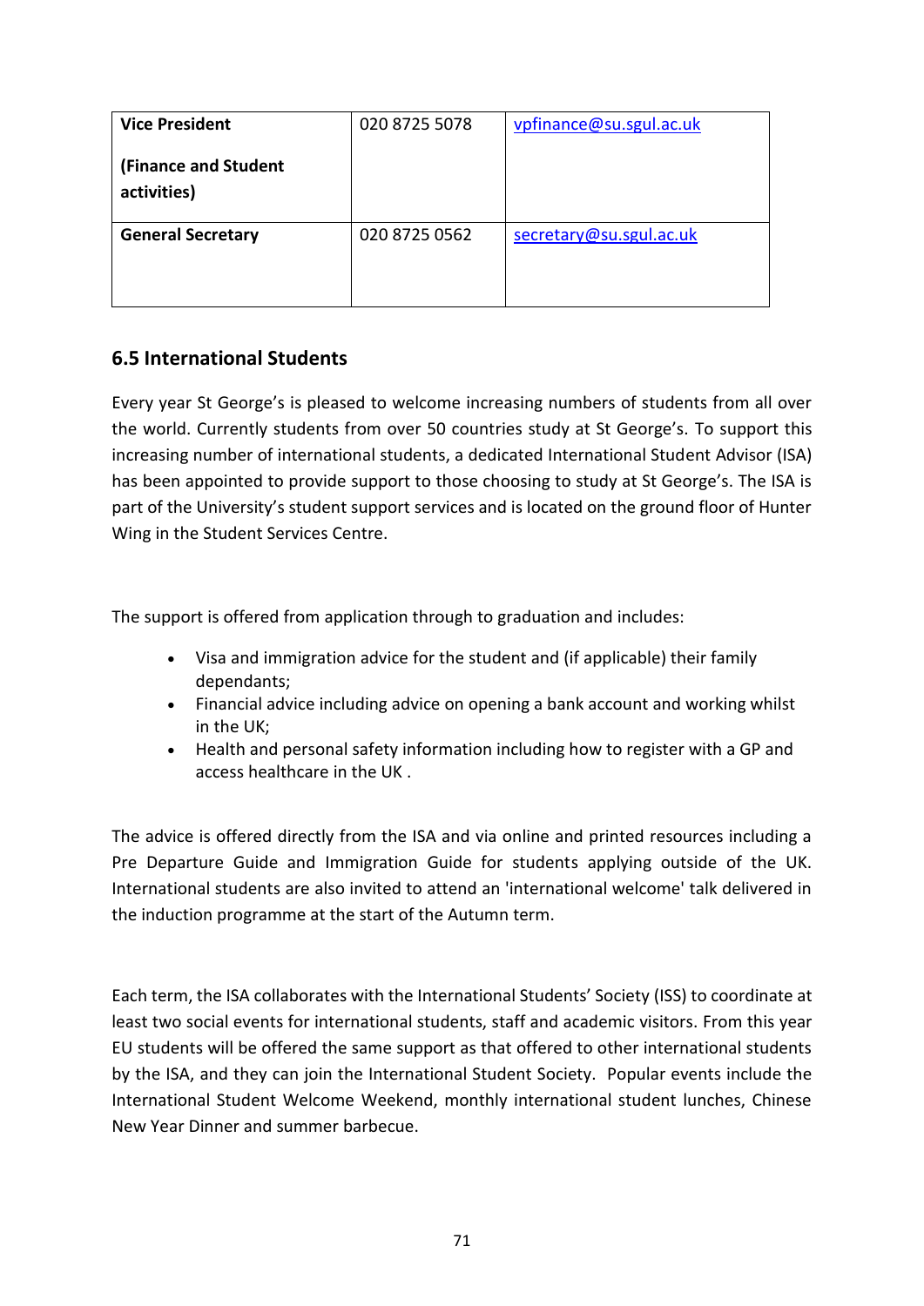| **Vice President (Finance and Student activities)** | 020 8725 5078 | vpfinance@su.sgul.ac.uk |
|---|---|---|
| **General Secretary** | 020 8725 0562 | secretary@su.sgul.ac.uk |

## 6.5 International Students

Every year St George's is pleased to welcome increasing numbers of students from all over the world. Currently students from over 50 countries study at St George's. To support this increasing number of international students, a dedicated International Student Advisor (ISA) has been appointed to provide support to those choosing to study at St George's. The ISA is part of the University's student support services and is located on the ground floor of Hunter Wing in the Student Services Centre.

The support is offered from application through to graduation and includes:

- Visa and immigration advice for the student and (if applicable) their family dependants;
- Financial advice including advice on opening a bank account and working whilst in the UK;
- Health and personal safety information including how to register with a GP and access healthcare in the UK .

The advice is offered directly from the ISA and via online and printed resources including a Pre Departure Guide and Immigration Guide for students applying outside of the UK. International students are also invited to attend an 'international welcome' talk delivered in the induction programme at the start of the Autumn term.

Each term, the ISA collaborates with the International Students' Society (ISS) to coordinate at least two social events for international students, staff and academic visitors. From this year EU students will be offered the same support as that offered to other international students by the ISA, and they can join the International Student Society. Popular events include the International Student Welcome Weekend, monthly international student lunches, Chinese New Year Dinner and summer barbecue.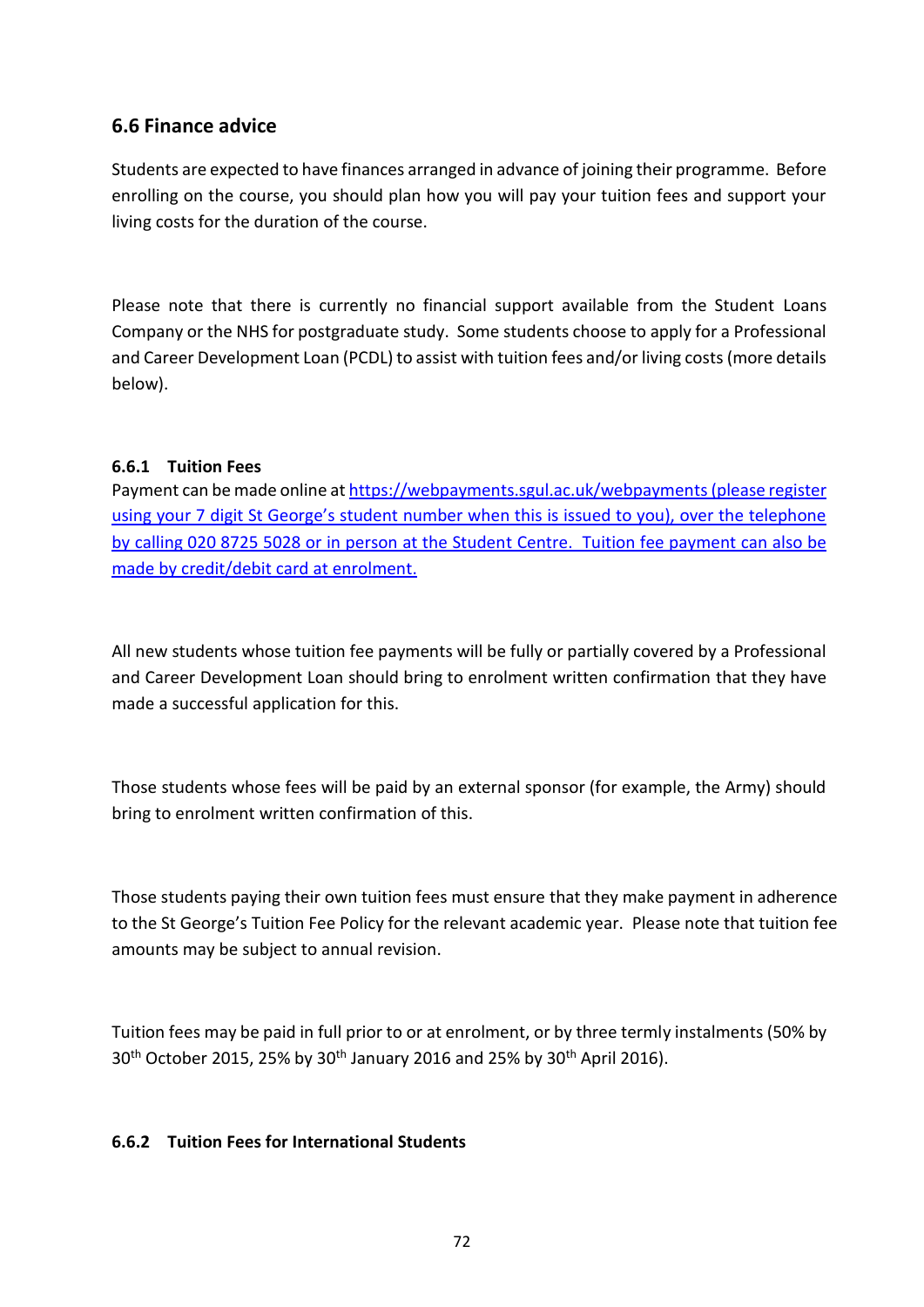## 6.6 Finance advice

Students are expected to have finances arranged in advance of joining their programme. Before enrolling on the course, you should plan how you will pay your tuition fees and support your living costs for the duration of the course.

Please note that there is currently no financial support available from the Student Loans Company or the NHS for postgraduate study. Some students choose to apply for a Professional and Career Development Loan (PCDL) to assist with tuition fees and/or living costs (more details below).

### 6.6.1 Tuition Fees

Payment can be made online at https://webpayments.sgul.ac.uk/webpayments (please register using your 7 digit St George's student number when this is issued to you), over the telephone by calling 020 8725 5028 or in person at the Student Centre. Tuition fee payment can also be made by credit/debit card at enrolment.

All new students whose tuition fee payments will be fully or partially covered by a Professional and Career Development Loan should bring to enrolment written confirmation that they have made a successful application for this.

Those students whose fees will be paid by an external sponsor (for example, the Army) should bring to enrolment written confirmation of this.

Those students paying their own tuition fees must ensure that they make payment in adherence to the St George's Tuition Fee Policy for the relevant academic year. Please note that tuition fee amounts may be subject to annual revision.

Tuition fees may be paid in full prior to or at enrolment, or by three termly instalments (50% by 30th October 2015, 25% by 30th January 2016 and 25% by 30th April 2016).

### 6.6.2 Tuition Fees for International Students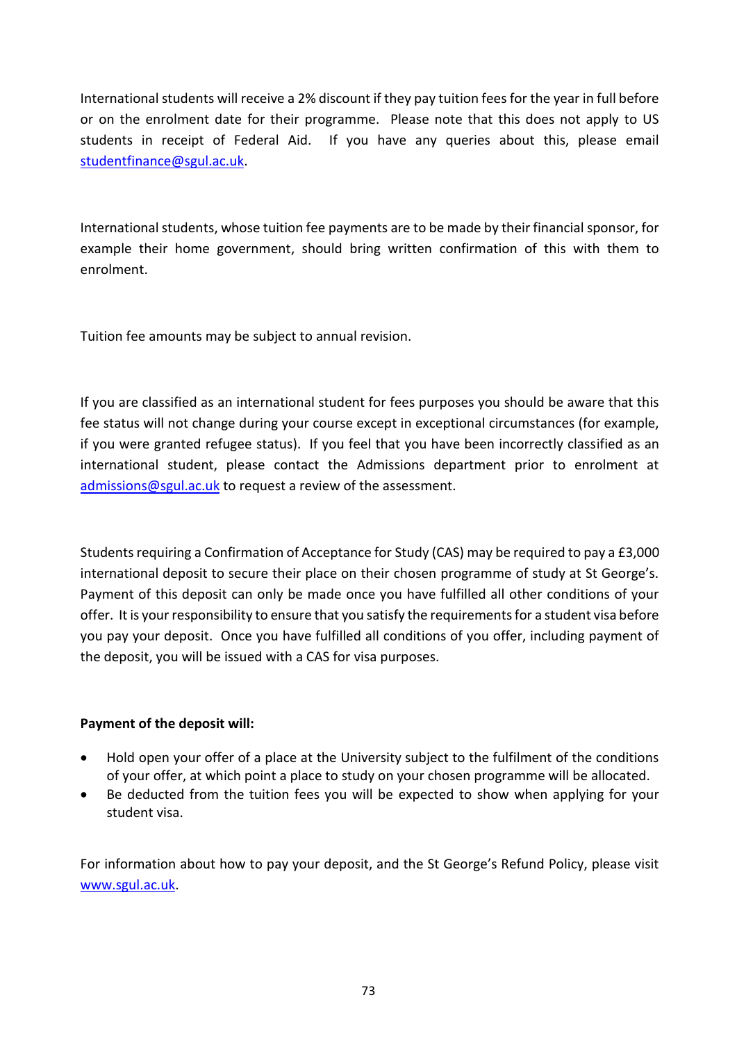International students will receive a 2% discount if they pay tuition fees for the year in full before or on the enrolment date for their programme. Please note that this does not apply to US students in receipt of Federal Aid. If you have any queries about this, please email studentfinance@sgul.ac.uk.

International students, whose tuition fee payments are to be made by their financial sponsor, for example their home government, should bring written confirmation of this with them to enrolment.

Tuition fee amounts may be subject to annual revision.

If you are classified as an international student for fees purposes you should be aware that this fee status will not change during your course except in exceptional circumstances (for example, if you were granted refugee status). If you feel that you have been incorrectly classified as an international student, please contact the Admissions department prior to enrolment at admissions@sgul.ac.uk to request a review of the assessment.

Students requiring a Confirmation of Acceptance for Study (CAS) may be required to pay a £3,000 international deposit to secure their place on their chosen programme of study at St George's. Payment of this deposit can only be made once you have fulfilled all other conditions of your offer. It is your responsibility to ensure that you satisfy the requirements for a student visa before you pay your deposit. Once you have fulfilled all conditions of you offer, including payment of the deposit, you will be issued with a CAS for visa purposes.

**Payment of the deposit will:**

- Hold open your offer of a place at the University subject to the fulfilment of the conditions of your offer, at which point a place to study on your chosen programme will be allocated.
- Be deducted from the tuition fees you will be expected to show when applying for your student visa.

For information about how to pay your deposit, and the St George's Refund Policy, please visit www.sgul.ac.uk.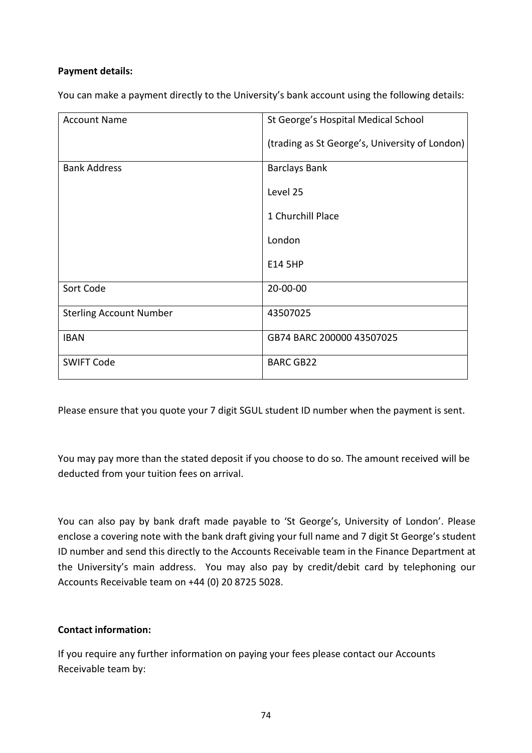**Payment details:**

You can make a payment directly to the University's bank account using the following details:

| Account Name | St George's Hospital Medical School (trading as St George's, University of London) |
|---|---|
| Bank Address | Barclays Bank<br>Level 25<br>1 Churchill Place<br>London<br>E14 5HP |
| Sort Code | 20-00-00 |
| Sterling Account Number | 43507025 |
| IBAN | GB74 BARC 200000 43507025 |
| SWIFT Code | BARC GB22 |

Please ensure that you quote your 7 digit SGUL student ID number when the payment is sent.

You may pay more than the stated deposit if you choose to do so. The amount received will be deducted from your tuition fees on arrival.

You can also pay by bank draft made payable to 'St George's, University of London'. Please enclose a covering note with the bank draft giving your full name and 7 digit St George's student ID number and send this directly to the Accounts Receivable team in the Finance Department at the University's main address. You may also pay by credit/debit card by telephoning our Accounts Receivable team on +44 (0) 20 8725 5028.

**Contact information:**

If you require any further information on paying your fees please contact our Accounts Receivable team by: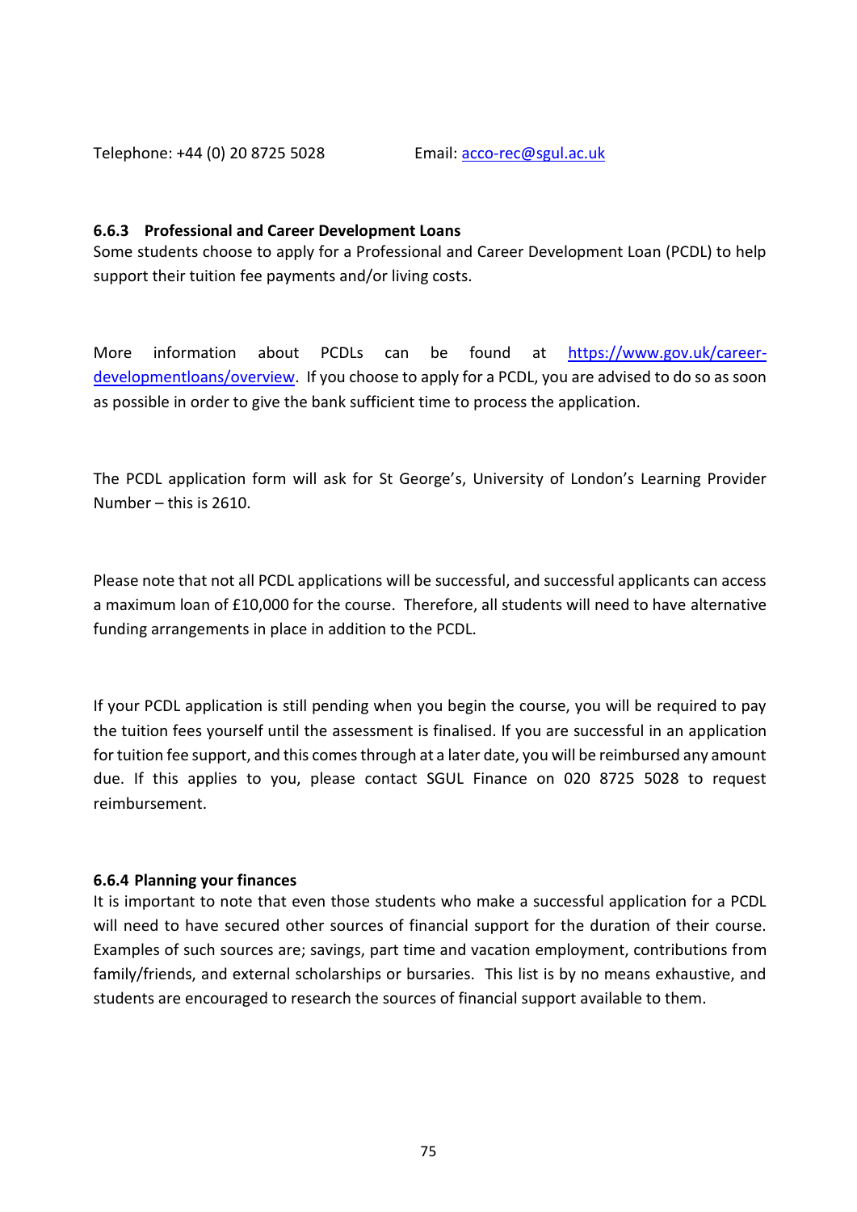Telephone: +44 (0) 20 8725 5028 Email: acco-rec@sgul.ac.uk

#### 6.6.3 Professional and Career Development Loans

Some students choose to apply for a Professional and Career Development Loan (PCDL) to help support their tuition fee payments and/or living costs.

More information about PCDLs can be found at https://www.gov.uk/career-developmentloans/overview. If you choose to apply for a PCDL, you are advised to do so as soon as possible in order to give the bank sufficient time to process the application.

The PCDL application form will ask for St George's, University of London's Learning Provider Number – this is 2610.

Please note that not all PCDL applications will be successful, and successful applicants can access a maximum loan of £10,000 for the course. Therefore, all students will need to have alternative funding arrangements in place in addition to the PCDL.

If your PCDL application is still pending when you begin the course, you will be required to pay the tuition fees yourself until the assessment is finalised. If you are successful in an application for tuition fee support, and this comes through at a later date, you will be reimbursed any amount due. If this applies to you, please contact SGUL Finance on 020 8725 5028 to request reimbursement.

#### 6.6.4 Planning your finances

It is important to note that even those students who make a successful application for a PCDL will need to have secured other sources of financial support for the duration of their course. Examples of such sources are; savings, part time and vacation employment, contributions from family/friends, and external scholarships or bursaries. This list is by no means exhaustive, and students are encouraged to research the sources of financial support available to them.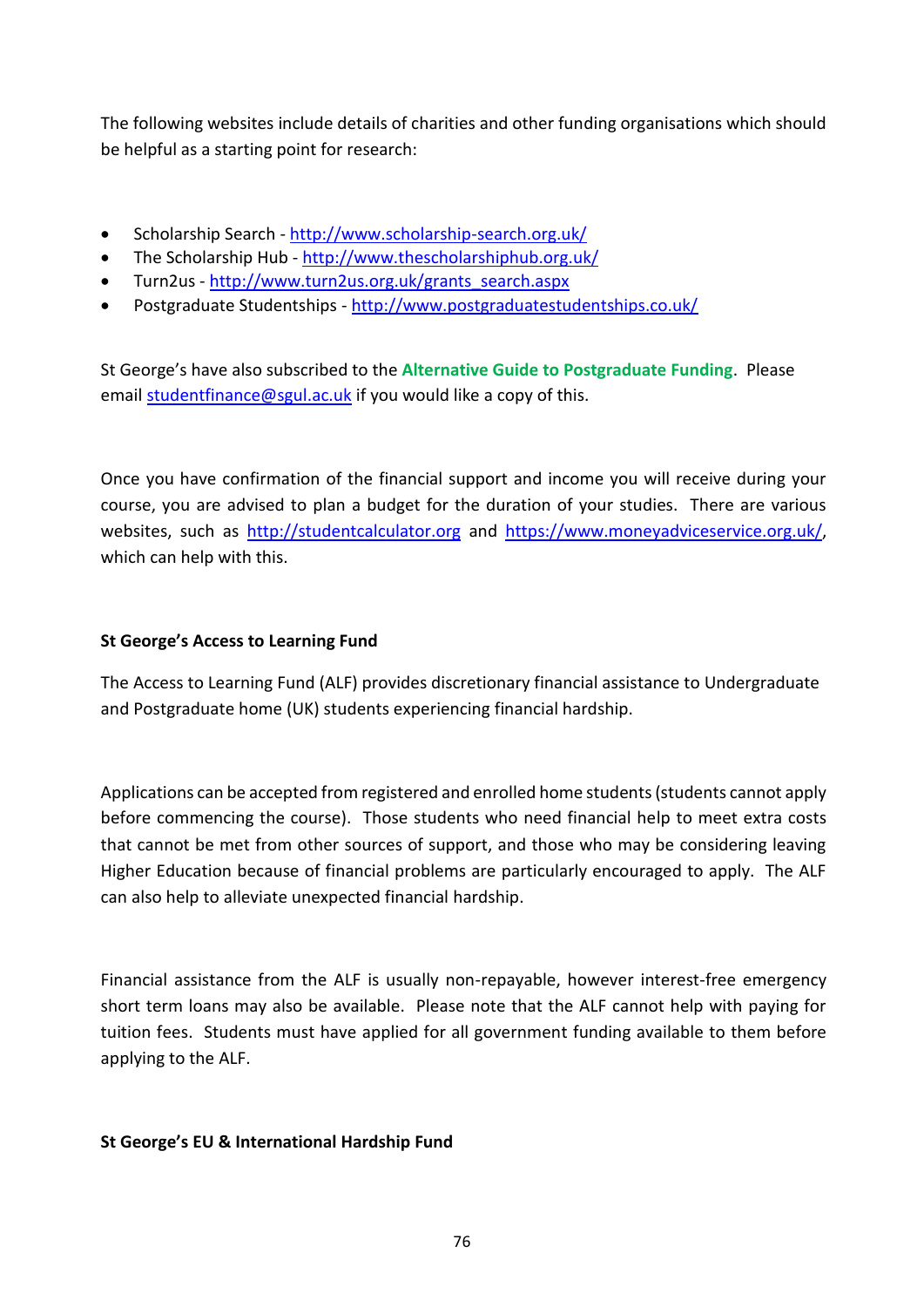The following websites include details of charities and other funding organisations which should be helpful as a starting point for research:

- Scholarship Search - http://www.scholarship-search.org.uk/
- The Scholarship Hub - http://www.thescholarshiphub.org.uk/
- Turn2us - http://www.turn2us.org.uk/grants_search.aspx
- Postgraduate Studentships - http://www.postgraduatestudentships.co.uk/

St George's have also subscribed to the **Alternative Guide to Postgraduate Funding**. Please email studentfinance@sgul.ac.uk if you would like a copy of this.

Once you have confirmation of the financial support and income you will receive during your course, you are advised to plan a budget for the duration of your studies. There are various websites, such as http://studentcalculator.org and https://www.moneyadviceservice.org.uk/, which can help with this.

**St George's Access to Learning Fund**

The Access to Learning Fund (ALF) provides discretionary financial assistance to Undergraduate and Postgraduate home (UK) students experiencing financial hardship.

Applications can be accepted from registered and enrolled home students (students cannot apply before commencing the course). Those students who need financial help to meet extra costs that cannot be met from other sources of support, and those who may be considering leaving Higher Education because of financial problems are particularly encouraged to apply. The ALF can also help to alleviate unexpected financial hardship.

Financial assistance from the ALF is usually non-repayable, however interest-free emergency short term loans may also be available. Please note that the ALF cannot help with paying for tuition fees. Students must have applied for all government funding available to them before applying to the ALF.

**St George's EU & International Hardship Fund**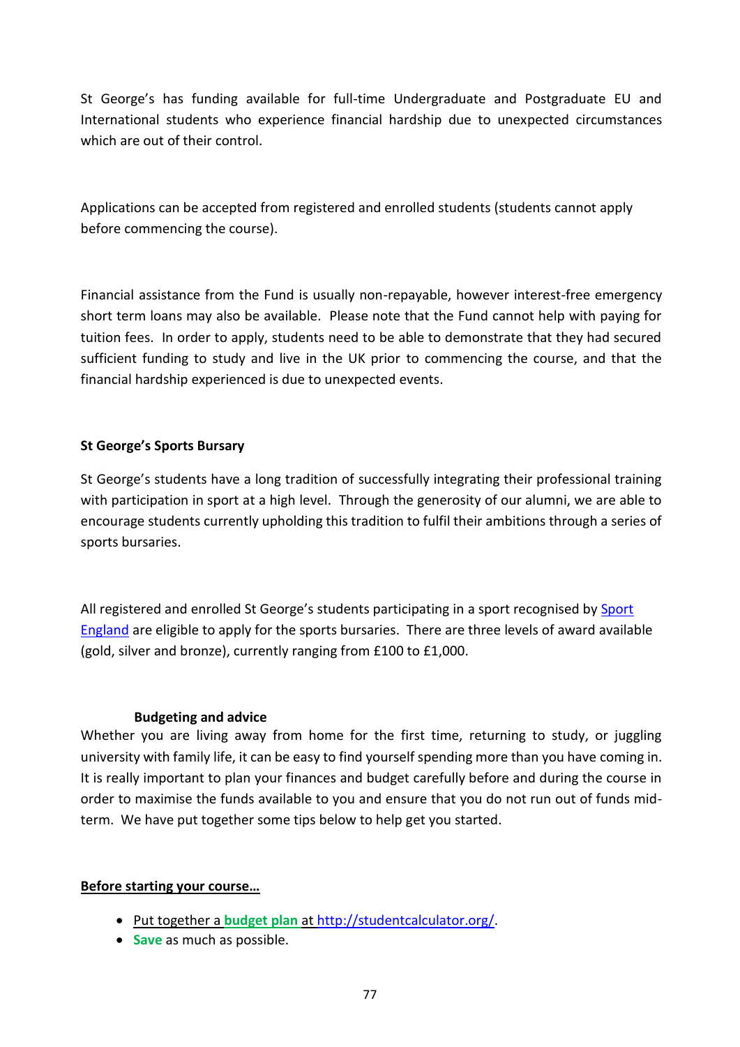St George's has funding available for full-time Undergraduate and Postgraduate EU and International students who experience financial hardship due to unexpected circumstances which are out of their control.

Applications can be accepted from registered and enrolled students (students cannot apply before commencing the course).

Financial assistance from the Fund is usually non-repayable, however interest-free emergency short term loans may also be available. Please note that the Fund cannot help with paying for tuition fees. In order to apply, students need to be able to demonstrate that they had secured sufficient funding to study and live in the UK prior to commencing the course, and that the financial hardship experienced is due to unexpected events.

**St George's Sports Bursary**

St George's students have a long tradition of successfully integrating their professional training with participation in sport at a high level. Through the generosity of our alumni, we are able to encourage students currently upholding this tradition to fulfil their ambitions through a series of sports bursaries.

All registered and enrolled St George's students participating in a sport recognised by Sport England are eligible to apply for the sports bursaries. There are three levels of award available (gold, silver and bronze), currently ranging from £100 to £1,000.

**Budgeting and advice**

Whether you are living away from home for the first time, returning to study, or juggling university with family life, it can be easy to find yourself spending more than you have coming in. It is really important to plan your finances and budget carefully before and during the course in order to maximise the funds available to you and ensure that you do not run out of funds mid-term. We have put together some tips below to help get you started.

**Before starting your course…**

- Put together a **budget plan** at http://studentcalculator.org/.
- **Save** as much as possible.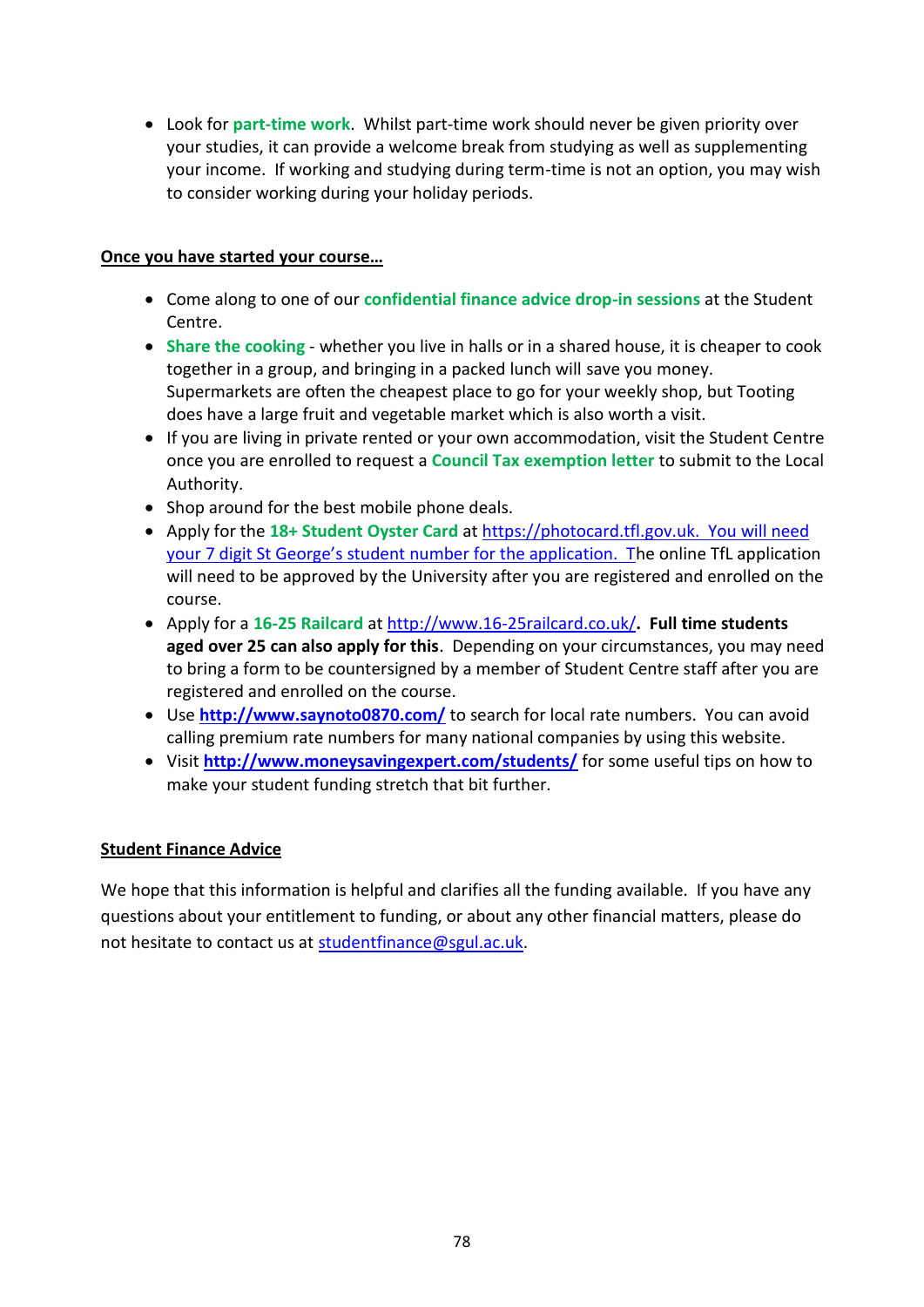- Look for **part-time work**. Whilst part-time work should never be given priority over your studies, it can provide a welcome break from studying as well as supplementing your income. If working and studying during term-time is not an option, you may wish to consider working during your holiday periods.

**Once you have started your course…**

- Come along to one of our **confidential finance advice drop-in sessions** at the Student Centre.
- **Share the cooking** - whether you live in halls or in a shared house, it is cheaper to cook together in a group, and bringing in a packed lunch will save you money. Supermarkets are often the cheapest place to go for your weekly shop, but Tooting does have a large fruit and vegetable market which is also worth a visit.
- If you are living in private rented or your own accommodation, visit the Student Centre once you are enrolled to request a **Council Tax exemption letter** to submit to the Local Authority.
- Shop around for the best mobile phone deals.
- Apply for the **18+ Student Oyster Card** at https://photocard.tfl.gov.uk. You will need your 7 digit St George's student number for the application. The online TfL application will need to be approved by the University after you are registered and enrolled on the course.
- Apply for a **16-25 Railcard** at http://www.16-25railcard.co.uk/. **Full time students aged over 25 can also apply for this**. Depending on your circumstances, you may need to bring a form to be countersigned by a member of Student Centre staff after you are registered and enrolled on the course.
- Use **http://www.saynoto0870.com/** to search for local rate numbers. You can avoid calling premium rate numbers for many national companies by using this website.
- Visit **http://www.moneysavingexpert.com/students/** for some useful tips on how to make your student funding stretch that bit further.

**Student Finance Advice**

We hope that this information is helpful and clarifies all the funding available. If you have any questions about your entitlement to funding, or about any other financial matters, please do not hesitate to contact us at studentfinance@sgul.ac.uk.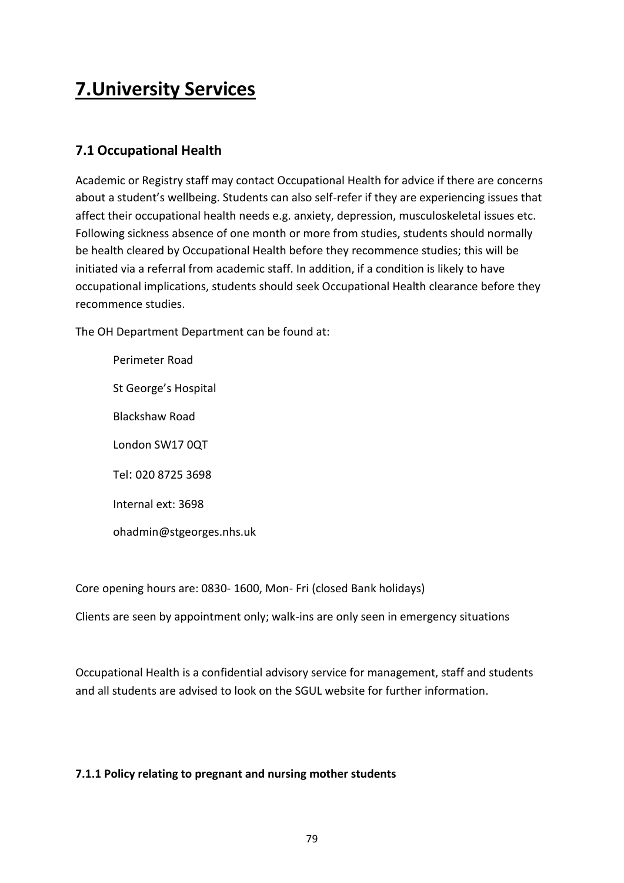# 7.University Services

## 7.1 Occupational Health

Academic or Registry staff may contact Occupational Health for advice if there are concerns about a student's wellbeing. Students can also self-refer if they are experiencing issues that affect their occupational health needs e.g. anxiety, depression, musculoskeletal issues etc. Following sickness absence of one month or more from studies, students should normally be health cleared by Occupational Health before they recommence studies; this will be initiated via a referral from academic staff. In addition, if a condition is likely to have occupational implications, students should seek Occupational Health clearance before they recommence studies.

The OH Department Department can be found at:

Perimeter Road

St George's Hospital

Blackshaw Road

London SW17 0QT

Tel: 020 8725 3698

Internal ext: 3698

ohadmin@stgeorges.nhs.uk

Core opening hours are: 0830- 1600, Mon- Fri (closed Bank holidays)

Clients are seen by appointment only; walk-ins are only seen in emergency situations

Occupational Health is a confidential advisory service for management, staff and students and all students are advised to look on the SGUL website for further information.

#### 7.1.1 Policy relating to pregnant and nursing mother students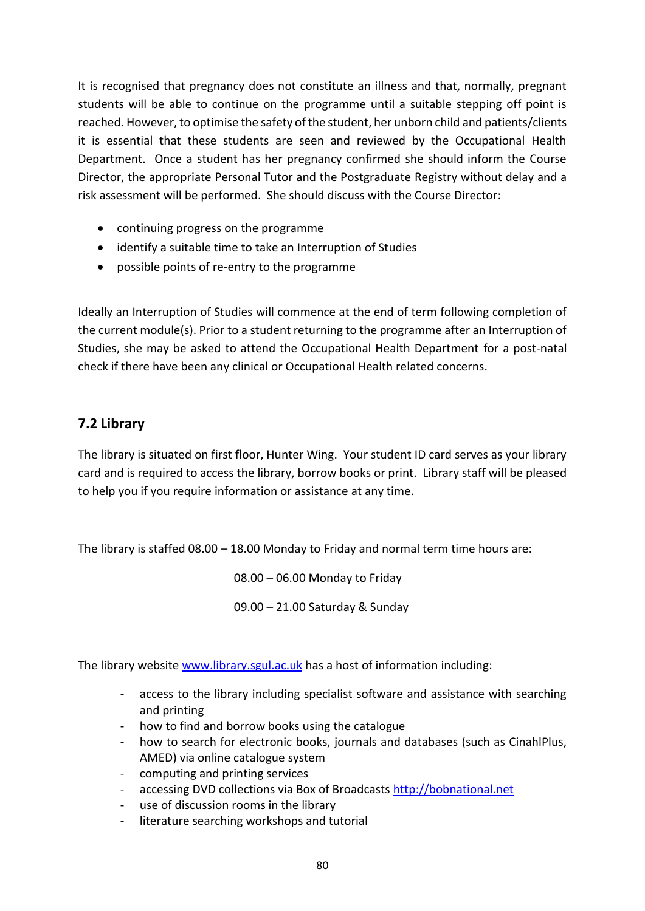It is recognised that pregnancy does not constitute an illness and that, normally, pregnant students will be able to continue on the programme until a suitable stepping off point is reached. However, to optimise the safety of the student, her unborn child and patients/clients it is essential that these students are seen and reviewed by the Occupational Health Department. Once a student has her pregnancy confirmed she should inform the Course Director, the appropriate Personal Tutor and the Postgraduate Registry without delay and a risk assessment will be performed. She should discuss with the Course Director:

- continuing progress on the programme
- identify a suitable time to take an Interruption of Studies
- possible points of re-entry to the programme

Ideally an Interruption of Studies will commence at the end of term following completion of the current module(s). Prior to a student returning to the programme after an Interruption of Studies, she may be asked to attend the Occupational Health Department for a post-natal check if there have been any clinical or Occupational Health related concerns.

## 7.2 Library

The library is situated on first floor, Hunter Wing. Your student ID card serves as your library card and is required to access the library, borrow books or print. Library staff will be pleased to help you if you require information or assistance at any time.

The library is staffed 08.00 – 18.00 Monday to Friday and normal term time hours are:

08.00 – 06.00 Monday to Friday

09.00 – 21.00 Saturday & Sunday

The library website www.library.sgul.ac.uk has a host of information including:

- access to the library including specialist software and assistance with searching and printing
- how to find and borrow books using the catalogue
- how to search for electronic books, journals and databases (such as CinahlPlus, AMED) via online catalogue system
- computing and printing services
- accessing DVD collections via Box of Broadcasts http://bobnational.net
- use of discussion rooms in the library
- literature searching workshops and tutorial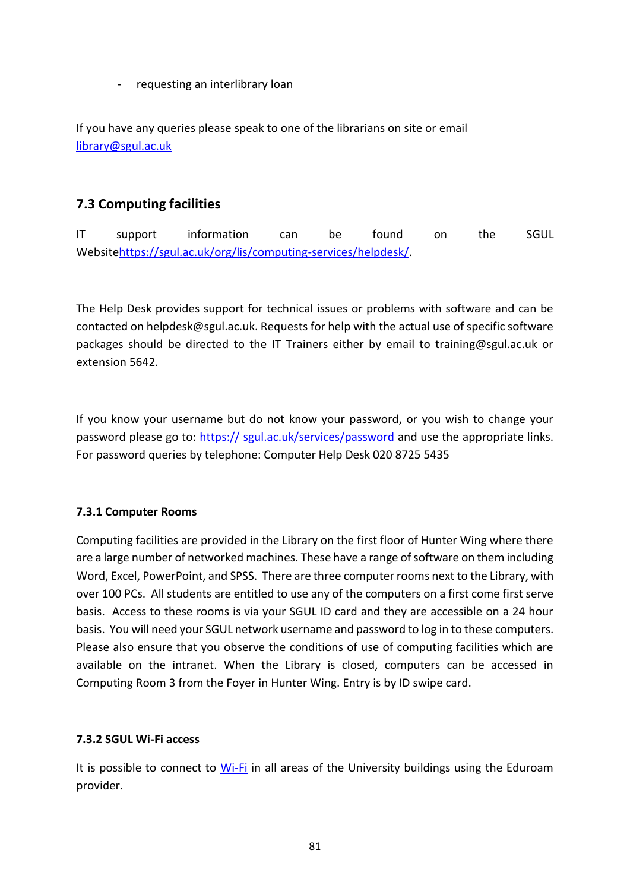- requesting an interlibrary loan

If you have any queries please speak to one of the librarians on site or email [library@sgul.ac.uk](mailto:library@sgul.ac.uk)

## 7.3 Computing facilities

IT support information can be found on the SGUL Website[https://sgul.ac.uk/org/lis/computing-services/helpdesk/](https://sgul.ac.uk/org/lis/computing-services/helpdesk/).

The Help Desk provides support for technical issues or problems with software and can be contacted on helpdesk@sgul.ac.uk. Requests for help with the actual use of specific software packages should be directed to the IT Trainers either by email to training@sgul.ac.uk or extension 5642.

If you know your username but do not know your password, or you wish to change your password please go to: [https:// sgul.ac.uk/services/password](https://sgul.ac.uk/services/password) and use the appropriate links. For password queries by telephone: Computer Help Desk 020 8725 5435

### 7.3.1 Computer Rooms

Computing facilities are provided in the Library on the first floor of Hunter Wing where there are a large number of networked machines. These have a range of software on them including Word, Excel, PowerPoint, and SPSS. There are three computer rooms next to the Library, with over 100 PCs. All students are entitled to use any of the computers on a first come first serve basis. Access to these rooms is via your SGUL ID card and they are accessible on a 24 hour basis. You will need your SGUL network username and password to log in to these computers. Please also ensure that you observe the conditions of use of computing facilities which are available on the intranet. When the Library is closed, computers can be accessed in Computing Room 3 from the Foyer in Hunter Wing. Entry is by ID swipe card.

### 7.3.2 SGUL Wi-Fi access

It is possible to connect to Wi-Fi in all areas of the University buildings using the Eduroam provider.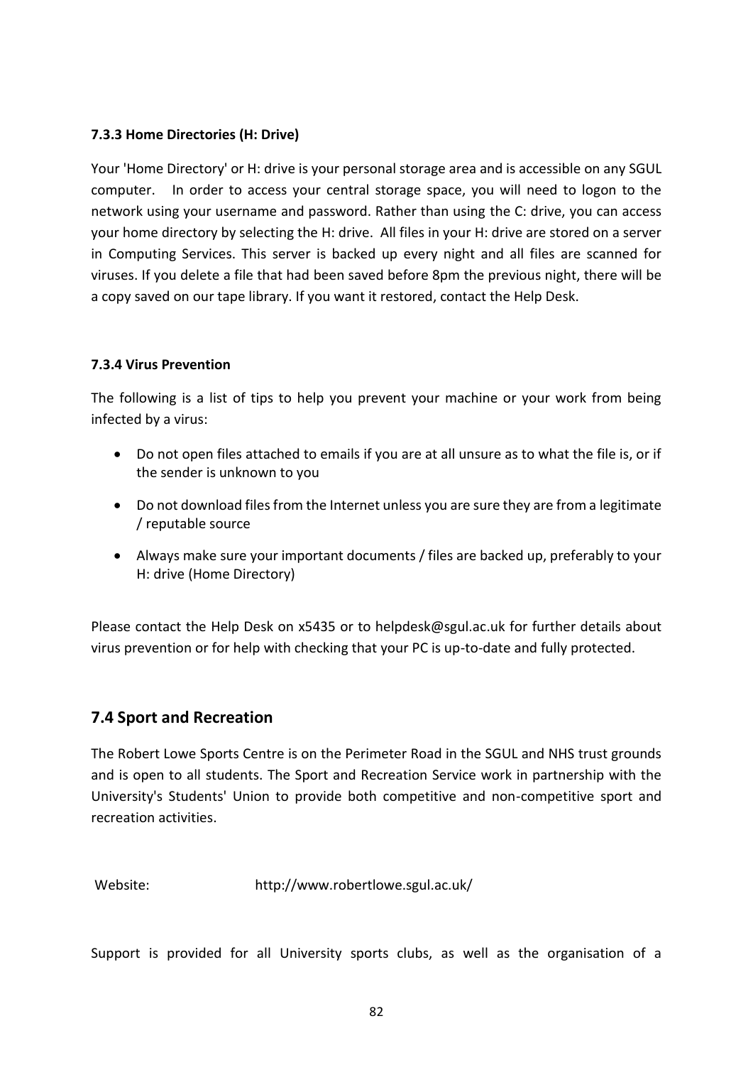#### 7.3.3 Home Directories (H: Drive)

Your 'Home Directory' or H: drive is your personal storage area and is accessible on any SGUL computer. In order to access your central storage space, you will need to logon to the network using your username and password. Rather than using the C: drive, you can access your home directory by selecting the H: drive. All files in your H: drive are stored on a server in Computing Services. This server is backed up every night and all files are scanned for viruses. If you delete a file that had been saved before 8pm the previous night, there will be a copy saved on our tape library. If you want it restored, contact the Help Desk.

#### 7.3.4 Virus Prevention

The following is a list of tips to help you prevent your machine or your work from being infected by a virus:

- Do not open files attached to emails if you are at all unsure as to what the file is, or if the sender is unknown to you
- Do not download files from the Internet unless you are sure they are from a legitimate / reputable source
- Always make sure your important documents / files are backed up, preferably to your H: drive (Home Directory)

Please contact the Help Desk on x5435 or to helpdesk@sgul.ac.uk for further details about virus prevention or for help with checking that your PC is up-to-date and fully protected.

## 7.4 Sport and Recreation

The Robert Lowe Sports Centre is on the Perimeter Road in the SGUL and NHS trust grounds and is open to all students. The Sport and Recreation Service work in partnership with the University's Students' Union to provide both competitive and non-competitive sport and recreation activities.

Website: http://www.robertlowe.sgul.ac.uk/

Support is provided for all University sports clubs, as well as the organisation of a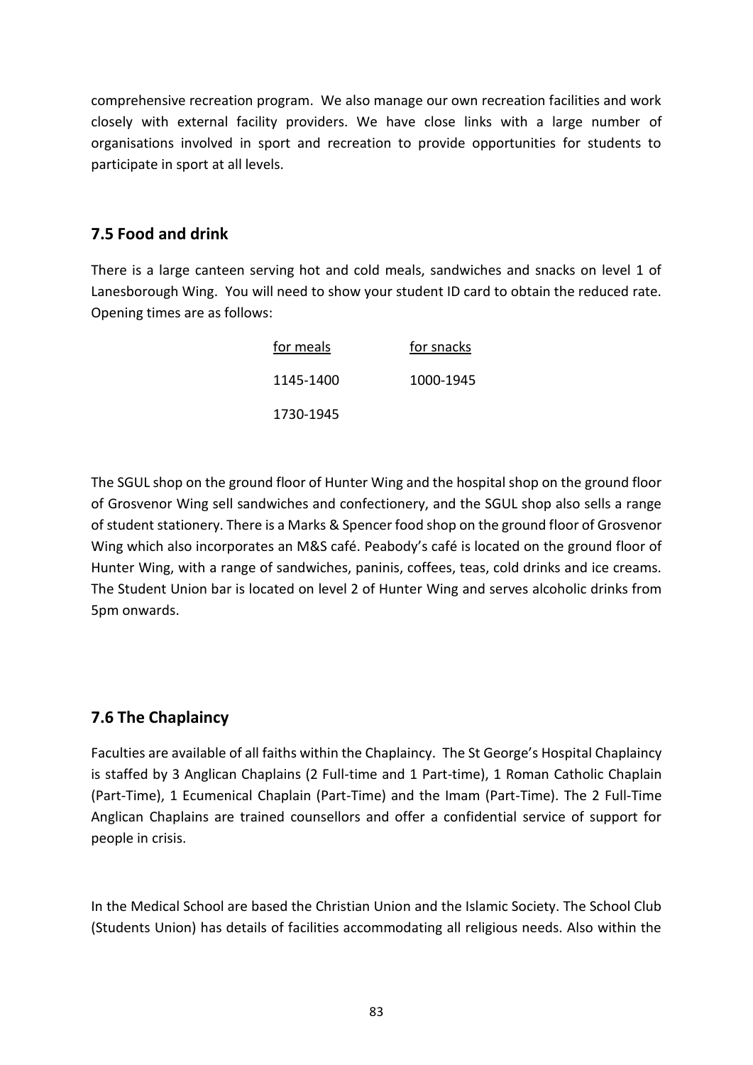comprehensive recreation program. We also manage our own recreation facilities and work closely with external facility providers. We have close links with a large number of organisations involved in sport and recreation to provide opportunities for students to participate in sport at all levels.

## 7.5 Food and drink

There is a large canteen serving hot and cold meals, sandwiches and snacks on level 1 of Lanesborough Wing. You will need to show your student ID card to obtain the reduced rate. Opening times are as follows:

| for meals | for snacks |
|---|---|
| 1145-1400 | 1000-1945 |
| 1730-1945 | |

The SGUL shop on the ground floor of Hunter Wing and the hospital shop on the ground floor of Grosvenor Wing sell sandwiches and confectionery, and the SGUL shop also sells a range of student stationery. There is a Marks & Spencer food shop on the ground floor of Grosvenor Wing which also incorporates an M&S café. Peabody's café is located on the ground floor of Hunter Wing, with a range of sandwiches, paninis, coffees, teas, cold drinks and ice creams. The Student Union bar is located on level 2 of Hunter Wing and serves alcoholic drinks from 5pm onwards.

## 7.6 The Chaplaincy

Faculties are available of all faiths within the Chaplaincy. The St George's Hospital Chaplaincy is staffed by 3 Anglican Chaplains (2 Full-time and 1 Part-time), 1 Roman Catholic Chaplain (Part-Time), 1 Ecumenical Chaplain (Part-Time) and the Imam (Part-Time). The 2 Full-Time Anglican Chaplains are trained counsellors and offer a confidential service of support for people in crisis.

In the Medical School are based the Christian Union and the Islamic Society. The School Club (Students Union) has details of facilities accommodating all religious needs. Also within the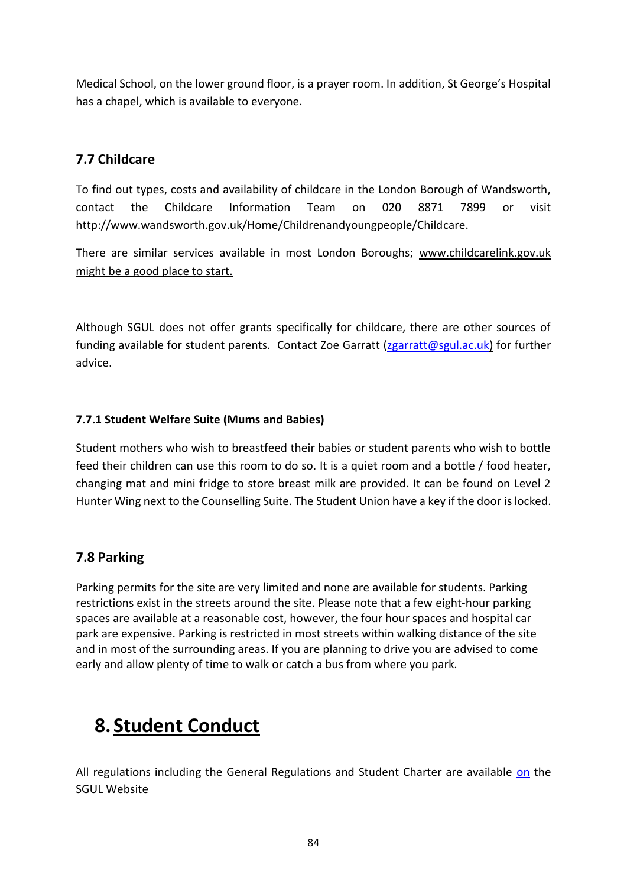Medical School, on the lower ground floor, is a prayer room. In addition, St George's Hospital has a chapel, which is available to everyone.

## 7.7 Childcare

To find out types, costs and availability of childcare in the London Borough of Wandsworth, contact the Childcare Information Team on 020 8871 7899 or visit http://www.wandsworth.gov.uk/Home/Childrenandyoungpeople/Childcare.

There are similar services available in most London Boroughs; www.childcarelink.gov.uk might be a good place to start.

Although SGUL does not offer grants specifically for childcare, there are other sources of funding available for student parents. Contact Zoe Garratt (zgarratt@sgul.ac.uk) for further advice.

### 7.7.1 Student Welfare Suite (Mums and Babies)

Student mothers who wish to breastfeed their babies or student parents who wish to bottle feed their children can use this room to do so. It is a quiet room and a bottle / food heater, changing mat and mini fridge to store breast milk are provided. It can be found on Level 2 Hunter Wing next to the Counselling Suite. The Student Union have a key if the door is locked.

## 7.8 Parking

Parking permits for the site are very limited and none are available for students. Parking restrictions exist in the streets around the site. Please note that a few eight-hour parking spaces are available at a reasonable cost, however, the four hour spaces and hospital car park are expensive. Parking is restricted in most streets within walking distance of the site and in most of the surrounding areas. If you are planning to drive you are advised to come early and allow plenty of time to walk or catch a bus from where you park.

# 8. Student Conduct

All regulations including the General Regulations and Student Charter are available on the SGUL Website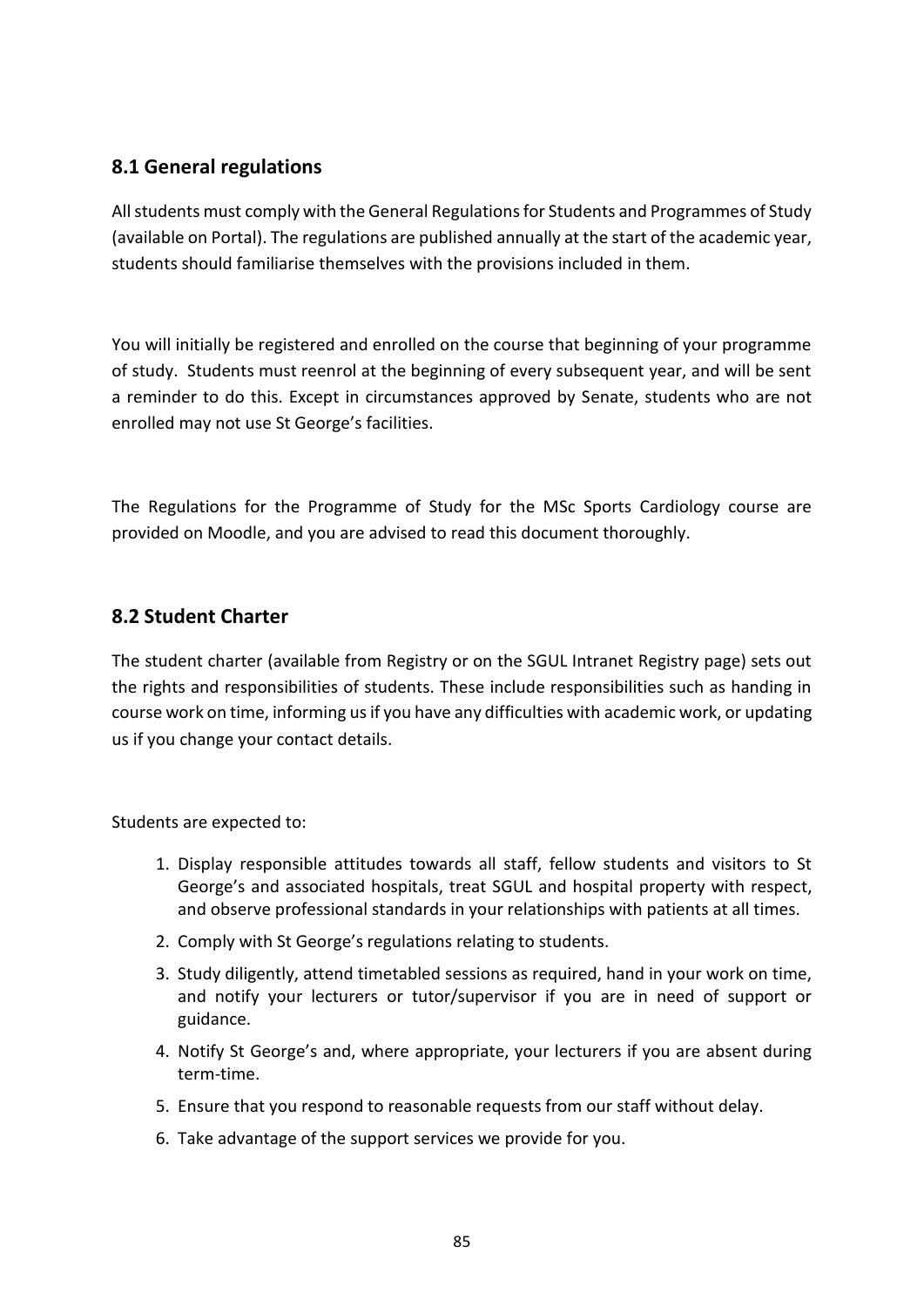## 8.1 General regulations

All students must comply with the General Regulations for Students and Programmes of Study (available on Portal). The regulations are published annually at the start of the academic year, students should familiarise themselves with the provisions included in them.

You will initially be registered and enrolled on the course that beginning of your programme of study. Students must reenrol at the beginning of every subsequent year, and will be sent a reminder to do this. Except in circumstances approved by Senate, students who are not enrolled may not use St George's facilities.

The Regulations for the Programme of Study for the MSc Sports Cardiology course are provided on Moodle, and you are advised to read this document thoroughly.

## 8.2 Student Charter

The student charter (available from Registry or on the SGUL Intranet Registry page) sets out the rights and responsibilities of students. These include responsibilities such as handing in course work on time, informing us if you have any difficulties with academic work, or updating us if you change your contact details.

Students are expected to:

1. Display responsible attitudes towards all staff, fellow students and visitors to St George's and associated hospitals, treat SGUL and hospital property with respect, and observe professional standards in your relationships with patients at all times.
2. Comply with St George's regulations relating to students.
3. Study diligently, attend timetabled sessions as required, hand in your work on time, and notify your lecturers or tutor/supervisor if you are in need of support or guidance.
4. Notify St George's and, where appropriate, your lecturers if you are absent during term-time.
5. Ensure that you respond to reasonable requests from our staff without delay.
6. Take advantage of the support services we provide for you.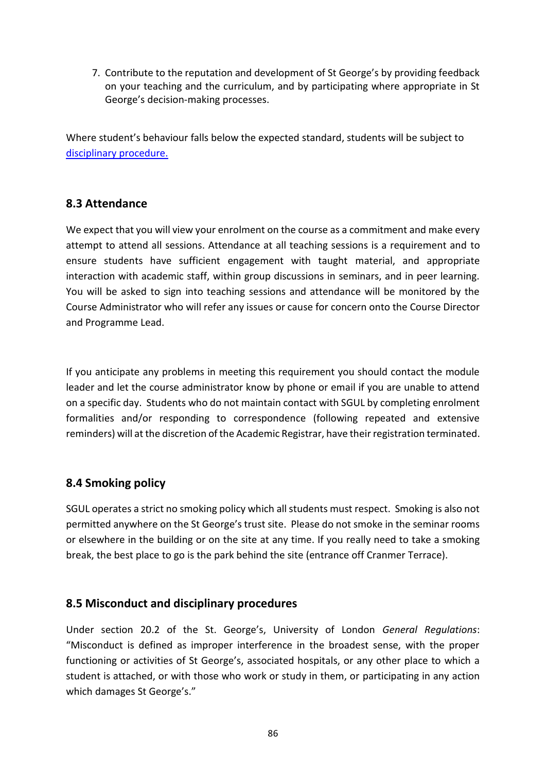7. Contribute to the reputation and development of St George's by providing feedback on your teaching and the curriculum, and by participating where appropriate in St George's decision-making processes.

Where student's behaviour falls below the expected standard, students will be subject to [disciplinary procedure.]()

## 8.3 Attendance

We expect that you will view your enrolment on the course as a commitment and make every attempt to attend all sessions. Attendance at all teaching sessions is a requirement and to ensure students have sufficient engagement with taught material, and appropriate interaction with academic staff, within group discussions in seminars, and in peer learning. You will be asked to sign into teaching sessions and attendance will be monitored by the Course Administrator who will refer any issues or cause for concern onto the Course Director and Programme Lead.

If you anticipate any problems in meeting this requirement you should contact the module leader and let the course administrator know by phone or email if you are unable to attend on a specific day. Students who do not maintain contact with SGUL by completing enrolment formalities and/or responding to correspondence (following repeated and extensive reminders) will at the discretion of the Academic Registrar, have their registration terminated.

## 8.4 Smoking policy

SGUL operates a strict no smoking policy which all students must respect. Smoking is also not permitted anywhere on the St George's trust site. Please do not smoke in the seminar rooms or elsewhere in the building or on the site at any time. If you really need to take a smoking break, the best place to go is the park behind the site (entrance off Cranmer Terrace).

## 8.5 Misconduct and disciplinary procedures

Under section 20.2 of the St. George's, University of London *General Regulations*: "Misconduct is defined as improper interference in the broadest sense, with the proper functioning or activities of St George's, associated hospitals, or any other place to which a student is attached, or with those who work or study in them, or participating in any action which damages St George's."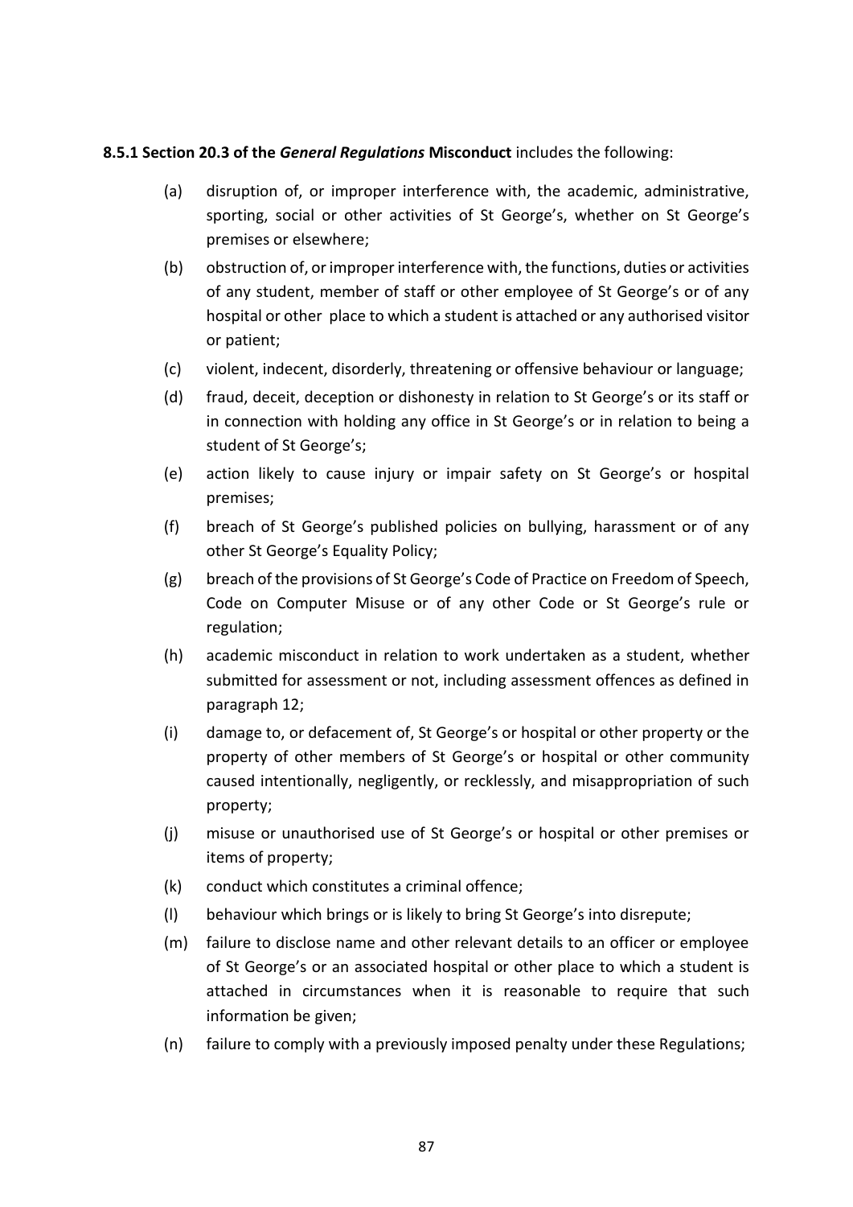**8.5.1 Section 20.3 of the *General Regulations* Misconduct** includes the following:

(a) disruption of, or improper interference with, the academic, administrative, sporting, social or other activities of St George's, whether on St George's premises or elsewhere;

(b) obstruction of, or improper interference with, the functions, duties or activities of any student, member of staff or other employee of St George's or of any hospital or other place to which a student is attached or any authorised visitor or patient;

(c) violent, indecent, disorderly, threatening or offensive behaviour or language;

(d) fraud, deceit, deception or dishonesty in relation to St George's or its staff or in connection with holding any office in St George's or in relation to being a student of St George's;

(e) action likely to cause injury or impair safety on St George's or hospital premises;

(f) breach of St George's published policies on bullying, harassment or of any other St George's Equality Policy;

(g) breach of the provisions of St George's Code of Practice on Freedom of Speech, Code on Computer Misuse or of any other Code or St George's rule or regulation;

(h) academic misconduct in relation to work undertaken as a student, whether submitted for assessment or not, including assessment offences as defined in paragraph 12;

(i) damage to, or defacement of, St George's or hospital or other property or the property of other members of St George's or hospital or other community caused intentionally, negligently, or recklessly, and misappropriation of such property;

(j) misuse or unauthorised use of St George's or hospital or other premises or items of property;

(k) conduct which constitutes a criminal offence;

(l) behaviour which brings or is likely to bring St George's into disrepute;

(m) failure to disclose name and other relevant details to an officer or employee of St George's or an associated hospital or other place to which a student is attached in circumstances when it is reasonable to require that such information be given;

(n) failure to comply with a previously imposed penalty under these Regulations;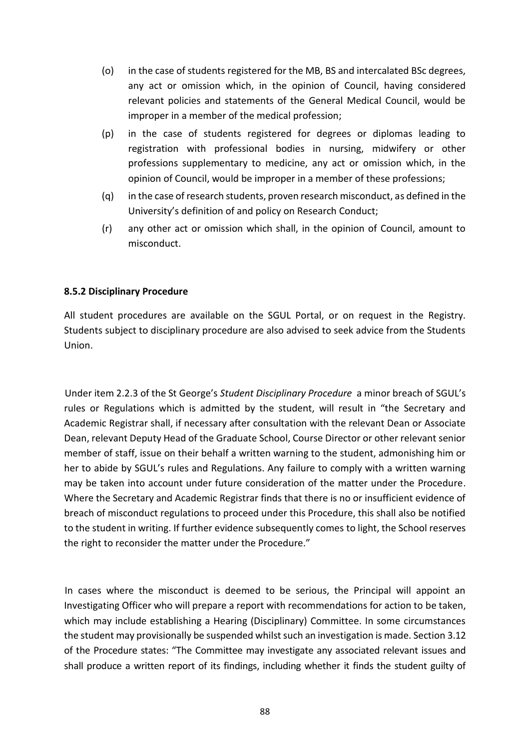(o) in the case of students registered for the MB, BS and intercalated BSc degrees, any act or omission which, in the opinion of Council, having considered relevant policies and statements of the General Medical Council, would be improper in a member of the medical profession;

(p) in the case of students registered for degrees or diplomas leading to registration with professional bodies in nursing, midwifery or other professions supplementary to medicine, any act or omission which, in the opinion of Council, would be improper in a member of these professions;

(q) in the case of research students, proven research misconduct, as defined in the University's definition of and policy on Research Conduct;

(r) any other act or omission which shall, in the opinion of Council, amount to misconduct.

**8.5.2 Disciplinary Procedure**

All student procedures are available on the SGUL Portal, or on request in the Registry. Students subject to disciplinary procedure are also advised to seek advice from the Students Union.

Under item 2.2.3 of the St George's *Student Disciplinary Procedure* a minor breach of SGUL's rules or Regulations which is admitted by the student, will result in "the Secretary and Academic Registrar shall, if necessary after consultation with the relevant Dean or Associate Dean, relevant Deputy Head of the Graduate School, Course Director or other relevant senior member of staff, issue on their behalf a written warning to the student, admonishing him or her to abide by SGUL's rules and Regulations. Any failure to comply with a written warning may be taken into account under future consideration of the matter under the Procedure. Where the Secretary and Academic Registrar finds that there is no or insufficient evidence of breach of misconduct regulations to proceed under this Procedure, this shall also be notified to the student in writing. If further evidence subsequently comes to light, the School reserves the right to reconsider the matter under the Procedure."

In cases where the misconduct is deemed to be serious, the Principal will appoint an Investigating Officer who will prepare a report with recommendations for action to be taken, which may include establishing a Hearing (Disciplinary) Committee. In some circumstances the student may provisionally be suspended whilst such an investigation is made. Section 3.12 of the Procedure states: "The Committee may investigate any associated relevant issues and shall produce a written report of its findings, including whether it finds the student guilty of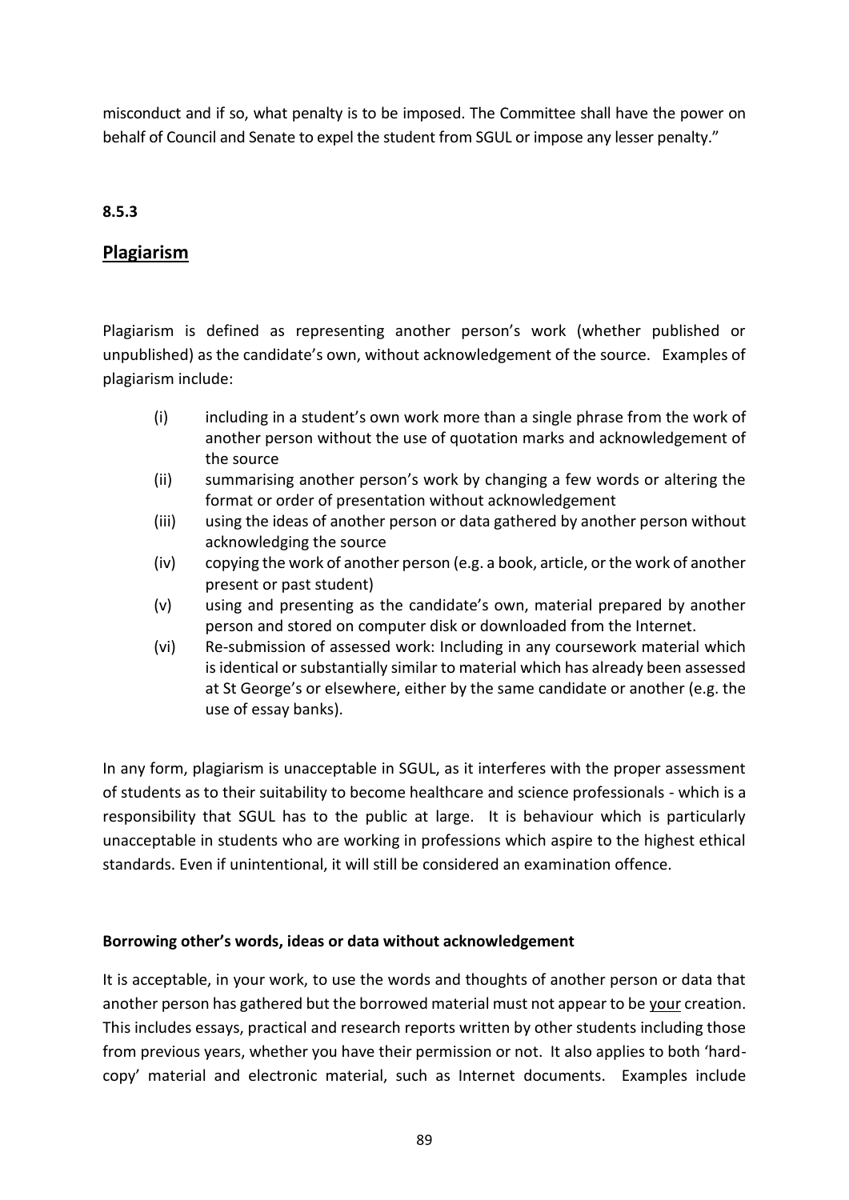misconduct and if so, what penalty is to be imposed. The Committee shall have the power on behalf of Council and Senate to expel the student from SGUL or impose any lesser penalty."

**8.5.3**

## Plagiarism

Plagiarism is defined as representing another person's work (whether published or unpublished) as the candidate's own, without acknowledgement of the source. Examples of plagiarism include:

- (i) including in a student's own work more than a single phrase from the work of another person without the use of quotation marks and acknowledgement of the source
- (ii) summarising another person's work by changing a few words or altering the format or order of presentation without acknowledgement
- (iii) using the ideas of another person or data gathered by another person without acknowledging the source
- (iv) copying the work of another person (e.g. a book, article, or the work of another present or past student)
- (v) using and presenting as the candidate's own, material prepared by another person and stored on computer disk or downloaded from the Internet.
- (vi) Re-submission of assessed work: Including in any coursework material which is identical or substantially similar to material which has already been assessed at St George's or elsewhere, either by the same candidate or another (e.g. the use of essay banks).

In any form, plagiarism is unacceptable in SGUL, as it interferes with the proper assessment of students as to their suitability to become healthcare and science professionals - which is a responsibility that SGUL has to the public at large. It is behaviour which is particularly unacceptable in students who are working in professions which aspire to the highest ethical standards. Even if unintentional, it will still be considered an examination offence.

**Borrowing other's words, ideas or data without acknowledgement**

It is acceptable, in your work, to use the words and thoughts of another person or data that another person has gathered but the borrowed material must not appear to be <u>your</u> creation. This includes essays, practical and research reports written by other students including those from previous years, whether you have their permission or not. It also applies to both 'hard-copy' material and electronic material, such as Internet documents. Examples include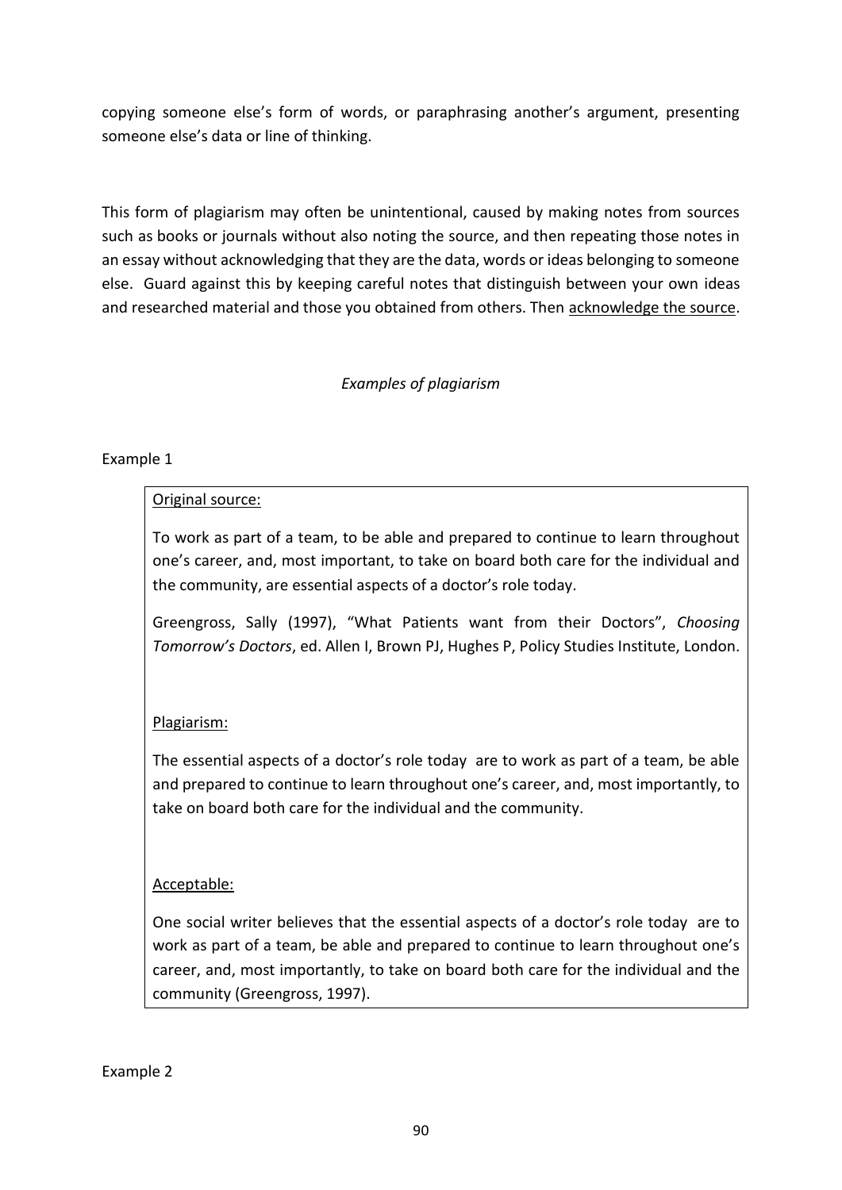copying someone else's form of words, or paraphrasing another's argument, presenting someone else's data or line of thinking.

This form of plagiarism may often be unintentional, caused by making notes from sources such as books or journals without also noting the source, and then repeating those notes in an essay without acknowledging that they are the data, words or ideas belonging to someone else. Guard against this by keeping careful notes that distinguish between your own ideas and researched material and those you obtained from others. Then acknowledge the source.

*Examples of plagiarism*

Example 1

Original source:

To work as part of a team, to be able and prepared to continue to learn throughout one's career, and, most important, to take on board both care for the individual and the community, are essential aspects of a doctor's role today.

Greengross, Sally (1997), "What Patients want from their Doctors", *Choosing Tomorrow's Doctors*, ed. Allen I, Brown PJ, Hughes P, Policy Studies Institute, London.

Plagiarism:

The essential aspects of a doctor's role today are to work as part of a team, be able and prepared to continue to learn throughout one's career, and, most importantly, to take on board both care for the individual and the community.

Acceptable:

One social writer believes that the essential aspects of a doctor's role today are to work as part of a team, be able and prepared to continue to learn throughout one's career, and, most importantly, to take on board both care for the individual and the community (Greengross, 1997).

Example 2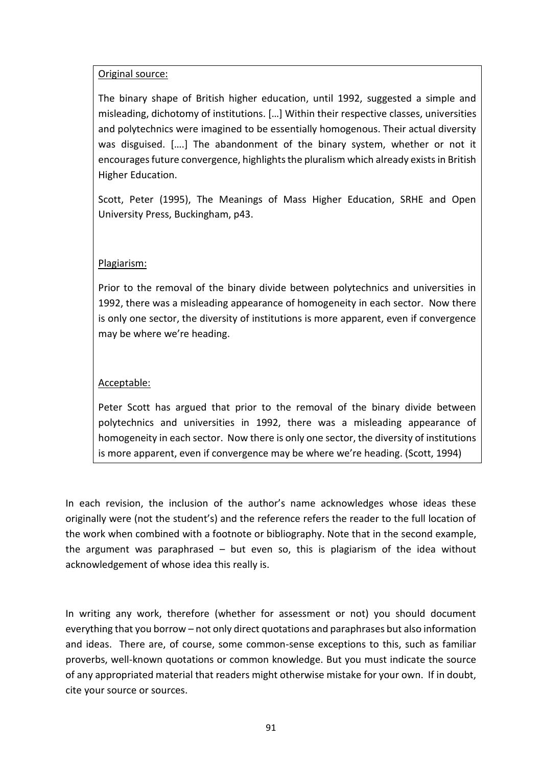<u>Original source:</u>

The binary shape of British higher education, until 1992, suggested a simple and misleading, dichotomy of institutions. […] Within their respective classes, universities and polytechnics were imagined to be essentially homogenous. Their actual diversity was disguised. [….] The abandonment of the binary system, whether or not it encourages future convergence, highlights the pluralism which already exists in British Higher Education.

Scott, Peter (1995), The Meanings of Mass Higher Education, SRHE and Open University Press, Buckingham, p43.

<u>Plagiarism:</u>

Prior to the removal of the binary divide between polytechnics and universities in 1992, there was a misleading appearance of homogeneity in each sector. Now there is only one sector, the diversity of institutions is more apparent, even if convergence may be where we're heading.

<u>Acceptable:</u>

Peter Scott has argued that prior to the removal of the binary divide between polytechnics and universities in 1992, there was a misleading appearance of homogeneity in each sector. Now there is only one sector, the diversity of institutions is more apparent, even if convergence may be where we're heading. (Scott, 1994)

In each revision, the inclusion of the author's name acknowledges whose ideas these originally were (not the student's) and the reference refers the reader to the full location of the work when combined with a footnote or bibliography. Note that in the second example, the argument was paraphrased – but even so, this is plagiarism of the idea without acknowledgement of whose idea this really is.

In writing any work, therefore (whether for assessment or not) you should document everything that you borrow – not only direct quotations and paraphrases but also information and ideas. There are, of course, some common-sense exceptions to this, such as familiar proverbs, well-known quotations or common knowledge. But you must indicate the source of any appropriated material that readers might otherwise mistake for your own. If in doubt, cite your source or sources.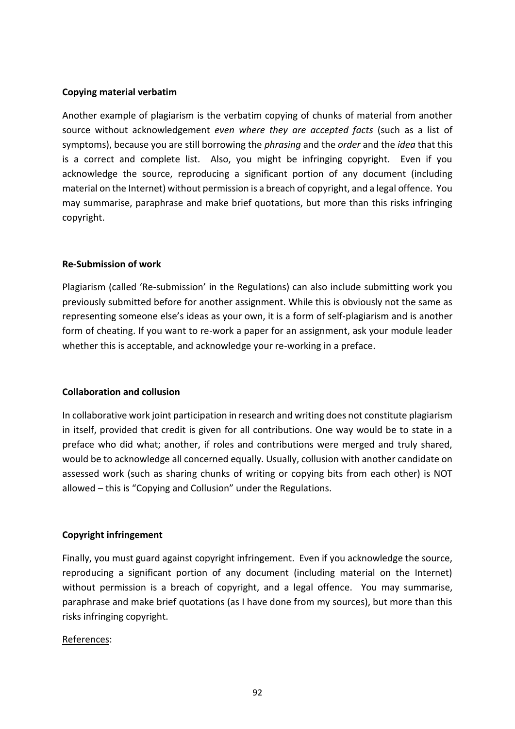**Copying material verbatim**

Another example of plagiarism is the verbatim copying of chunks of material from another source without acknowledgement *even where they are accepted facts* (such as a list of symptoms), because you are still borrowing the *phrasing* and the *order* and the *idea* that this is a correct and complete list. Also, you might be infringing copyright. Even if you acknowledge the source, reproducing a significant portion of any document (including material on the Internet) without permission is a breach of copyright, and a legal offence. You may summarise, paraphrase and make brief quotations, but more than this risks infringing copyright.

**Re-Submission of work**

Plagiarism (called 'Re-submission' in the Regulations) can also include submitting work you previously submitted before for another assignment. While this is obviously not the same as representing someone else's ideas as your own, it is a form of self-plagiarism and is another form of cheating. If you want to re-work a paper for an assignment, ask your module leader whether this is acceptable, and acknowledge your re-working in a preface.

**Collaboration and collusion**

In collaborative work joint participation in research and writing does not constitute plagiarism in itself, provided that credit is given for all contributions. One way would be to state in a preface who did what; another, if roles and contributions were merged and truly shared, would be to acknowledge all concerned equally. Usually, collusion with another candidate on assessed work (such as sharing chunks of writing or copying bits from each other) is NOT allowed – this is "Copying and Collusion" under the Regulations.

**Copyright infringement**

Finally, you must guard against copyright infringement. Even if you acknowledge the source, reproducing a significant portion of any document (including material on the Internet) without permission is a breach of copyright, and a legal offence. You may summarise, paraphrase and make brief quotations (as I have done from my sources), but more than this risks infringing copyright.

<u>References</u>: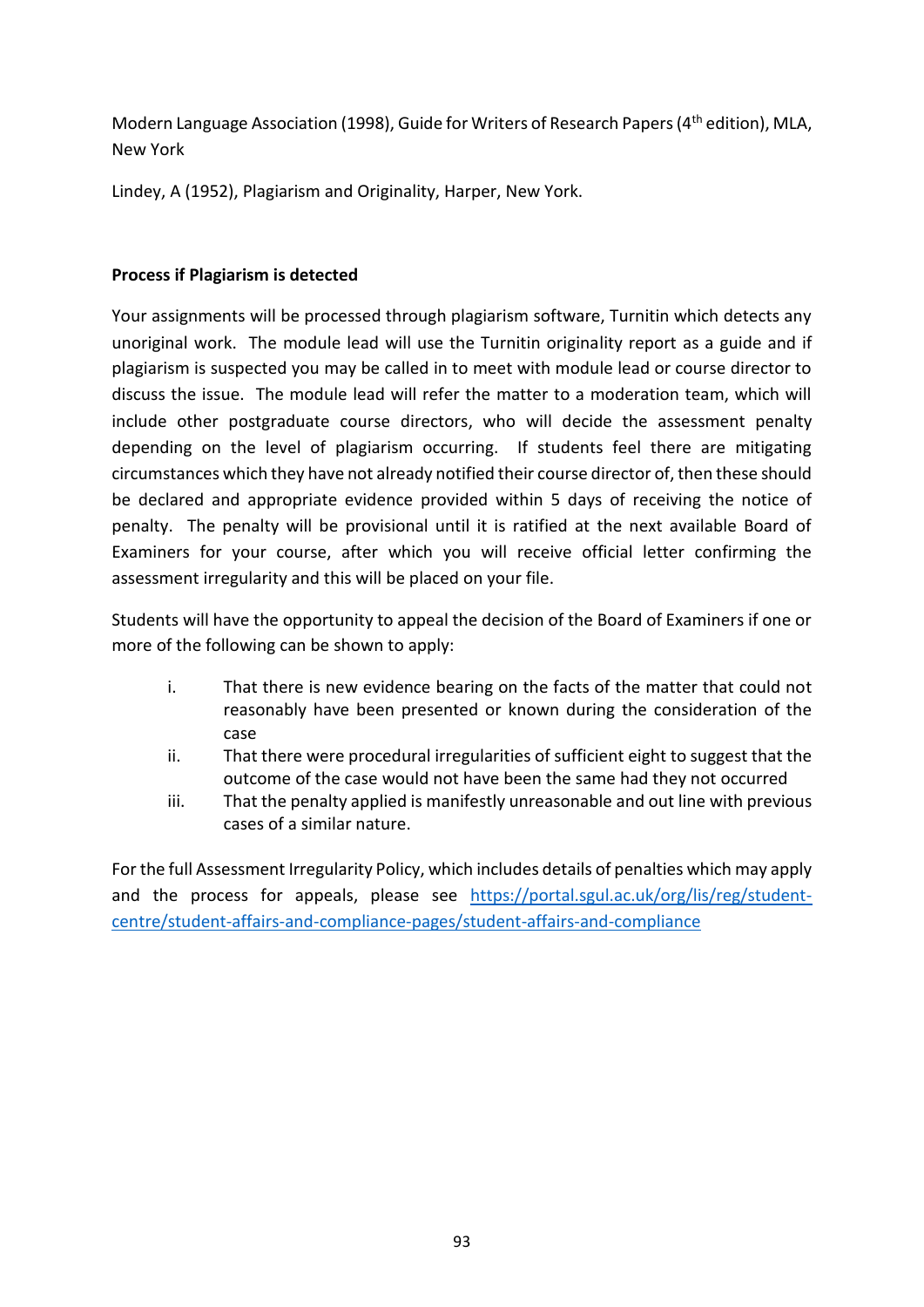Modern Language Association (1998), Guide for Writers of Research Papers (4th edition), MLA, New York

Lindey, A (1952), Plagiarism and Originality, Harper, New York.

**Process if Plagiarism is detected**

Your assignments will be processed through plagiarism software, Turnitin which detects any unoriginal work. The module lead will use the Turnitin originality report as a guide and if plagiarism is suspected you may be called in to meet with module lead or course director to discuss the issue. The module lead will refer the matter to a moderation team, which will include other postgraduate course directors, who will decide the assessment penalty depending on the level of plagiarism occurring. If students feel there are mitigating circumstances which they have not already notified their course director of, then these should be declared and appropriate evidence provided within 5 days of receiving the notice of penalty. The penalty will be provisional until it is ratified at the next available Board of Examiners for your course, after which you will receive official letter confirming the assessment irregularity and this will be placed on your file.

Students will have the opportunity to appeal the decision of the Board of Examiners if one or more of the following can be shown to apply:

i. That there is new evidence bearing on the facts of the matter that could not reasonably have been presented or known during the consideration of the case
ii. That there were procedural irregularities of sufficient eight to suggest that the outcome of the case would not have been the same had they not occurred
iii. That the penalty applied is manifestly unreasonable and out line with previous cases of a similar nature.

For the full Assessment Irregularity Policy, which includes details of penalties which may apply and the process for appeals, please see [https://portal.sgul.ac.uk/org/lis/reg/student-centre/student-affairs-and-compliance-pages/student-affairs-and-compliance](https://portal.sgul.ac.uk/org/lis/reg/student-centre/student-affairs-and-compliance-pages/student-affairs-and-compliance)